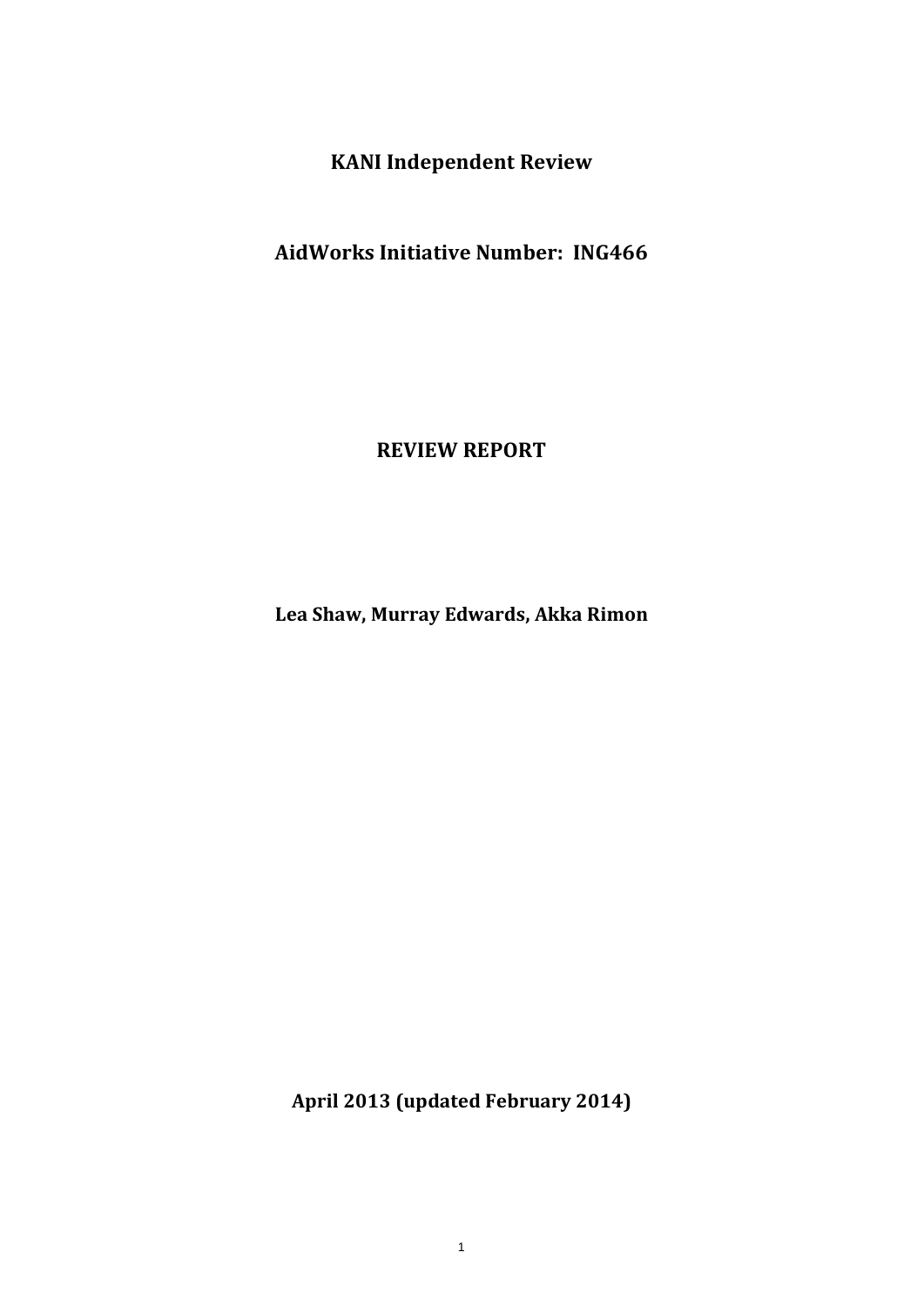# KANI Independent Review

## AidWorks Initiative Number: ING466

## REVIEW REPORT

**Lea Shaw, Murray Edwards, Akka Rimon**

**April 2013 (updated February 2014)**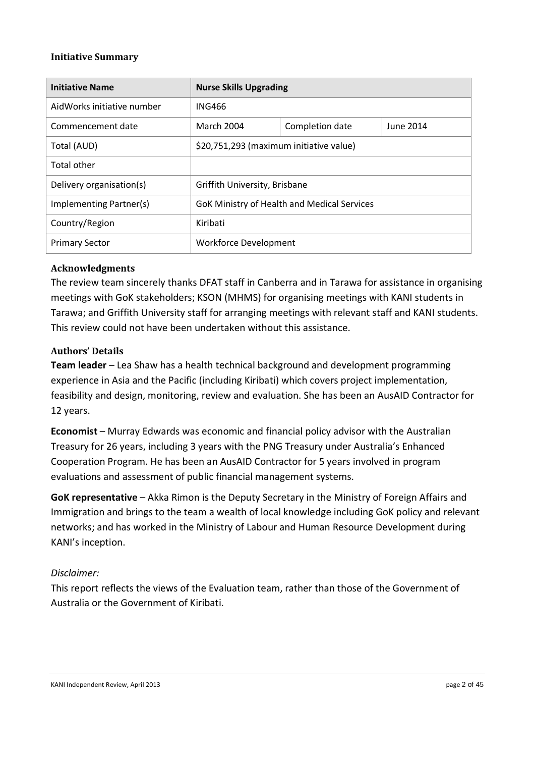### Initiative Summary

| Initiative Name | Nurse Skills Upgrading | | |
|---|---|---|---|
| AidWorks initiative number | ING466 | | |
| Commencement date | March 2004 | Completion date | June 2014 |
| Total (AUD) | $20,751,293 (maximum initiative value) | | |
| Total other | | | |
| Delivery organisation(s) | Griffith University, Brisbane | | |
| Implementing Partner(s) | GoK Ministry of Health and Medical Services | | |
| Country/Region | Kiribati | | |
| Primary Sector | Workforce Development | | |

### Acknowledgments

The review team sincerely thanks DFAT staff in Canberra and in Tarawa for assistance in organising meetings with GoK stakeholders; KSON (MHMS) for organising meetings with KANI students in Tarawa; and Griffith University staff for arranging meetings with relevant staff and KANI students. This review could not have been undertaken without this assistance.

### Authors' Details

**Team leader** – Lea Shaw has a health technical background and development programming experience in Asia and the Pacific (including Kiribati) which covers project implementation, feasibility and design, monitoring, review and evaluation. She has been an AusAID Contractor for 12 years.

**Economist** – Murray Edwards was economic and financial policy advisor with the Australian Treasury for 26 years, including 3 years with the PNG Treasury under Australia's Enhanced Cooperation Program. He has been an AusAID Contractor for 5 years involved in program evaluations and assessment of public financial management systems.

**GoK representative** – Akka Rimon is the Deputy Secretary in the Ministry of Foreign Affairs and Immigration and brings to the team a wealth of local knowledge including GoK policy and relevant networks; and has worked in the Ministry of Labour and Human Resource Development during KANI's inception.

*Disclaimer:*

This report reflects the views of the Evaluation team, rather than those of the Government of Australia or the Government of Kiribati.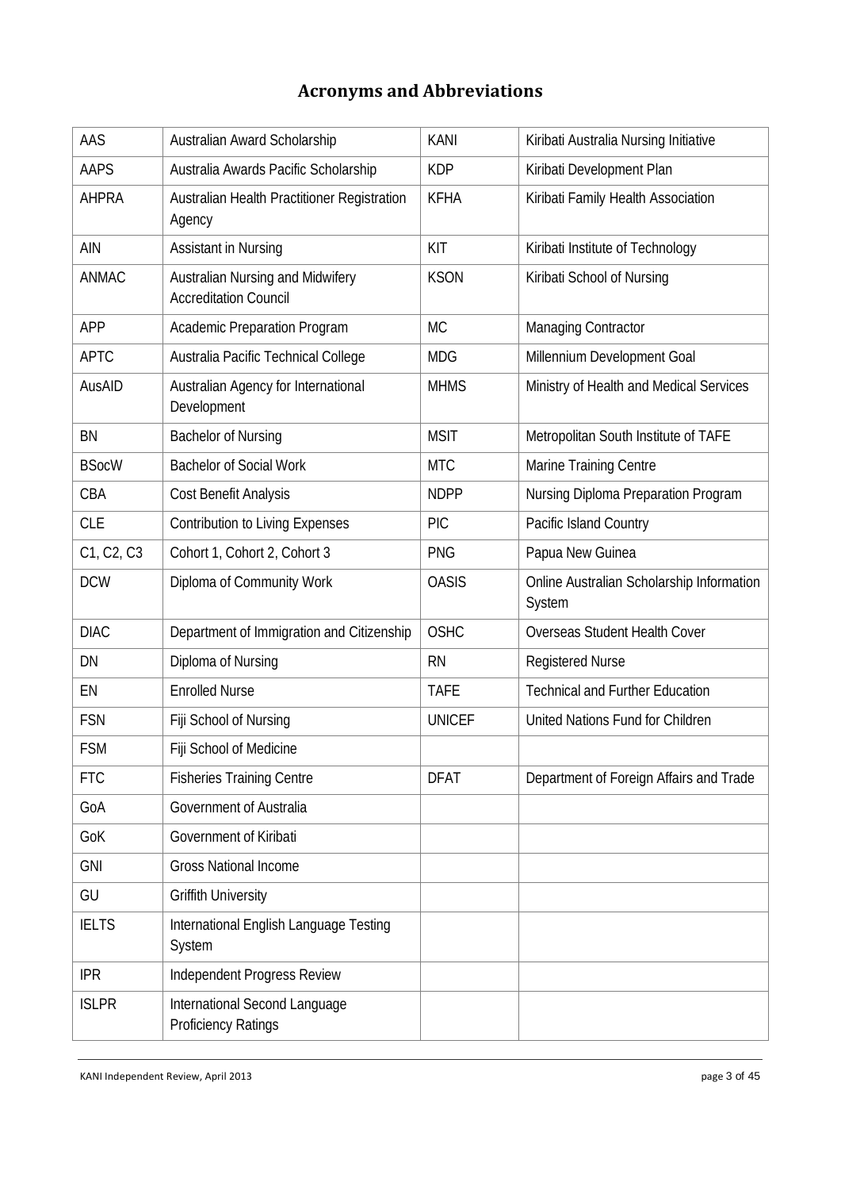# Acronyms and Abbreviations

| | | | |
|---|---|---|---|
| AAS | Australian Award Scholarship | KANI | Kiribati Australia Nursing Initiative |
| AAPS | Australia Awards Pacific Scholarship | KDP | Kiribati Development Plan |
| AHPRA | Australian Health Practitioner Registration Agency | KFHA | Kiribati Family Health Association |
| AIN | Assistant in Nursing | KIT | Kiribati Institute of Technology |
| ANMAC | Australian Nursing and Midwifery Accreditation Council | KSON | Kiribati School of Nursing |
| APP | Academic Preparation Program | MC | Managing Contractor |
| APTC | Australia Pacific Technical College | MDG | Millennium Development Goal |
| AusAID | Australian Agency for International Development | MHMS | Ministry of Health and Medical Services |
| BN | Bachelor of Nursing | MSIT | Metropolitan South Institute of TAFE |
| BSocW | Bachelor of Social Work | MTC | Marine Training Centre |
| CBA | Cost Benefit Analysis | NDPP | Nursing Diploma Preparation Program |
| CLE | Contribution to Living Expenses | PIC | Pacific Island Country |
| C1, C2, C3 | Cohort 1, Cohort 2, Cohort 3 | PNG | Papua New Guinea |
| DCW | Diploma of Community Work | OASIS | Online Australian Scholarship Information System |
| DIAC | Department of Immigration and Citizenship | OSHC | Overseas Student Health Cover |
| DN | Diploma of Nursing | RN | Registered Nurse |
| EN | Enrolled Nurse | TAFE | Technical and Further Education |
| FSN | Fiji School of Nursing | UNICEF | United Nations Fund for Children |
| FSM | Fiji School of Medicine | | |
| FTC | Fisheries Training Centre | DFAT | Department of Foreign Affairs and Trade |
| GoA | Government of Australia | | |
| GoK | Government of Kiribati | | |
| GNI | Gross National Income | | |
| GU | Griffith University | | |
| IELTS | International English Language Testing System | | |
| IPR | Independent Progress Review | | |
| ISLPR | International Second Language Proficiency Ratings | | |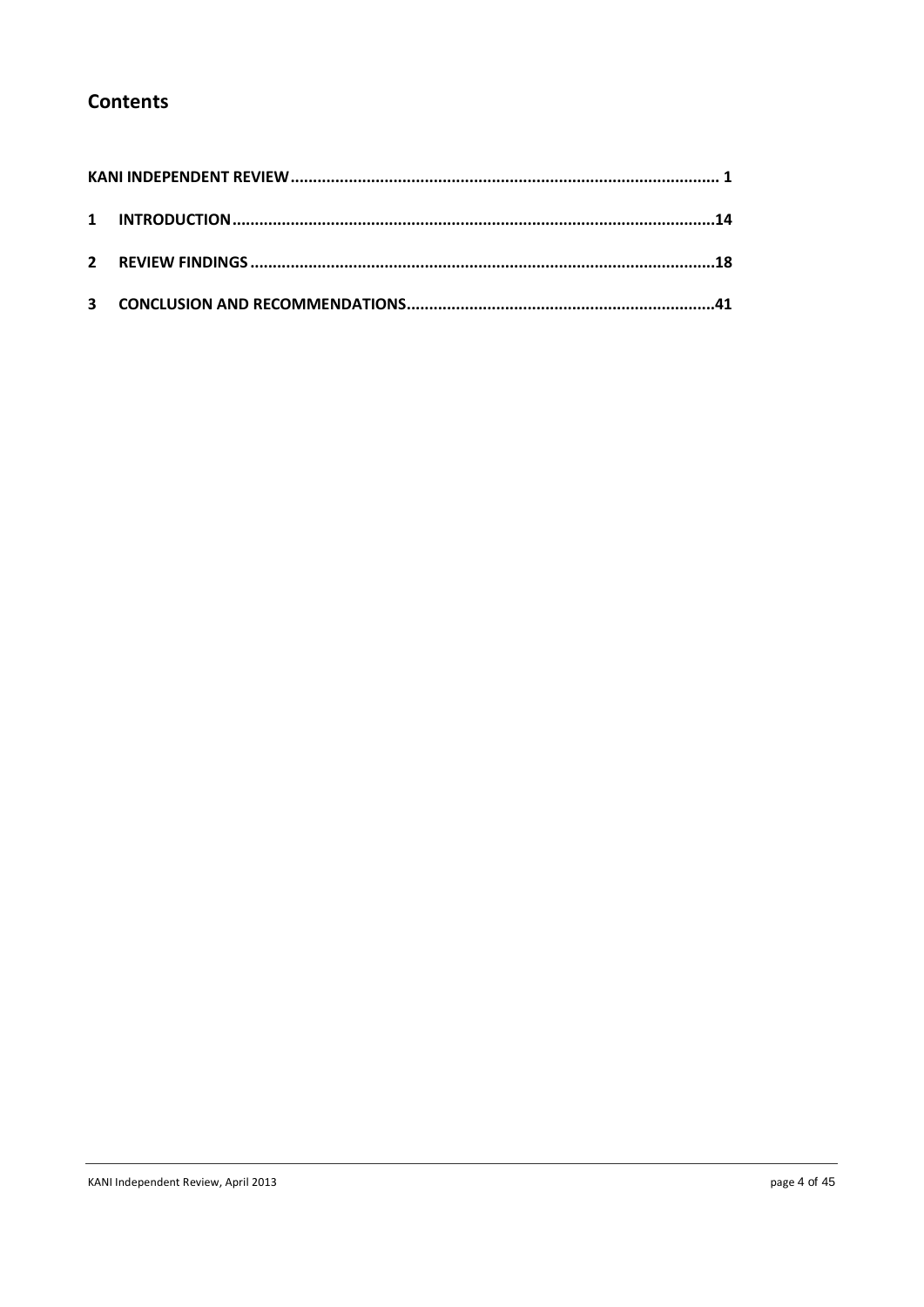## Contents

KANI INDEPENDENT REVIEW ................................................................................................ 1

1 INTRODUCTION ................................................................................................ 14

2 REVIEW FINDINGS ................................................................................................ 18

3 CONCLUSION AND RECOMMENDATIONS ................................................................ 41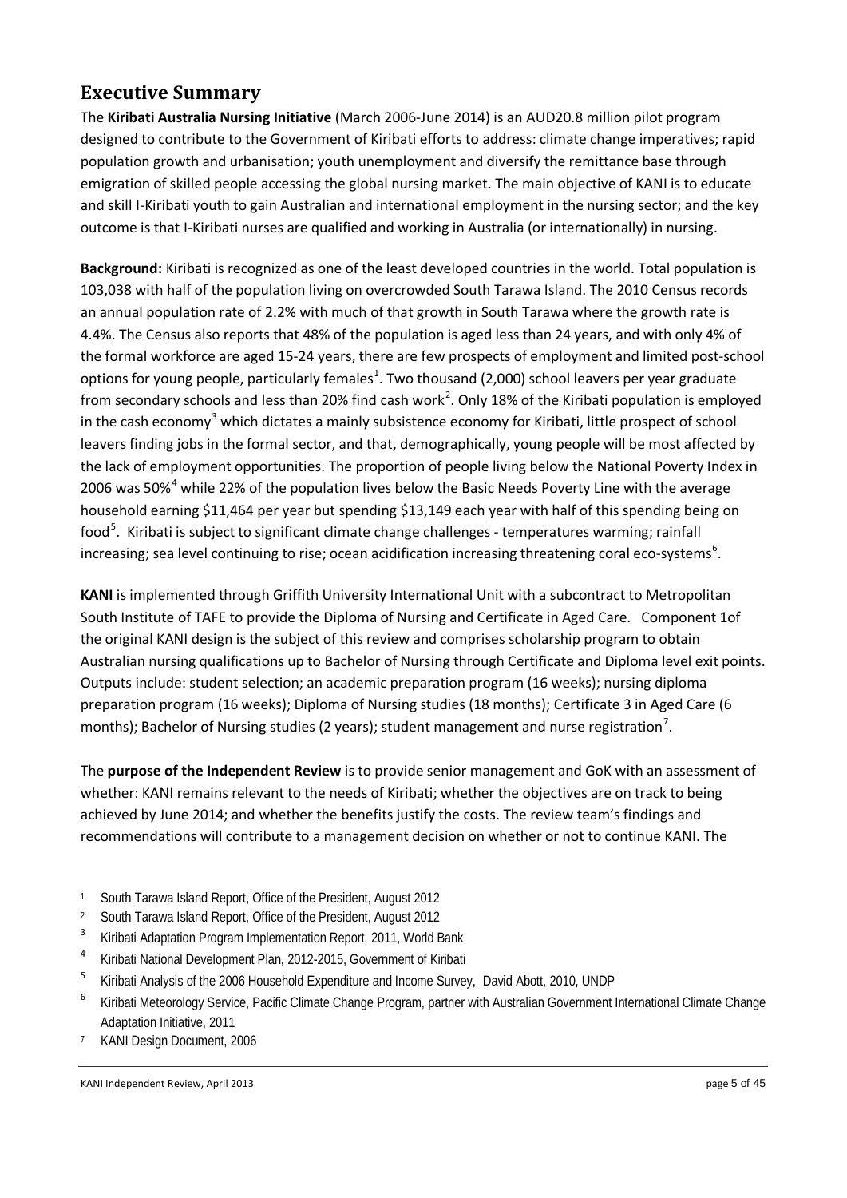## Executive Summary

The **Kiribati Australia Nursing Initiative** (March 2006-June 2014) is an AUD20.8 million pilot program designed to contribute to the Government of Kiribati efforts to address: climate change imperatives; rapid population growth and urbanisation; youth unemployment and diversify the remittance base through emigration of skilled people accessing the global nursing market. The main objective of KANI is to educate and skill I-Kiribati youth to gain Australian and international employment in the nursing sector; and the key outcome is that I-Kiribati nurses are qualified and working in Australia (or internationally) in nursing.

**Background:** Kiribati is recognized as one of the least developed countries in the world. Total population is 103,038 with half of the population living on overcrowded South Tarawa Island. The 2010 Census records an annual population rate of 2.2% with much of that growth in South Tarawa where the growth rate is 4.4%. The Census also reports that 48% of the population is aged less than 24 years, and with only 4% of the formal workforce are aged 15-24 years, there are few prospects of employment and limited post-school options for young people, particularly females[1]. Two thousand (2,000) school leavers per year graduate from secondary schools and less than 20% find cash work[2]. Only 18% of the Kiribati population is employed in the cash economy[3] which dictates a mainly subsistence economy for Kiribati, little prospect of school leavers finding jobs in the formal sector, and that, demographically, young people will be most affected by the lack of employment opportunities. The proportion of people living below the National Poverty Index in 2006 was 50%[4] while 22% of the population lives below the Basic Needs Poverty Line with the average household earning $11,464 per year but spending $13,149 each year with half of this spending being on food[5]. Kiribati is subject to significant climate change challenges - temperatures warming; rainfall increasing; sea level continuing to rise; ocean acidification increasing threatening coral eco-systems[6].

**KANI** is implemented through Griffith University International Unit with a subcontract to Metropolitan South Institute of TAFE to provide the Diploma of Nursing and Certificate in Aged Care. Component 1of the original KANI design is the subject of this review and comprises scholarship program to obtain Australian nursing qualifications up to Bachelor of Nursing through Certificate and Diploma level exit points. Outputs include: student selection; an academic preparation program (16 weeks); nursing diploma preparation program (16 weeks); Diploma of Nursing studies (18 months); Certificate 3 in Aged Care (6 months); Bachelor of Nursing studies (2 years); student management and nurse registration[7].

The **purpose of the Independent Review** is to provide senior management and GoK with an assessment of whether: KANI remains relevant to the needs of Kiribati; whether the objectives are on track to being achieved by June 2014; and whether the benefits justify the costs. The review team's findings and recommendations will contribute to a management decision on whether or not to continue KANI. The

1. South Tarawa Island Report, Office of the President, August 2012
2. South Tarawa Island Report, Office of the President, August 2012
3. Kiribati Adaptation Program Implementation Report, 2011, World Bank
4. Kiribati National Development Plan, 2012-2015, Government of Kiribati
5. Kiribati Analysis of the 2006 Household Expenditure and Income Survey, David Abott, 2010, UNDP
6. Kiribati Meteorology Service, Pacific Climate Change Program, partner with Australian Government International Climate Change Adaptation Initiative, 2011
7. KANI Design Document, 2006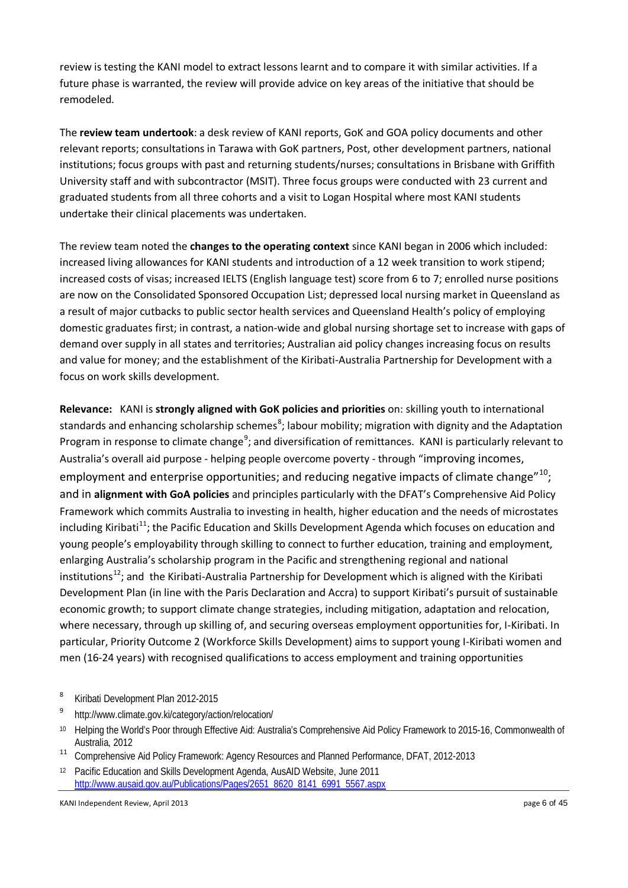review is testing the KANI model to extract lessons learnt and to compare it with similar activities. If a future phase is warranted, the review will provide advice on key areas of the initiative that should be remodeled.

The **review team undertook**: a desk review of KANI reports, GoK and GOA policy documents and other relevant reports; consultations in Tarawa with GoK partners, Post, other development partners, national institutions; focus groups with past and returning students/nurses; consultations in Brisbane with Griffith University staff and with subcontractor (MSIT). Three focus groups were conducted with 23 current and graduated students from all three cohorts and a visit to Logan Hospital where most KANI students undertake their clinical placements was undertaken.

The review team noted the **changes to the operating context** since KANI began in 2006 which included: increased living allowances for KANI students and introduction of a 12 week transition to work stipend; increased costs of visas; increased IELTS (English language test) score from 6 to 7; enrolled nurse positions are now on the Consolidated Sponsored Occupation List; depressed local nursing market in Queensland as a result of major cutbacks to public sector health services and Queensland Health's policy of employing domestic graduates first; in contrast, a nation-wide and global nursing shortage set to increase with gaps of demand over supply in all states and territories; Australian aid policy changes increasing focus on results and value for money; and the establishment of the Kiribati-Australia Partnership for Development with a focus on work skills development.

**Relevance:** KANI is **strongly aligned with GoK policies and priorities** on: skilling youth to international standards and enhancing scholarship schemes[8]; labour mobility; migration with dignity and the Adaptation Program in response to climate change[9]; and diversification of remittances. KANI is particularly relevant to Australia's overall aid purpose - helping people overcome poverty - through "improving incomes, employment and enterprise opportunities; and reducing negative impacts of climate change"[10]; and in **alignment with GoA policies** and principles particularly with the DFAT's Comprehensive Aid Policy Framework which commits Australia to investing in health, higher education and the needs of microstates including Kiribati[11]; the Pacific Education and Skills Development Agenda which focuses on education and young people's employability through skilling to connect to further education, training and employment, enlarging Australia's scholarship program in the Pacific and strengthening regional and national institutions[12]; and the Kiribati-Australia Partnership for Development which is aligned with the Kiribati Development Plan (in line with the Paris Declaration and Accra) to support Kiribati's pursuit of sustainable economic growth; to support climate change strategies, including mitigation, adaptation and relocation, where necessary, through up skilling of, and securing overseas employment opportunities for, I-Kiribati. In particular, Priority Outcome 2 (Workforce Skills Development) aims to support young I-Kiribati women and men (16-24 years) with recognised qualifications to access employment and training opportunities

[8] Kiribati Development Plan 2012-2015

[9] http://www.climate.gov.ki/category/action/relocation/

[10] Helping the World's Poor through Effective Aid: Australia's Comprehensive Aid Policy Framework to 2015-16, Commonwealth of Australia, 2012

[11] Comprehensive Aid Policy Framework: Agency Resources and Planned Performance, DFAT, 2012-2013

[12] Pacific Education and Skills Development Agenda, AusAID Website, June 2011 http://www.ausaid.gov.au/Publications/Pages/2651_8620_8141_6991_5567.aspx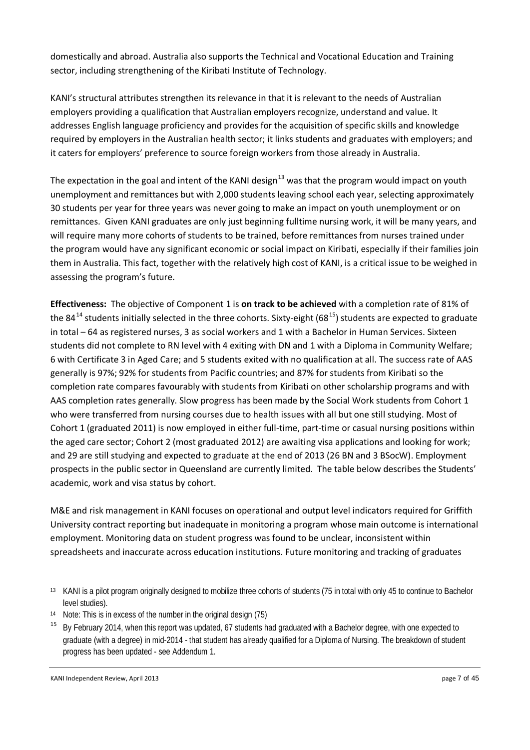domestically and abroad. Australia also supports the Technical and Vocational Education and Training sector, including strengthening of the Kiribati Institute of Technology.

KANI's structural attributes strengthen its relevance in that it is relevant to the needs of Australian employers providing a qualification that Australian employers recognize, understand and value. It addresses English language proficiency and provides for the acquisition of specific skills and knowledge required by employers in the Australian health sector; it links students and graduates with employers; and it caters for employers' preference to source foreign workers from those already in Australia.

The expectation in the goal and intent of the KANI design[13] was that the program would impact on youth unemployment and remittances but with 2,000 students leaving school each year, selecting approximately 30 students per year for three years was never going to make an impact on youth unemployment or on remittances. Given KANI graduates are only just beginning fulltime nursing work, it will be many years, and will require many more cohorts of students to be trained, before remittances from nurses trained under the program would have any significant economic or social impact on Kiribati, especially if their families join them in Australia. This fact, together with the relatively high cost of KANI, is a critical issue to be weighed in assessing the program's future.

**Effectiveness:** The objective of Component 1 is **on track to be achieved** with a completion rate of 81% of the 84[14] students initially selected in the three cohorts. Sixty-eight (68[15]) students are expected to graduate in total – 64 as registered nurses, 3 as social workers and 1 with a Bachelor in Human Services. Sixteen students did not complete to RN level with 4 exiting with DN and 1 with a Diploma in Community Welfare; 6 with Certificate 3 in Aged Care; and 5 students exited with no qualification at all. The success rate of AAS generally is 97%; 92% for students from Pacific countries; and 87% for students from Kiribati so the completion rate compares favourably with students from Kiribati on other scholarship programs and with AAS completion rates generally. Slow progress has been made by the Social Work students from Cohort 1 who were transferred from nursing courses due to health issues with all but one still studying. Most of Cohort 1 (graduated 2011) is now employed in either full-time, part-time or casual nursing positions within the aged care sector; Cohort 2 (most graduated 2012) are awaiting visa applications and looking for work; and 29 are still studying and expected to graduate at the end of 2013 (26 BN and 3 BSocW). Employment prospects in the public sector in Queensland are currently limited. The table below describes the Students' academic, work and visa status by cohort.

M&E and risk management in KANI focuses on operational and output level indicators required for Griffith University contract reporting but inadequate in monitoring a program whose main outcome is international employment. Monitoring data on student progress was found to be unclear, inconsistent within spreadsheets and inaccurate across education institutions. Future monitoring and tracking of graduates

[13] KANI is a pilot program originally designed to mobilize three cohorts of students (75 in total with only 45 to continue to Bachelor level studies).

[14] Note: This is in excess of the number in the original design (75)

[15] By February 2014, when this report was updated, 67 students had graduated with a Bachelor degree, with one expected to graduate (with a degree) in mid-2014 - that student has already qualified for a Diploma of Nursing. The breakdown of student progress has been updated - see Addendum 1.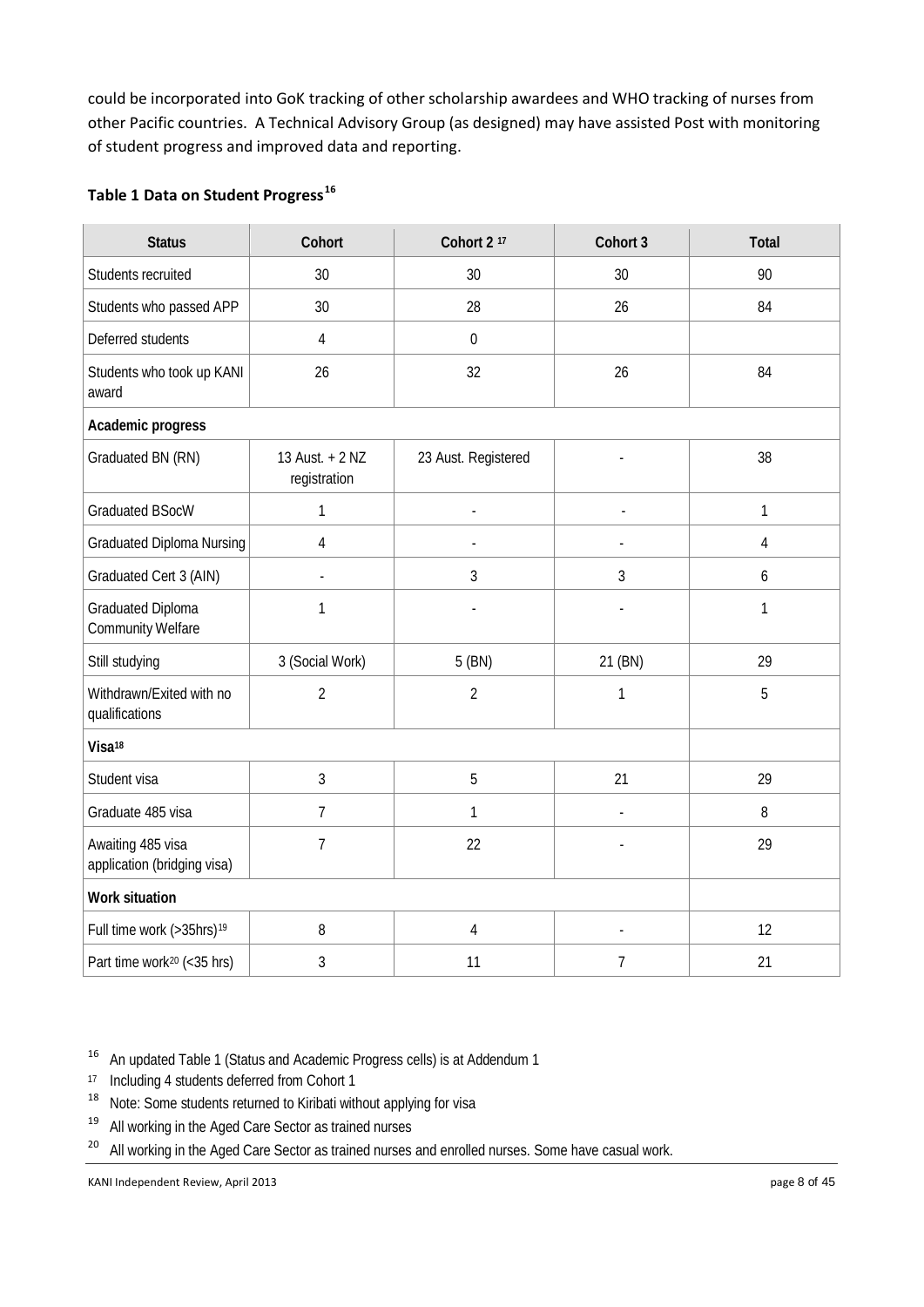could be incorporated into GoK tracking of other scholarship awardees and WHO tracking of nurses from other Pacific countries. A Technical Advisory Group (as designed) may have assisted Post with monitoring of student progress and improved data and reporting.

**Table 1 Data on Student Progress**[16]

| Status | Cohort | Cohort 2 [17] | Cohort 3 | Total |
|---|---|---|---|---|
| Students recruited | 30 | 30 | 30 | 90 |
| Students who passed APP | 30 | 28 | 26 | 84 |
| Deferred students | 4 | 0 | | |
| Students who took up KANI award | 26 | 32 | 26 | 84 |
| **Academic progress** | | | | |
| Graduated BN (RN) | 13 Aust. + 2 NZ registration | 23 Aust. Registered | - | 38 |
| Graduated BSocW | 1 | - | - | 1 |
| Graduated Diploma Nursing | 4 | - | - | 4 |
| Graduated Cert 3 (AIN) | - | 3 | 3 | 6 |
| Graduated Diploma Community Welfare | 1 | - | - | 1 |
| Still studying | 3 (Social Work) | 5 (BN) | 21 (BN) | 29 |
| Withdrawn/Exited with no qualifications | 2 | 2 | 1 | 5 |
| **Visa**[18] | | | | |
| Student visa | 3 | 5 | 21 | 29 |
| Graduate 485 visa | 7 | 1 | - | 8 |
| Awaiting 485 visa application (bridging visa) | 7 | 22 | - | 29 |
| **Work situation** | | | | |
| Full time work (>35hrs)[19] | 8 | 4 | - | 12 |
| Part time work[20] (<35 hrs) | 3 | 11 | 7 | 21 |

[16] An updated Table 1 (Status and Academic Progress cells) is at Addendum 1

[17] Including 4 students deferred from Cohort 1

[18] Note: Some students returned to Kiribati without applying for visa

[19] All working in the Aged Care Sector as trained nurses

[20] All working in the Aged Care Sector as trained nurses and enrolled nurses. Some have casual work.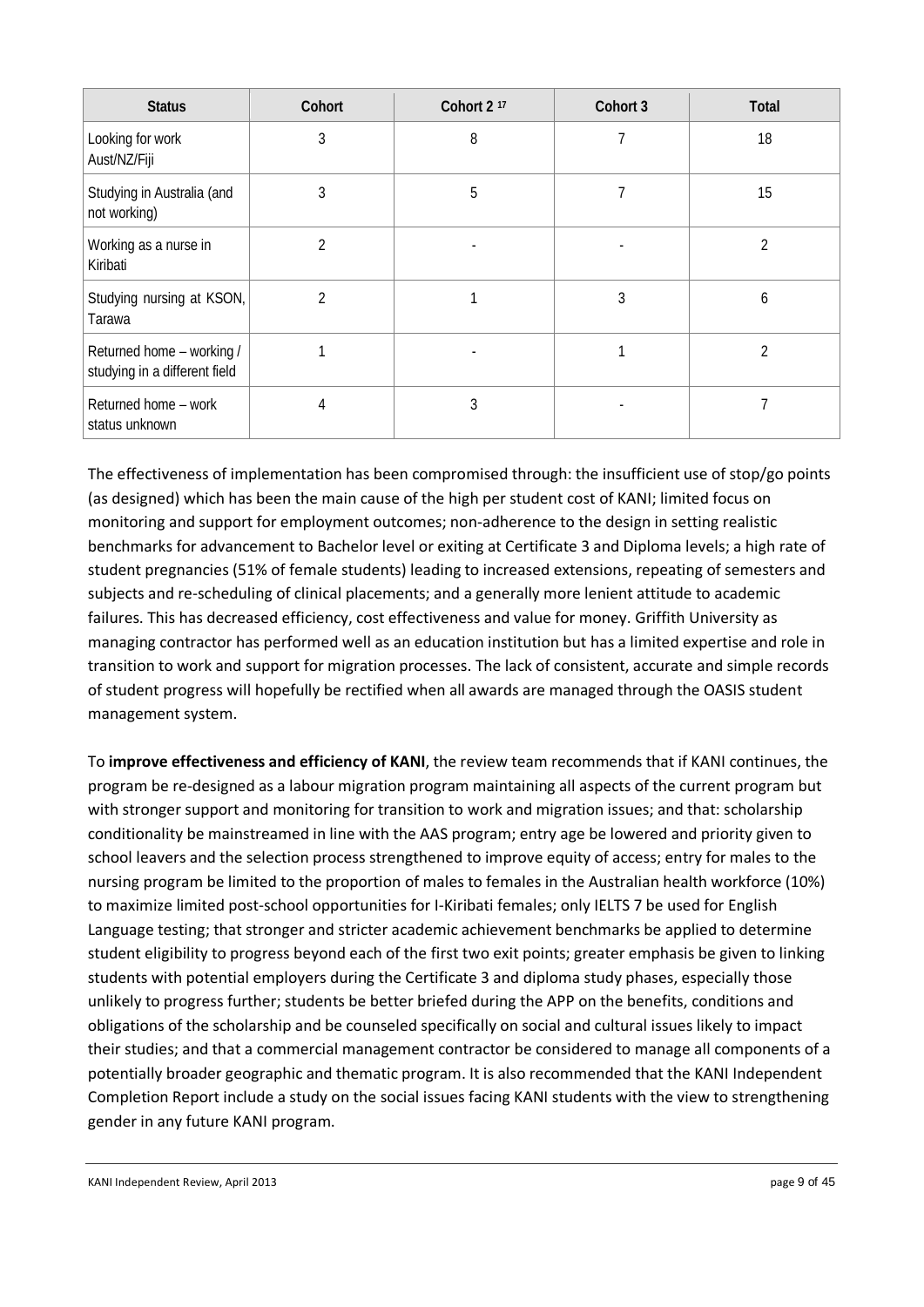| Status | Cohort | Cohort 2 [17] | Cohort 3 | Total |
|---|---|---|---|---|
| Looking for work Aust/NZ/Fiji | 3 | 8 | 7 | 18 |
| Studying in Australia (and not working) | 3 | 5 | 7 | 15 |
| Working as a nurse in Kiribati | 2 | - | - | 2 |
| Studying nursing at KSON, Tarawa | 2 | 1 | 3 | 6 |
| Returned home – working / studying in a different field | 1 | - | 1 | 2 |
| Returned home – work status unknown | 4 | 3 | - | 7 |

The effectiveness of implementation has been compromised through: the insufficient use of stop/go points (as designed) which has been the main cause of the high per student cost of KANI; limited focus on monitoring and support for employment outcomes; non-adherence to the design in setting realistic benchmarks for advancement to Bachelor level or exiting at Certificate 3 and Diploma levels; a high rate of student pregnancies (51% of female students) leading to increased extensions, repeating of semesters and subjects and re-scheduling of clinical placements; and a generally more lenient attitude to academic failures. This has decreased efficiency, cost effectiveness and value for money. Griffith University as managing contractor has performed well as an education institution but has a limited expertise and role in transition to work and support for migration processes. The lack of consistent, accurate and simple records of student progress will hopefully be rectified when all awards are managed through the OASIS student management system.

To **improve effectiveness and efficiency of KANI**, the review team recommends that if KANI continues, the program be re-designed as a labour migration program maintaining all aspects of the current program but with stronger support and monitoring for transition to work and migration issues; and that: scholarship conditionality be mainstreamed in line with the AAS program; entry age be lowered and priority given to school leavers and the selection process strengthened to improve equity of access; entry for males to the nursing program be limited to the proportion of males to females in the Australian health workforce (10%) to maximize limited post-school opportunities for I-Kiribati females; only IELTS 7 be used for English Language testing; that stronger and stricter academic achievement benchmarks be applied to determine student eligibility to progress beyond each of the first two exit points; greater emphasis be given to linking students with potential employers during the Certificate 3 and diploma study phases, especially those unlikely to progress further; students be better briefed during the APP on the benefits, conditions and obligations of the scholarship and be counseled specifically on social and cultural issues likely to impact their studies; and that a commercial management contractor be considered to manage all components of a potentially broader geographic and thematic program. It is also recommended that the KANI Independent Completion Report include a study on the social issues facing KANI students with the view to strengthening gender in any future KANI program.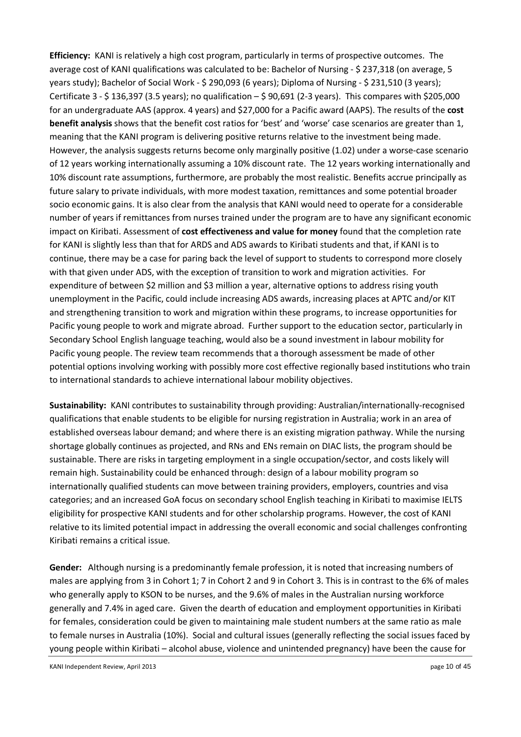**Efficiency:** KANI is relatively a high cost program, particularly in terms of prospective outcomes. The average cost of KANI qualifications was calculated to be: Bachelor of Nursing - $ 237,318 (on average, 5 years study); Bachelor of Social Work - $ 290,093 (6 years); Diploma of Nursing - $ 231,510 (3 years); Certificate 3 - $ 136,397 (3.5 years); no qualification – $ 90,691 (2-3 years). This compares with $205,000 for an undergraduate AAS (approx. 4 years) and $27,000 for a Pacific award (AAPS). The results of the **cost benefit analysis** shows that the benefit cost ratios for 'best' and 'worse' case scenarios are greater than 1, meaning that the KANI program is delivering positive returns relative to the investment being made. However, the analysis suggests returns become only marginally positive (1.02) under a worse-case scenario of 12 years working internationally assuming a 10% discount rate. The 12 years working internationally and 10% discount rate assumptions, furthermore, are probably the most realistic. Benefits accrue principally as future salary to private individuals, with more modest taxation, remittances and some potential broader socio economic gains. It is also clear from the analysis that KANI would need to operate for a considerable number of years if remittances from nurses trained under the program are to have any significant economic impact on Kiribati. Assessment of **cost effectiveness and value for money** found that the completion rate for KANI is slightly less than that for ARDS and ADS awards to Kiribati students and that, if KANI is to continue, there may be a case for paring back the level of support to students to correspond more closely with that given under ADS, with the exception of transition to work and migration activities. For expenditure of between $2 million and $3 million a year, alternative options to address rising youth unemployment in the Pacific, could include increasing ADS awards, increasing places at APTC and/or KIT and strengthening transition to work and migration within these programs, to increase opportunities for Pacific young people to work and migrate abroad. Further support to the education sector, particularly in Secondary School English language teaching, would also be a sound investment in labour mobility for Pacific young people. The review team recommends that a thorough assessment be made of other potential options involving working with possibly more cost effective regionally based institutions who train to international standards to achieve international labour mobility objectives.

**Sustainability:** KANI contributes to sustainability through providing: Australian/internationally-recognised qualifications that enable students to be eligible for nursing registration in Australia; work in an area of established overseas labour demand; and where there is an existing migration pathway. While the nursing shortage globally continues as projected, and RNs and ENs remain on DIAC lists, the program should be sustainable. There are risks in targeting employment in a single occupation/sector, and costs likely will remain high. Sustainability could be enhanced through: design of a labour mobility program so internationally qualified students can move between training providers, employers, countries and visa categories; and an increased GoA focus on secondary school English teaching in Kiribati to maximise IELTS eligibility for prospective KANI students and for other scholarship programs. However, the cost of KANI relative to its limited potential impact in addressing the overall economic and social challenges confronting Kiribati remains a critical issue.

**Gender:** Although nursing is a predominantly female profession, it is noted that increasing numbers of males are applying from 3 in Cohort 1; 7 in Cohort 2 and 9 in Cohort 3. This is in contrast to the 6% of males who generally apply to KSON to be nurses, and the 9.6% of males in the Australian nursing workforce generally and 7.4% in aged care. Given the dearth of education and employment opportunities in Kiribati for females, consideration could be given to maintaining male student numbers at the same ratio as male to female nurses in Australia (10%). Social and cultural issues (generally reflecting the social issues faced by young people within Kiribati – alcohol abuse, violence and unintended pregnancy) have been the cause for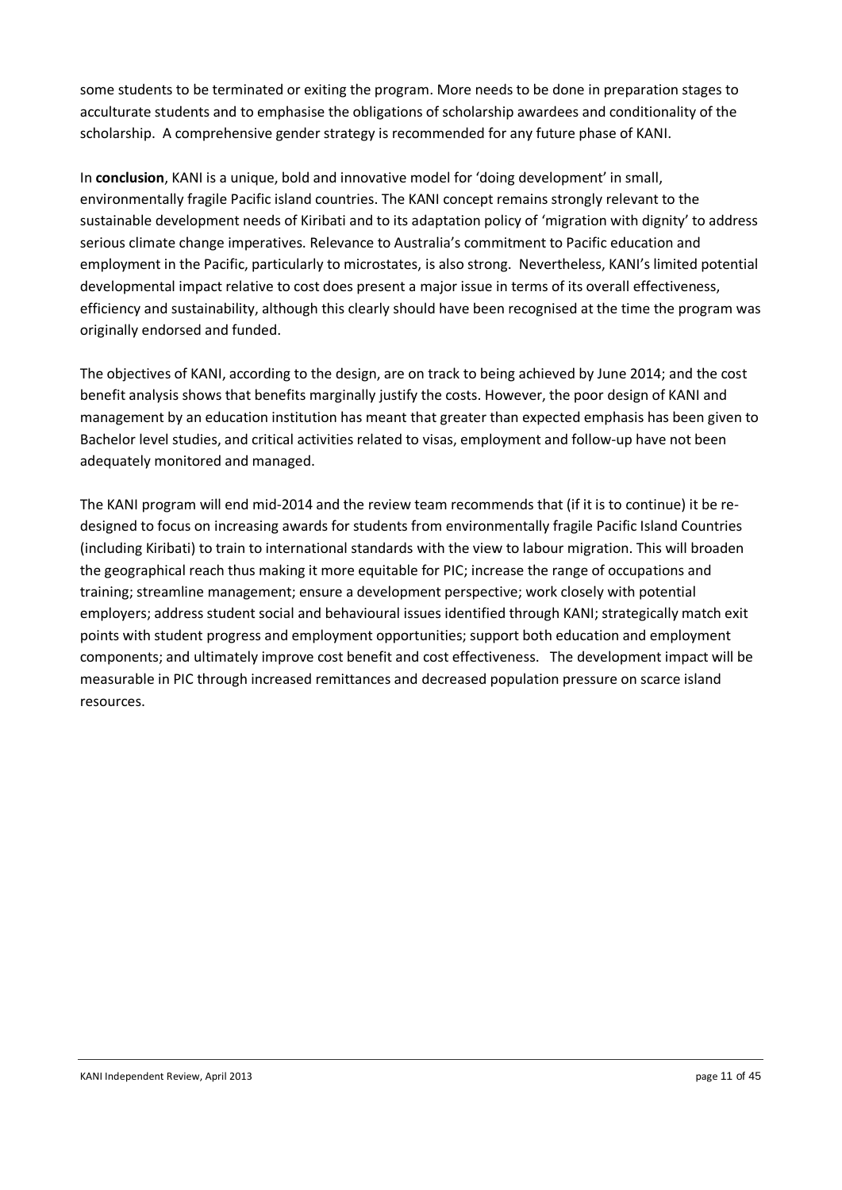some students to be terminated or exiting the program. More needs to be done in preparation stages to acculturate students and to emphasise the obligations of scholarship awardees and conditionality of the scholarship. A comprehensive gender strategy is recommended for any future phase of KANI.

In **conclusion**, KANI is a unique, bold and innovative model for 'doing development' in small, environmentally fragile Pacific island countries. The KANI concept remains strongly relevant to the sustainable development needs of Kiribati and to its adaptation policy of 'migration with dignity' to address serious climate change imperatives. Relevance to Australia's commitment to Pacific education and employment in the Pacific, particularly to microstates, is also strong. Nevertheless, KANI's limited potential developmental impact relative to cost does present a major issue in terms of its overall effectiveness, efficiency and sustainability, although this clearly should have been recognised at the time the program was originally endorsed and funded.

The objectives of KANI, according to the design, are on track to being achieved by June 2014; and the cost benefit analysis shows that benefits marginally justify the costs. However, the poor design of KANI and management by an education institution has meant that greater than expected emphasis has been given to Bachelor level studies, and critical activities related to visas, employment and follow-up have not been adequately monitored and managed.

The KANI program will end mid-2014 and the review team recommends that (if it is to continue) it be re-designed to focus on increasing awards for students from environmentally fragile Pacific Island Countries (including Kiribati) to train to international standards with the view to labour migration. This will broaden the geographical reach thus making it more equitable for PIC; increase the range of occupations and training; streamline management; ensure a development perspective; work closely with potential employers; address student social and behavioural issues identified through KANI; strategically match exit points with student progress and employment opportunities; support both education and employment components; and ultimately improve cost benefit and cost effectiveness. The development impact will be measurable in PIC through increased remittances and decreased population pressure on scarce island resources.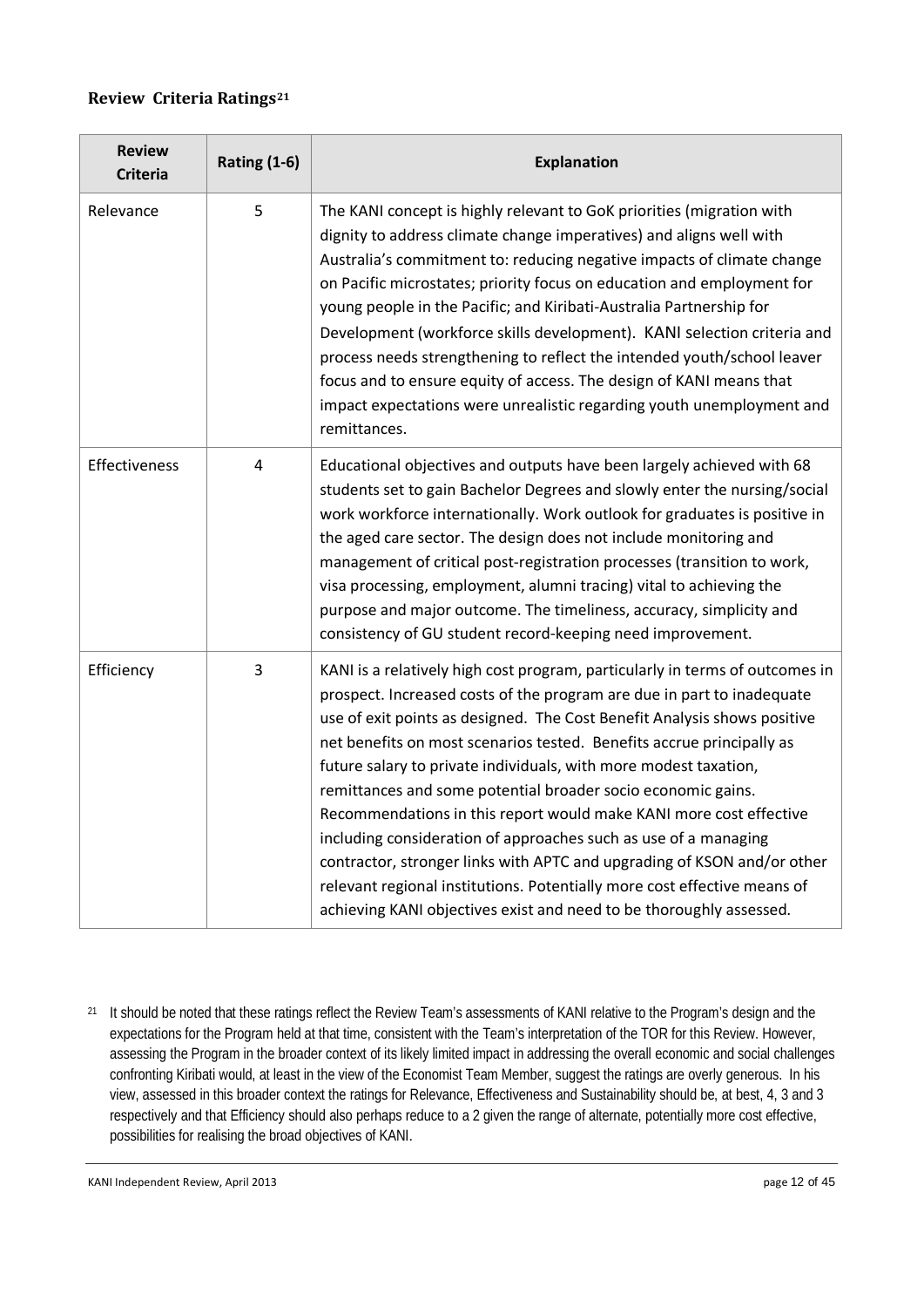### Review Criteria Ratings[21]

| Review Criteria | Rating (1-6) | Explanation |
|---|---|---|
| Relevance | 5 | The KANI concept is highly relevant to GoK priorities (migration with dignity to address climate change imperatives) and aligns well with Australia's commitment to: reducing negative impacts of climate change on Pacific microstates; priority focus on education and employment for young people in the Pacific; and Kiribati-Australia Partnership for Development (workforce skills development). KANI selection criteria and process needs strengthening to reflect the intended youth/school leaver focus and to ensure equity of access. The design of KANI means that impact expectations were unrealistic regarding youth unemployment and remittances. |
| Effectiveness | 4 | Educational objectives and outputs have been largely achieved with 68 students set to gain Bachelor Degrees and slowly enter the nursing/social work workforce internationally. Work outlook for graduates is positive in the aged care sector. The design does not include monitoring and management of critical post-registration processes (transition to work, visa processing, employment, alumni tracing) vital to achieving the purpose and major outcome. The timeliness, accuracy, simplicity and consistency of GU student record-keeping need improvement. |
| Efficiency | 3 | KANI is a relatively high cost program, particularly in terms of outcomes in prospect. Increased costs of the program are due in part to inadequate use of exit points as designed. The Cost Benefit Analysis shows positive net benefits on most scenarios tested. Benefits accrue principally as future salary to private individuals, with more modest taxation, remittances and some potential broader socio economic gains. Recommendations in this report would make KANI more cost effective including consideration of approaches such as use of a managing contractor, stronger links with APTC and upgrading of KSON and/or other relevant regional institutions. Potentially more cost effective means of achieving KANI objectives exist and need to be thoroughly assessed. |

[21] It should be noted that these ratings reflect the Review Team's assessments of KANI relative to the Program's design and the expectations for the Program held at that time, consistent with the Team's interpretation of the TOR for this Review. However, assessing the Program in the broader context of its likely limited impact in addressing the overall economic and social challenges confronting Kiribati would, at least in the view of the Economist Team Member, suggest the ratings are overly generous. In his view, assessed in this broader context the ratings for Relevance, Effectiveness and Sustainability should be, at best, 4, 3 and 3 respectively and that Efficiency should also perhaps reduce to a 2 given the range of alternate, potentially more cost effective, possibilities for realising the broad objectives of KANI.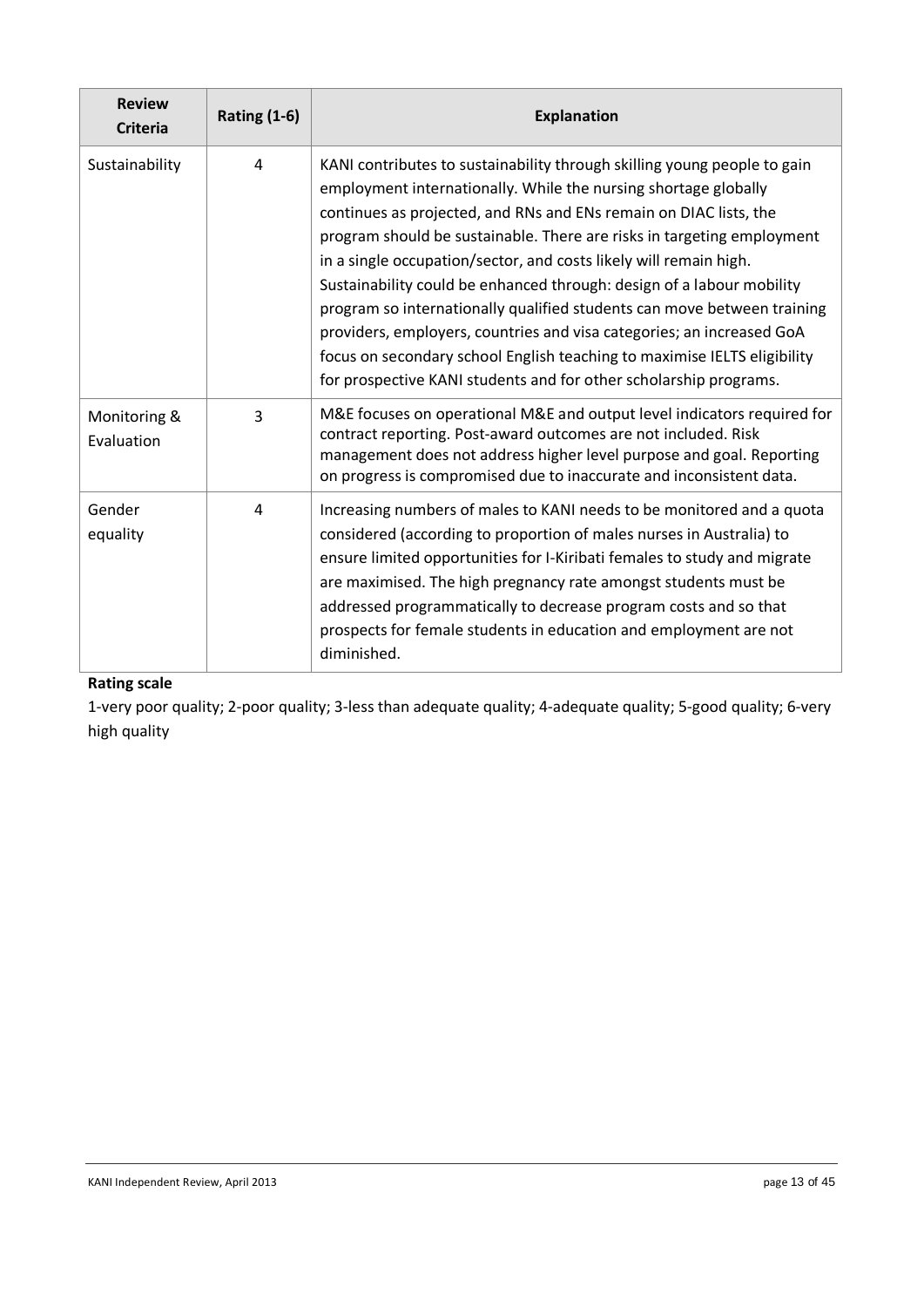| Review Criteria | Rating (1-6) | Explanation |
|---|---|---|
| Sustainability | 4 | KANI contributes to sustainability through skilling young people to gain employment internationally. While the nursing shortage globally continues as projected, and RNs and ENs remain on DIAC lists, the program should be sustainable. There are risks in targeting employment in a single occupation/sector, and costs likely will remain high. Sustainability could be enhanced through: design of a labour mobility program so internationally qualified students can move between training providers, employers, countries and visa categories; an increased GoA focus on secondary school English teaching to maximise IELTS eligibility for prospective KANI students and for other scholarship programs. |
| Monitoring & Evaluation | 3 | M&E focuses on operational M&E and output level indicators required for contract reporting. Post-award outcomes are not included. Risk management does not address higher level purpose and goal. Reporting on progress is compromised due to inaccurate and inconsistent data. |
| Gender equality | 4 | Increasing numbers of males to KANI needs to be monitored and a quota considered (according to proportion of males nurses in Australia) to ensure limited opportunities for I-Kiribati females to study and migrate are maximised. The high pregnancy rate amongst students must be addressed programmatically to decrease program costs and so that prospects for female students in education and employment are not diminished. |

**Rating scale**

1-very poor quality; 2-poor quality; 3-less than adequate quality; 4-adequate quality; 5-good quality; 6-very high quality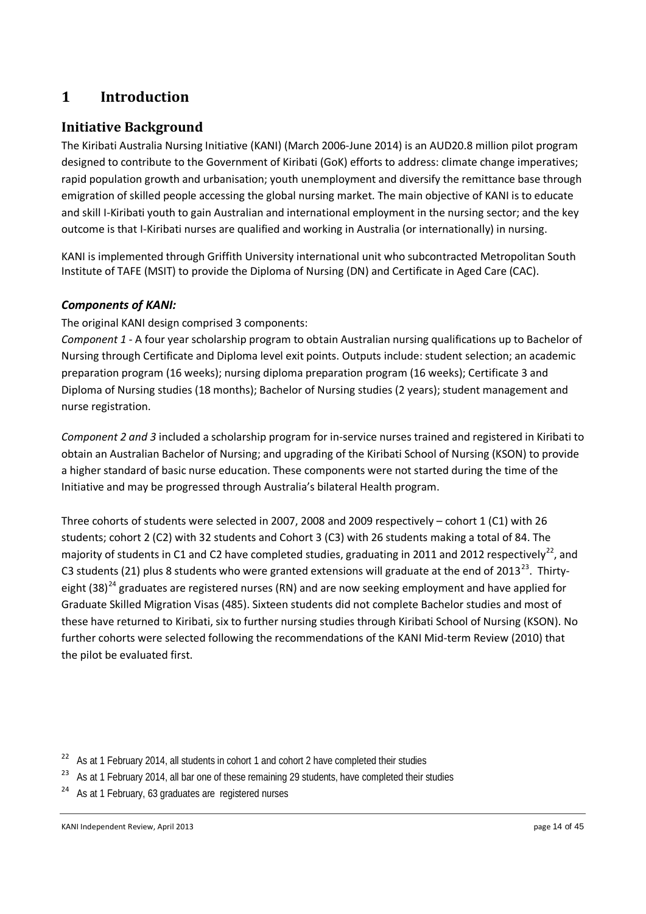# 1 Introduction

## Initiative Background

The Kiribati Australia Nursing Initiative (KANI) (March 2006-June 2014) is an AUD20.8 million pilot program designed to contribute to the Government of Kiribati (GoK) efforts to address: climate change imperatives; rapid population growth and urbanisation; youth unemployment and diversify the remittance base through emigration of skilled people accessing the global nursing market. The main objective of KANI is to educate and skill I-Kiribati youth to gain Australian and international employment in the nursing sector; and the key outcome is that I-Kiribati nurses are qualified and working in Australia (or internationally) in nursing.

KANI is implemented through Griffith University international unit who subcontracted Metropolitan South Institute of TAFE (MSIT) to provide the Diploma of Nursing (DN) and Certificate in Aged Care (CAC).

### *Components of KANI:*

The original KANI design comprised 3 components:

*Component 1* - A four year scholarship program to obtain Australian nursing qualifications up to Bachelor of Nursing through Certificate and Diploma level exit points. Outputs include: student selection; an academic preparation program (16 weeks); nursing diploma preparation program (16 weeks); Certificate 3 and Diploma of Nursing studies (18 months); Bachelor of Nursing studies (2 years); student management and nurse registration.

*Component 2 and 3* included a scholarship program for in-service nurses trained and registered in Kiribati to obtain an Australian Bachelor of Nursing; and upgrading of the Kiribati School of Nursing (KSON) to provide a higher standard of basic nurse education. These components were not started during the time of the Initiative and may be progressed through Australia's bilateral Health program.

Three cohorts of students were selected in 2007, 2008 and 2009 respectively – cohort 1 (C1) with 26 students; cohort 2 (C2) with 32 students and Cohort 3 (C3) with 26 students making a total of 84. The majority of students in C1 and C2 have completed studies, graduating in 2011 and 2012 respectively[22], and C3 students (21) plus 8 students who were granted extensions will graduate at the end of 2013[23]. Thirty-eight (38)[24] graduates are registered nurses (RN) and are now seeking employment and have applied for Graduate Skilled Migration Visas (485). Sixteen students did not complete Bachelor studies and most of these have returned to Kiribati, six to further nursing studies through Kiribati School of Nursing (KSON). No further cohorts were selected following the recommendations of the KANI Mid-term Review (2010) that the pilot be evaluated first.

---

[22] As at 1 February 2014, all students in cohort 1 and cohort 2 have completed their studies

[23] As at 1 February 2014, all bar one of these remaining 29 students, have completed their studies

[24] As at 1 February, 63 graduates are registered nurses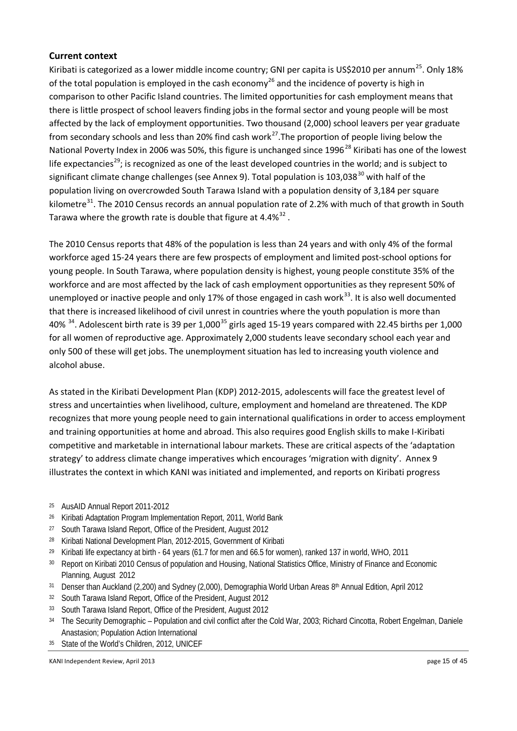## Current context

Kiribati is categorized as a lower middle income country; GNI per capita is US$2010 per annum[25]. Only 18% of the total population is employed in the cash economy[26] and the incidence of poverty is high in comparison to other Pacific Island countries. The limited opportunities for cash employment means that there is little prospect of school leavers finding jobs in the formal sector and young people will be most affected by the lack of employment opportunities. Two thousand (2,000) school leavers per year graduate from secondary schools and less than 20% find cash work[27].The proportion of people living below the National Poverty Index in 2006 was 50%, this figure is unchanged since 1996[28] Kiribati has one of the lowest life expectancies[29]; is recognized as one of the least developed countries in the world; and is subject to significant climate change challenges (see Annex 9). Total population is 103,038[30] with half of the population living on overcrowded South Tarawa Island with a population density of 3,184 per square kilometre[31]. The 2010 Census records an annual population rate of 2.2% with much of that growth in South Tarawa where the growth rate is double that figure at 4.4%[32] .

The 2010 Census reports that 48% of the population is less than 24 years and with only 4% of the formal workforce aged 15-24 years there are few prospects of employment and limited post-school options for young people. In South Tarawa, where population density is highest, young people constitute 35% of the workforce and are most affected by the lack of cash employment opportunities as they represent 50% of unemployed or inactive people and only 17% of those engaged in cash work[33]. It is also well documented that there is increased likelihood of civil unrest in countries where the youth population is more than 40% [34]. Adolescent birth rate is 39 per 1,000[35] girls aged 15-19 years compared with 22.45 births per 1,000 for all women of reproductive age. Approximately 2,000 students leave secondary school each year and only 500 of these will get jobs. The unemployment situation has led to increasing youth violence and alcohol abuse.

As stated in the Kiribati Development Plan (KDP) 2012-2015, adolescents will face the greatest level of stress and uncertainties when livelihood, culture, employment and homeland are threatened. The KDP recognizes that more young people need to gain international qualifications in order to access employment and training opportunities at home and abroad. This also requires good English skills to make I-Kiribati competitive and marketable in international labour markets. These are critical aspects of the 'adaptation strategy' to address climate change imperatives which encourages 'migration with dignity'. Annex 9 illustrates the context in which KANI was initiated and implemented, and reports on Kiribati progress

---

[25] AusAID Annual Report 2011-2012

[26] Kiribati Adaptation Program Implementation Report, 2011, World Bank

[27] South Tarawa Island Report, Office of the President, August 2012

[28] Kiribati National Development Plan, 2012-2015, Government of Kiribati

[29] Kiribati life expectancy at birth - 64 years (61.7 for men and 66.5 for women), ranked 137 in world, WHO, 2011

[30] Report on Kiribati 2010 Census of population and Housing, National Statistics Office, Ministry of Finance and Economic Planning, August 2012

[31] Denser than Auckland (2,200) and Sydney (2,000), Demographia World Urban Areas 8th Annual Edition, April 2012

[32] South Tarawa Island Report, Office of the President, August 2012

[33] South Tarawa Island Report, Office of the President, August 2012

[34] The Security Demographic – Population and civil conflict after the Cold War, 2003; Richard Cincotta, Robert Engelman, Daniele Anastasion; Population Action International

[35] State of the World's Children, 2012, UNICEF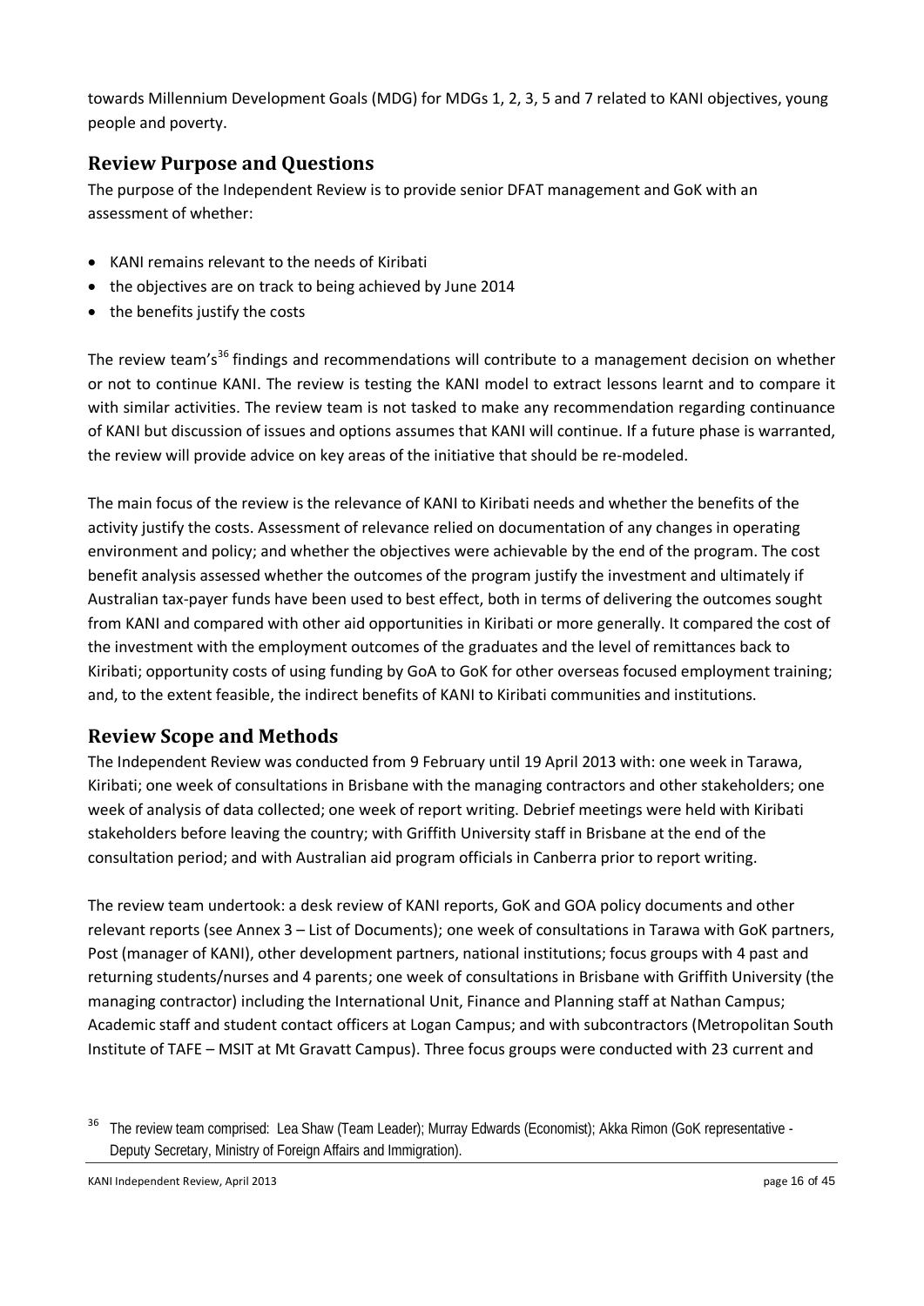towards Millennium Development Goals (MDG) for MDGs 1, 2, 3, 5 and 7 related to KANI objectives, young people and poverty.

## Review Purpose and Questions

The purpose of the Independent Review is to provide senior DFAT management and GoK with an assessment of whether:

- KANI remains relevant to the needs of Kiribati
- the objectives are on track to being achieved by June 2014
- the benefits justify the costs

The review team's[36] findings and recommendations will contribute to a management decision on whether or not to continue KANI. The review is testing the KANI model to extract lessons learnt and to compare it with similar activities. The review team is not tasked to make any recommendation regarding continuance of KANI but discussion of issues and options assumes that KANI will continue. If a future phase is warranted, the review will provide advice on key areas of the initiative that should be re-modeled.

The main focus of the review is the relevance of KANI to Kiribati needs and whether the benefits of the activity justify the costs. Assessment of relevance relied on documentation of any changes in operating environment and policy; and whether the objectives were achievable by the end of the program. The cost benefit analysis assessed whether the outcomes of the program justify the investment and ultimately if Australian tax-payer funds have been used to best effect, both in terms of delivering the outcomes sought from KANI and compared with other aid opportunities in Kiribati or more generally. It compared the cost of the investment with the employment outcomes of the graduates and the level of remittances back to Kiribati; opportunity costs of using funding by GoA to GoK for other overseas focused employment training; and, to the extent feasible, the indirect benefits of KANI to Kiribati communities and institutions.

## Review Scope and Methods

The Independent Review was conducted from 9 February until 19 April 2013 with: one week in Tarawa, Kiribati; one week of consultations in Brisbane with the managing contractors and other stakeholders; one week of analysis of data collected; one week of report writing. Debrief meetings were held with Kiribati stakeholders before leaving the country; with Griffith University staff in Brisbane at the end of the consultation period; and with Australian aid program officials in Canberra prior to report writing.

The review team undertook: a desk review of KANI reports, GoK and GOA policy documents and other relevant reports (see Annex 3 – List of Documents); one week of consultations in Tarawa with GoK partners, Post (manager of KANI), other development partners, national institutions; focus groups with 4 past and returning students/nurses and 4 parents; one week of consultations in Brisbane with Griffith University (the managing contractor) including the International Unit, Finance and Planning staff at Nathan Campus; Academic staff and student contact officers at Logan Campus; and with subcontractors (Metropolitan South Institute of TAFE – MSIT at Mt Gravatt Campus). Three focus groups were conducted with 23 current and

[36] The review team comprised: Lea Shaw (Team Leader); Murray Edwards (Economist); Akka Rimon (GoK representative - Deputy Secretary, Ministry of Foreign Affairs and Immigration).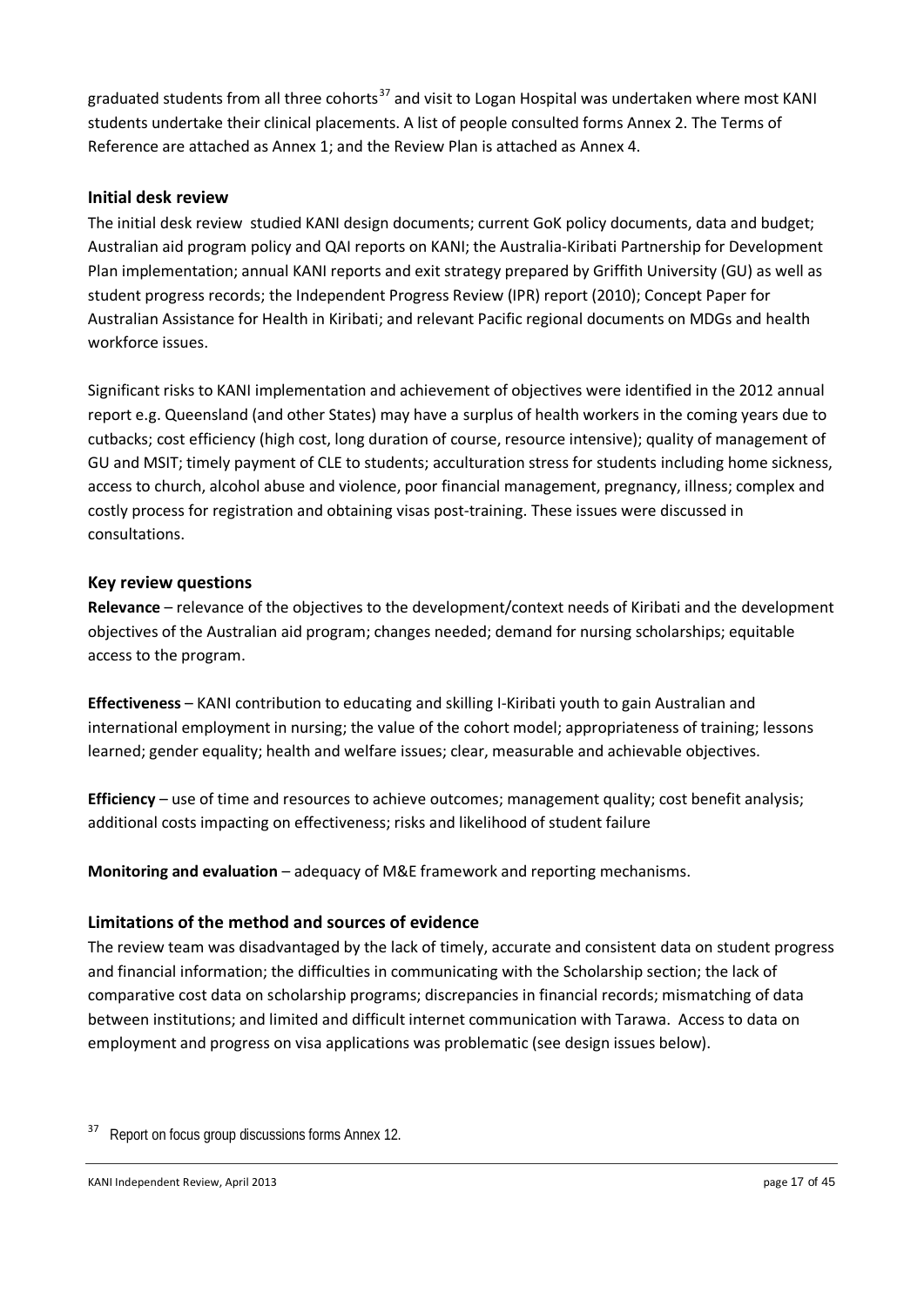graduated students from all three cohorts[37] and visit to Logan Hospital was undertaken where most KANI students undertake their clinical placements. A list of people consulted forms Annex 2. The Terms of Reference are attached as Annex 1; and the Review Plan is attached as Annex 4.

### Initial desk review

The initial desk review studied KANI design documents; current GoK policy documents, data and budget; Australian aid program policy and QAI reports on KANI; the Australia-Kiribati Partnership for Development Plan implementation; annual KANI reports and exit strategy prepared by Griffith University (GU) as well as student progress records; the Independent Progress Review (IPR) report (2010); Concept Paper for Australian Assistance for Health in Kiribati; and relevant Pacific regional documents on MDGs and health workforce issues.

Significant risks to KANI implementation and achievement of objectives were identified in the 2012 annual report e.g. Queensland (and other States) may have a surplus of health workers in the coming years due to cutbacks; cost efficiency (high cost, long duration of course, resource intensive); quality of management of GU and MSIT; timely payment of CLE to students; acculturation stress for students including home sickness, access to church, alcohol abuse and violence, poor financial management, pregnancy, illness; complex and costly process for registration and obtaining visas post-training. These issues were discussed in consultations.

### Key review questions

**Relevance** – relevance of the objectives to the development/context needs of Kiribati and the development objectives of the Australian aid program; changes needed; demand for nursing scholarships; equitable access to the program.

**Effectiveness** – KANI contribution to educating and skilling I-Kiribati youth to gain Australian and international employment in nursing; the value of the cohort model; appropriateness of training; lessons learned; gender equality; health and welfare issues; clear, measurable and achievable objectives.

**Efficiency** – use of time and resources to achieve outcomes; management quality; cost benefit analysis; additional costs impacting on effectiveness; risks and likelihood of student failure

**Monitoring and evaluation** – adequacy of M&E framework and reporting mechanisms.

### Limitations of the method and sources of evidence

The review team was disadvantaged by the lack of timely, accurate and consistent data on student progress and financial information; the difficulties in communicating with the Scholarship section; the lack of comparative cost data on scholarship programs; discrepancies in financial records; mismatching of data between institutions; and limited and difficult internet communication with Tarawa. Access to data on employment and progress on visa applications was problematic (see design issues below).

[37] Report on focus group discussions forms Annex 12.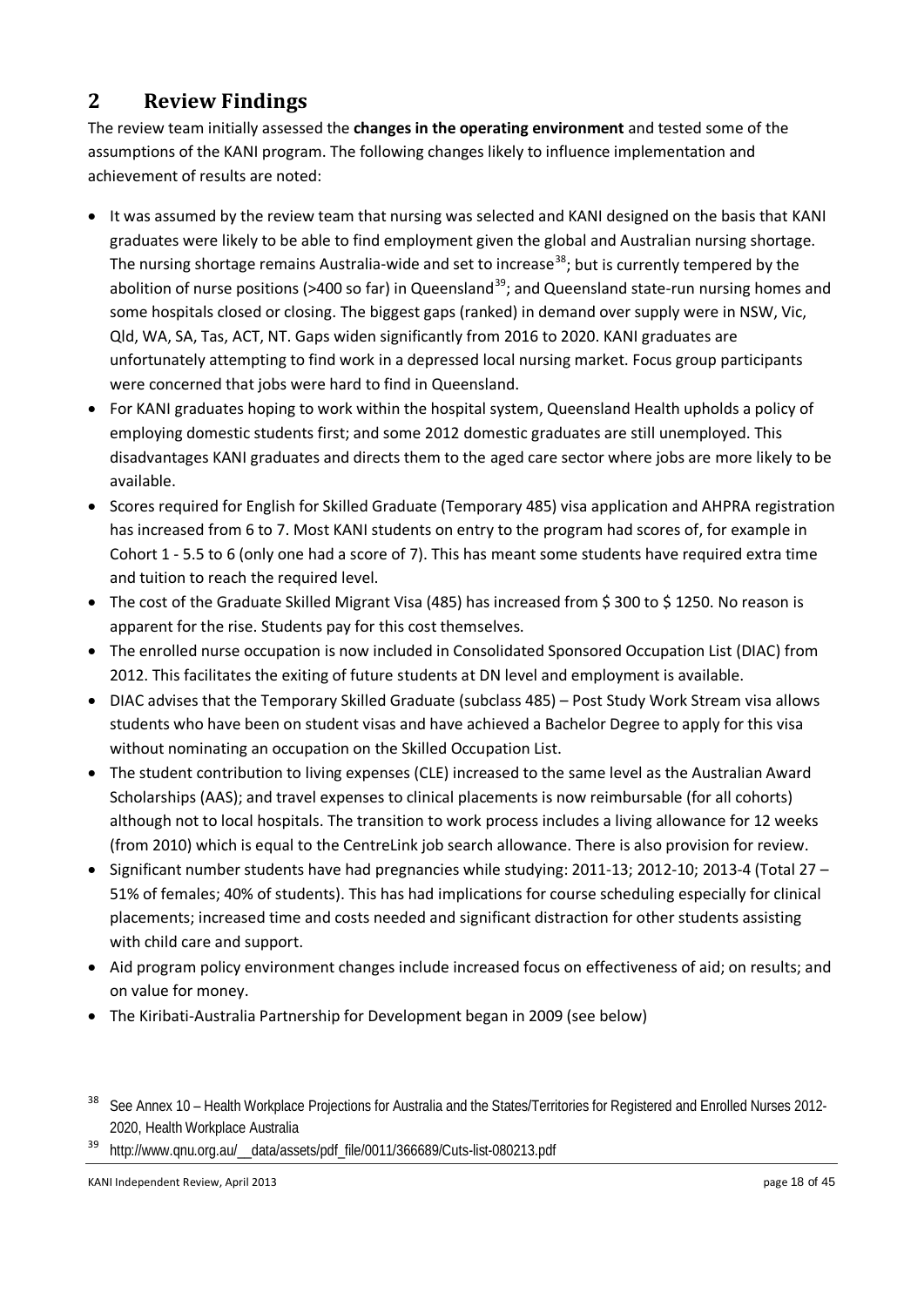## 2 Review Findings

The review team initially assessed the **changes in the operating environment** and tested some of the assumptions of the KANI program. The following changes likely to influence implementation and achievement of results are noted:

- It was assumed by the review team that nursing was selected and KANI designed on the basis that KANI graduates were likely to be able to find employment given the global and Australian nursing shortage. The nursing shortage remains Australia-wide and set to increase[38]; but is currently tempered by the abolition of nurse positions (>400 so far) in Queensland[39]; and Queensland state-run nursing homes and some hospitals closed or closing. The biggest gaps (ranked) in demand over supply were in NSW, Vic, Qld, WA, SA, Tas, ACT, NT. Gaps widen significantly from 2016 to 2020. KANI graduates are unfortunately attempting to find work in a depressed local nursing market. Focus group participants were concerned that jobs were hard to find in Queensland.
- For KANI graduates hoping to work within the hospital system, Queensland Health upholds a policy of employing domestic students first; and some 2012 domestic graduates are still unemployed. This disadvantages KANI graduates and directs them to the aged care sector where jobs are more likely to be available.
- Scores required for English for Skilled Graduate (Temporary 485) visa application and AHPRA registration has increased from 6 to 7. Most KANI students on entry to the program had scores of, for example in Cohort 1 - 5.5 to 6 (only one had a score of 7). This has meant some students have required extra time and tuition to reach the required level.
- The cost of the Graduate Skilled Migrant Visa (485) has increased from $ 300 to $ 1250. No reason is apparent for the rise. Students pay for this cost themselves.
- The enrolled nurse occupation is now included in Consolidated Sponsored Occupation List (DIAC) from 2012. This facilitates the exiting of future students at DN level and employment is available.
- DIAC advises that the Temporary Skilled Graduate (subclass 485) – Post Study Work Stream visa allows students who have been on student visas and have achieved a Bachelor Degree to apply for this visa without nominating an occupation on the Skilled Occupation List.
- The student contribution to living expenses (CLE) increased to the same level as the Australian Award Scholarships (AAS); and travel expenses to clinical placements is now reimbursable (for all cohorts) although not to local hospitals. The transition to work process includes a living allowance for 12 weeks (from 2010) which is equal to the CentreLink job search allowance. There is also provision for review.
- Significant number students have had pregnancies while studying: 2011-13; 2012-10; 2013-4 (Total 27 – 51% of females; 40% of students). This has had implications for course scheduling especially for clinical placements; increased time and costs needed and significant distraction for other students assisting with child care and support.
- Aid program policy environment changes include increased focus on effectiveness of aid; on results; and on value for money.
- The Kiribati-Australia Partnership for Development began in 2009 (see below)

---

[38] See Annex 10 – Health Workplace Projections for Australia and the States/Territories for Registered and Enrolled Nurses 2012-2020, Health Workplace Australia

[39] http://www.qnu.org.au/__data/assets/pdf_file/0011/366689/Cuts-list-080213.pdf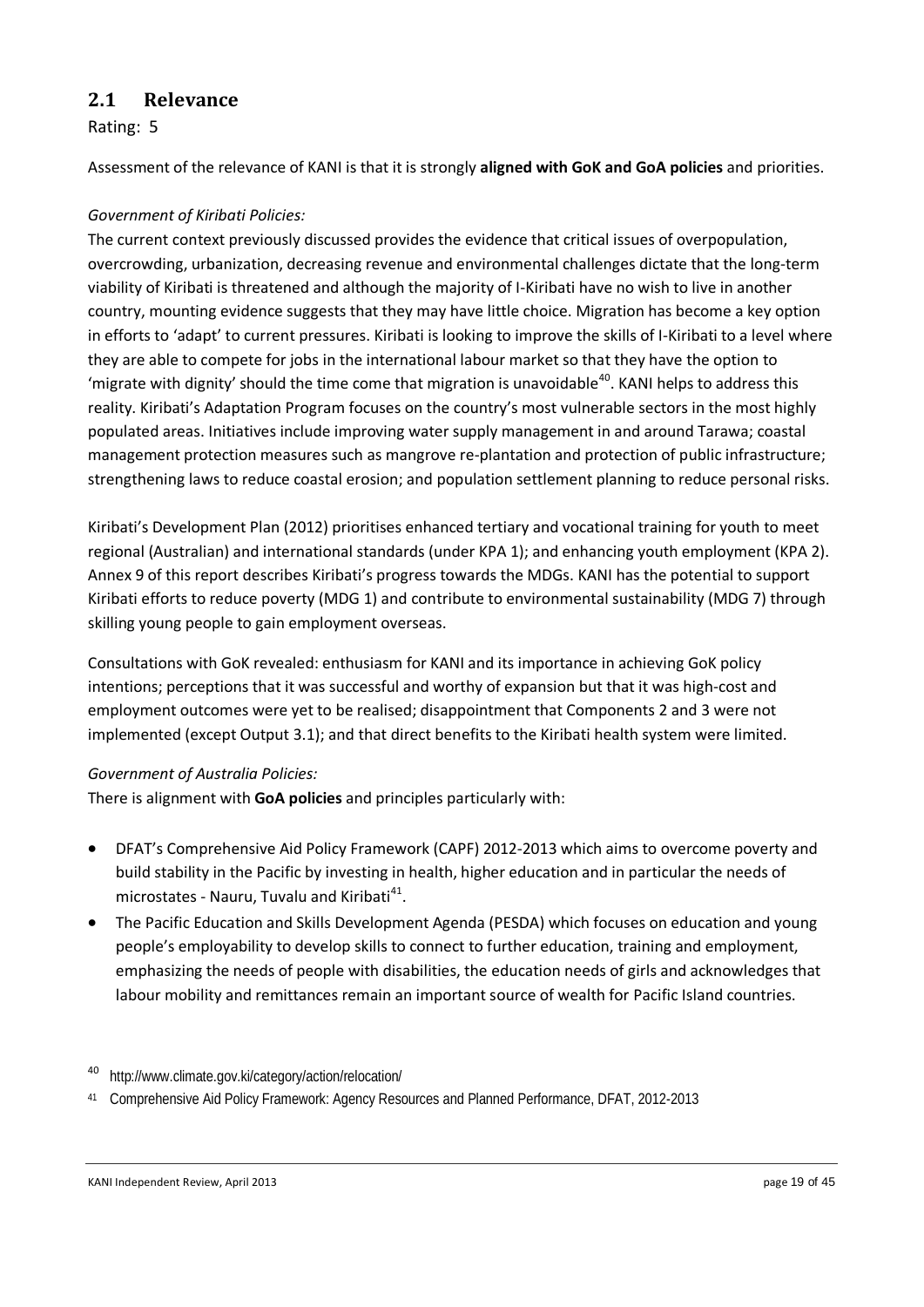## 2.1 Relevance

Rating: 5

Assessment of the relevance of KANI is that it is strongly **aligned with GoK and GoA policies** and priorities.

*Government of Kiribati Policies:*

The current context previously discussed provides the evidence that critical issues of overpopulation, overcrowding, urbanization, decreasing revenue and environmental challenges dictate that the long-term viability of Kiribati is threatened and although the majority of I-Kiribati have no wish to live in another country, mounting evidence suggests that they may have little choice. Migration has become a key option in efforts to 'adapt' to current pressures. Kiribati is looking to improve the skills of I-Kiribati to a level where they are able to compete for jobs in the international labour market so that they have the option to 'migrate with dignity' should the time come that migration is unavoidable[40]. KANI helps to address this reality. Kiribati's Adaptation Program focuses on the country's most vulnerable sectors in the most highly populated areas. Initiatives include improving water supply management in and around Tarawa; coastal management protection measures such as mangrove re-plantation and protection of public infrastructure; strengthening laws to reduce coastal erosion; and population settlement planning to reduce personal risks.

Kiribati's Development Plan (2012) prioritises enhanced tertiary and vocational training for youth to meet regional (Australian) and international standards (under KPA 1); and enhancing youth employment (KPA 2). Annex 9 of this report describes Kiribati's progress towards the MDGs. KANI has the potential to support Kiribati efforts to reduce poverty (MDG 1) and contribute to environmental sustainability (MDG 7) through skilling young people to gain employment overseas.

Consultations with GoK revealed: enthusiasm for KANI and its importance in achieving GoK policy intentions; perceptions that it was successful and worthy of expansion but that it was high-cost and employment outcomes were yet to be realised; disappointment that Components 2 and 3 were not implemented (except Output 3.1); and that direct benefits to the Kiribati health system were limited.

*Government of Australia Policies:*

There is alignment with **GoA policies** and principles particularly with:

- DFAT's Comprehensive Aid Policy Framework (CAPF) 2012-2013 which aims to overcome poverty and build stability in the Pacific by investing in health, higher education and in particular the needs of microstates - Nauru, Tuvalu and Kiribati[41].
- The Pacific Education and Skills Development Agenda (PESDA) which focuses on education and young people's employability to develop skills to connect to further education, training and employment, emphasizing the needs of people with disabilities, the education needs of girls and acknowledges that labour mobility and remittances remain an important source of wealth for Pacific Island countries.

[40] http://www.climate.gov.ki/category/action/relocation/

[41] Comprehensive Aid Policy Framework: Agency Resources and Planned Performance, DFAT, 2012-2013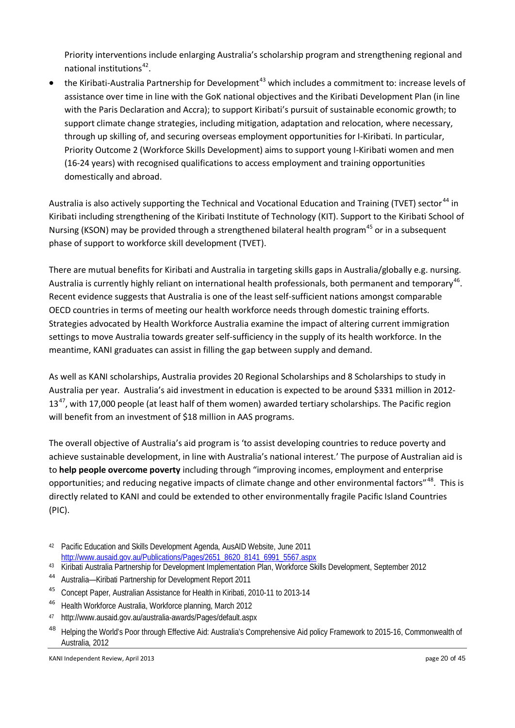Priority interventions include enlarging Australia's scholarship program and strengthening regional and national institutions[42].

- the Kiribati-Australia Partnership for Development[43] which includes a commitment to: increase levels of assistance over time in line with the GoK national objectives and the Kiribati Development Plan (in line with the Paris Declaration and Accra); to support Kiribati's pursuit of sustainable economic growth; to support climate change strategies, including mitigation, adaptation and relocation, where necessary, through up skilling of, and securing overseas employment opportunities for I-Kiribati. In particular, Priority Outcome 2 (Workforce Skills Development) aims to support young I-Kiribati women and men (16-24 years) with recognised qualifications to access employment and training opportunities domestically and abroad.

Australia is also actively supporting the Technical and Vocational Education and Training (TVET) sector[44] in Kiribati including strengthening of the Kiribati Institute of Technology (KIT). Support to the Kiribati School of Nursing (KSON) may be provided through a strengthened bilateral health program[45] or in a subsequent phase of support to workforce skill development (TVET).

There are mutual benefits for Kiribati and Australia in targeting skills gaps in Australia/globally e.g. nursing. Australia is currently highly reliant on international health professionals, both permanent and temporary[46]. Recent evidence suggests that Australia is one of the least self-sufficient nations amongst comparable OECD countries in terms of meeting our health workforce needs through domestic training efforts. Strategies advocated by Health Workforce Australia examine the impact of altering current immigration settings to move Australia towards greater self-sufficiency in the supply of its health workforce. In the meantime, KANI graduates can assist in filling the gap between supply and demand.

As well as KANI scholarships, Australia provides 20 Regional Scholarships and 8 Scholarships to study in Australia per year. Australia's aid investment in education is expected to be around $331 million in 2012-13[47], with 17,000 people (at least half of them women) awarded tertiary scholarships. The Pacific region will benefit from an investment of $18 million in AAS programs.

The overall objective of Australia's aid program is 'to assist developing countries to reduce poverty and achieve sustainable development, in line with Australia's national interest.' The purpose of Australian aid is to **help people overcome poverty** including through "improving incomes, employment and enterprise opportunities; and reducing negative impacts of climate change and other environmental factors"[48]. This is directly related to KANI and could be extended to other environmentally fragile Pacific Island Countries (PIC).

---

[42] Pacific Education and Skills Development Agenda, AusAID Website, June 2011 http://www.ausaid.gov.au/Publications/Pages/2651_8620_8141_6991_5567.aspx

[43] Kiribati Australia Partnership for Development Implementation Plan, Workforce Skills Development, September 2012

[44] Australia—Kiribati Partnership for Development Report 2011

[45] Concept Paper, Australian Assistance for Health in Kiribati, 2010-11 to 2013-14

[46] Health Workforce Australia, Workforce planning, March 2012

[47] http://www.ausaid.gov.au/australia-awards/Pages/default.aspx

[48] Helping the World's Poor through Effective Aid: Australia's Comprehensive Aid policy Framework to 2015-16, Commonwealth of Australia, 2012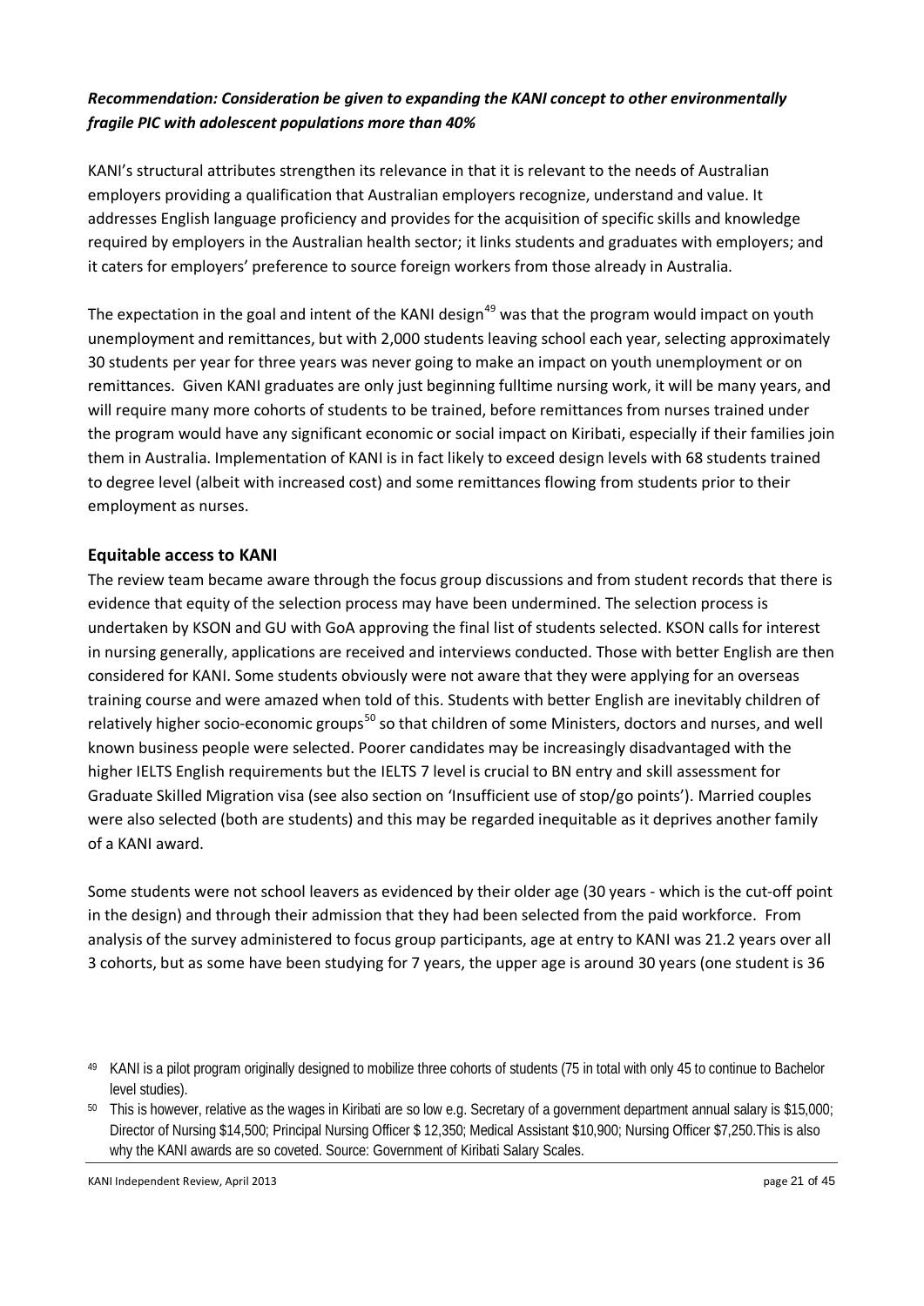***Recommendation: Consideration be given to expanding the KANI concept to other environmentally fragile PIC with adolescent populations more than 40%***

KANI's structural attributes strengthen its relevance in that it is relevant to the needs of Australian employers providing a qualification that Australian employers recognize, understand and value. It addresses English language proficiency and provides for the acquisition of specific skills and knowledge required by employers in the Australian health sector; it links students and graduates with employers; and it caters for employers' preference to source foreign workers from those already in Australia.

The expectation in the goal and intent of the KANI design[49] was that the program would impact on youth unemployment and remittances, but with 2,000 students leaving school each year, selecting approximately 30 students per year for three years was never going to make an impact on youth unemployment or on remittances. Given KANI graduates are only just beginning fulltime nursing work, it will be many years, and will require many more cohorts of students to be trained, before remittances from nurses trained under the program would have any significant economic or social impact on Kiribati, especially if their families join them in Australia. Implementation of KANI is in fact likely to exceed design levels with 68 students trained to degree level (albeit with increased cost) and some remittances flowing from students prior to their employment as nurses.

## Equitable access to KANI

The review team became aware through the focus group discussions and from student records that there is evidence that equity of the selection process may have been undermined. The selection process is undertaken by KSON and GU with GoA approving the final list of students selected. KSON calls for interest in nursing generally, applications are received and interviews conducted. Those with better English are then considered for KANI. Some students obviously were not aware that they were applying for an overseas training course and were amazed when told of this. Students with better English are inevitably children of relatively higher socio-economic groups[50] so that children of some Ministers, doctors and nurses, and well known business people were selected. Poorer candidates may be increasingly disadvantaged with the higher IELTS English requirements but the IELTS 7 level is crucial to BN entry and skill assessment for Graduate Skilled Migration visa (see also section on 'Insufficient use of stop/go points'). Married couples were also selected (both are students) and this may be regarded inequitable as it deprives another family of a KANI award.

Some students were not school leavers as evidenced by their older age (30 years - which is the cut-off point in the design) and through their admission that they had been selected from the paid workforce. From analysis of the survey administered to focus group participants, age at entry to KANI was 21.2 years over all 3 cohorts, but as some have been studying for 7 years, the upper age is around 30 years (one student is 36

---

[49] KANI is a pilot program originally designed to mobilize three cohorts of students (75 in total with only 45 to continue to Bachelor level studies).

[50] This is however, relative as the wages in Kiribati are so low e.g. Secretary of a government department annual salary is $15,000; Director of Nursing $14,500; Principal Nursing Officer $ 12,350; Medical Assistant $10,900; Nursing Officer $7,250.This is also why the KANI awards are so coveted. Source: Government of Kiribati Salary Scales.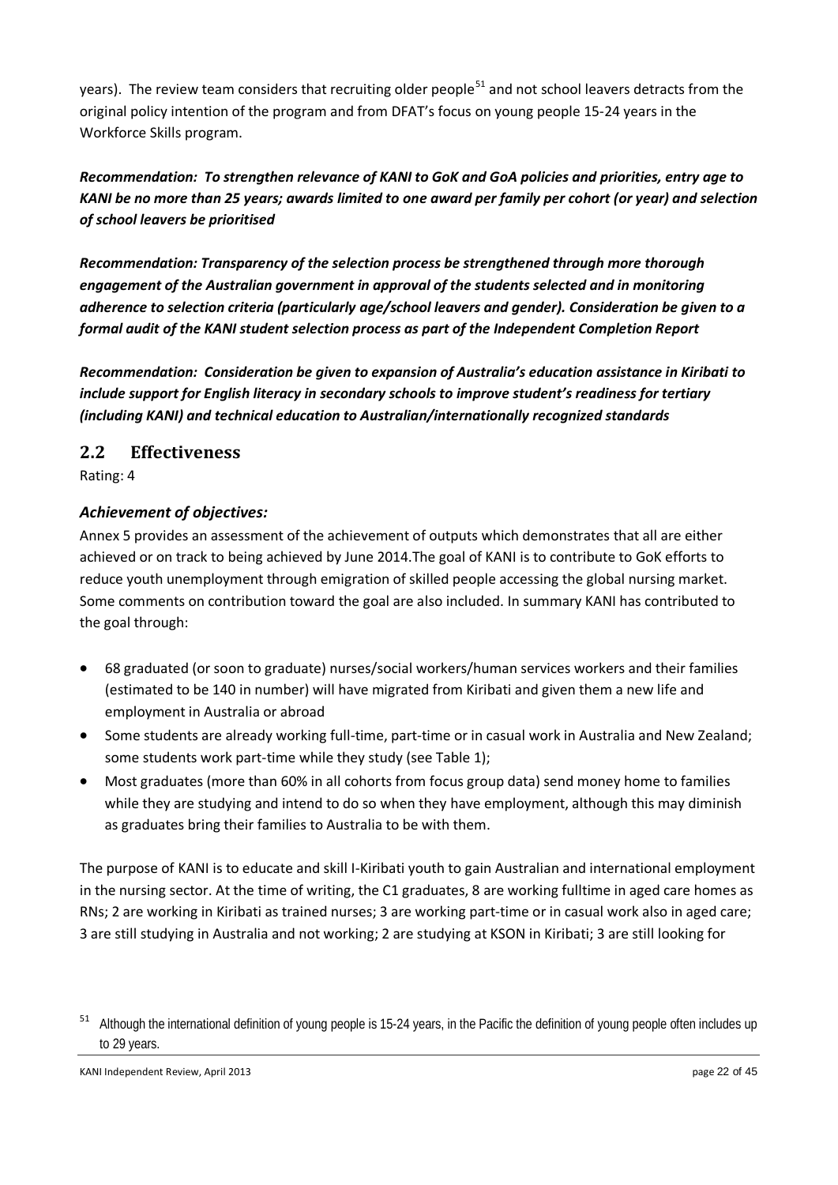years). The review team considers that recruiting older people[51] and not school leavers detracts from the original policy intention of the program and from DFAT's focus on young people 15-24 years in the Workforce Skills program.

***Recommendation: To strengthen relevance of KANI to GoK and GoA policies and priorities, entry age to KANI be no more than 25 years; awards limited to one award per family per cohort (or year) and selection of school leavers be prioritised***

***Recommendation: Transparency of the selection process be strengthened through more thorough engagement of the Australian government in approval of the students selected and in monitoring adherence to selection criteria (particularly age/school leavers and gender). Consideration be given to a formal audit of the KANI student selection process as part of the Independent Completion Report***

***Recommendation: Consideration be given to expansion of Australia's education assistance in Kiribati to include support for English literacy in secondary schools to improve student's readiness for tertiary (including KANI) and technical education to Australian/internationally recognized standards***

## 2.2 Effectiveness

Rating: 4

### *Achievement of objectives:*

Annex 5 provides an assessment of the achievement of outputs which demonstrates that all are either achieved or on track to being achieved by June 2014.The goal of KANI is to contribute to GoK efforts to reduce youth unemployment through emigration of skilled people accessing the global nursing market. Some comments on contribution toward the goal are also included. In summary KANI has contributed to the goal through:

- 68 graduated (or soon to graduate) nurses/social workers/human services workers and their families (estimated to be 140 in number) will have migrated from Kiribati and given them a new life and employment in Australia or abroad
- Some students are already working full-time, part-time or in casual work in Australia and New Zealand; some students work part-time while they study (see Table 1);
- Most graduates (more than 60% in all cohorts from focus group data) send money home to families while they are studying and intend to do so when they have employment, although this may diminish as graduates bring their families to Australia to be with them.

The purpose of KANI is to educate and skill I-Kiribati youth to gain Australian and international employment in the nursing sector. At the time of writing, the C1 graduates, 8 are working fulltime in aged care homes as RNs; 2 are working in Kiribati as trained nurses; 3 are working part-time or in casual work also in aged care; 3 are still studying in Australia and not working; 2 are studying at KSON in Kiribati; 3 are still looking for

[51] Although the international definition of young people is 15-24 years, in the Pacific the definition of young people often includes up to 29 years.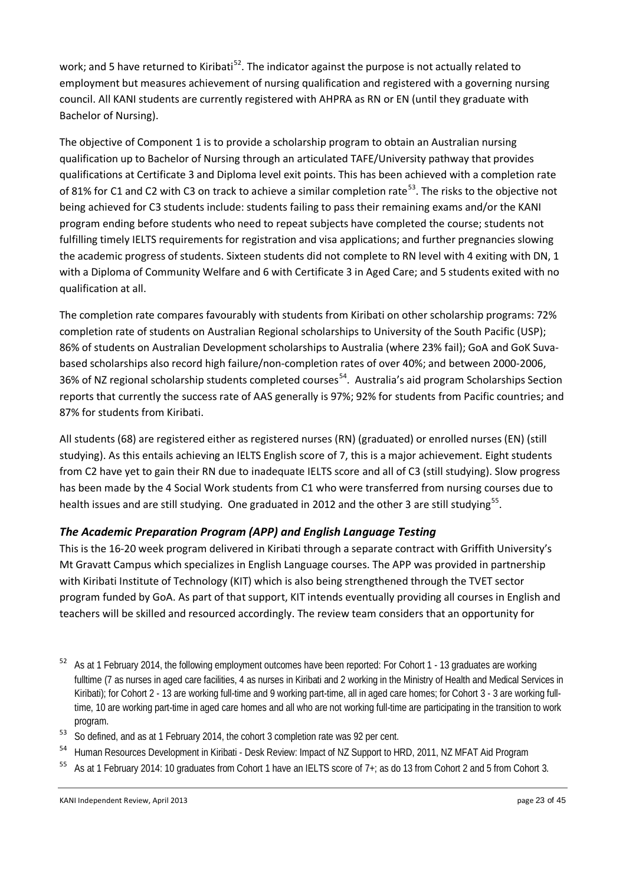work; and 5 have returned to Kiribati[52]. The indicator against the purpose is not actually related to employment but measures achievement of nursing qualification and registered with a governing nursing council. All KANI students are currently registered with AHPRA as RN or EN (until they graduate with Bachelor of Nursing).

The objective of Component 1 is to provide a scholarship program to obtain an Australian nursing qualification up to Bachelor of Nursing through an articulated TAFE/University pathway that provides qualifications at Certificate 3 and Diploma level exit points. This has been achieved with a completion rate of 81% for C1 and C2 with C3 on track to achieve a similar completion rate[53]. The risks to the objective not being achieved for C3 students include: students failing to pass their remaining exams and/or the KANI program ending before students who need to repeat subjects have completed the course; students not fulfilling timely IELTS requirements for registration and visa applications; and further pregnancies slowing the academic progress of students. Sixteen students did not complete to RN level with 4 exiting with DN, 1 with a Diploma of Community Welfare and 6 with Certificate 3 in Aged Care; and 5 students exited with no qualification at all.

The completion rate compares favourably with students from Kiribati on other scholarship programs: 72% completion rate of students on Australian Regional scholarships to University of the South Pacific (USP); 86% of students on Australian Development scholarships to Australia (where 23% fail); GoA and GoK Suva-based scholarships also record high failure/non-completion rates of over 40%; and between 2000-2006, 36% of NZ regional scholarship students completed courses[54]. Australia's aid program Scholarships Section reports that currently the success rate of AAS generally is 97%; 92% for students from Pacific countries; and 87% for students from Kiribati.

All students (68) are registered either as registered nurses (RN) (graduated) or enrolled nurses (EN) (still studying). As this entails achieving an IELTS English score of 7, this is a major achievement. Eight students from C2 have yet to gain their RN due to inadequate IELTS score and all of C3 (still studying). Slow progress has been made by the 4 Social Work students from C1 who were transferred from nursing courses due to health issues and are still studying. One graduated in 2012 and the other 3 are still studying[55].

### *The Academic Preparation Program (APP) and English Language Testing*

This is the 16-20 week program delivered in Kiribati through a separate contract with Griffith University's Mt Gravatt Campus which specializes in English Language courses. The APP was provided in partnership with Kiribati Institute of Technology (KIT) which is also being strengthened through the TVET sector program funded by GoA. As part of that support, KIT intends eventually providing all courses in English and teachers will be skilled and resourced accordingly. The review team considers that an opportunity for

---

[52] As at 1 February 2014, the following employment outcomes have been reported: For Cohort 1 - 13 graduates are working fulltime (7 as nurses in aged care facilities, 4 as nurses in Kiribati and 2 working in the Ministry of Health and Medical Services in Kiribati); for Cohort 2 - 13 are working full-time and 9 working part-time, all in aged care homes; for Cohort 3 - 3 are working full-time, 10 are working part-time in aged care homes and all who are not working full-time are participating in the transition to work program.

[53] So defined, and as at 1 February 2014, the cohort 3 completion rate was 92 per cent.

[54] Human Resources Development in Kiribati - Desk Review: Impact of NZ Support to HRD, 2011, NZ MFAT Aid Program

[55] As at 1 February 2014: 10 graduates from Cohort 1 have an IELTS score of 7+; as do 13 from Cohort 2 and 5 from Cohort 3.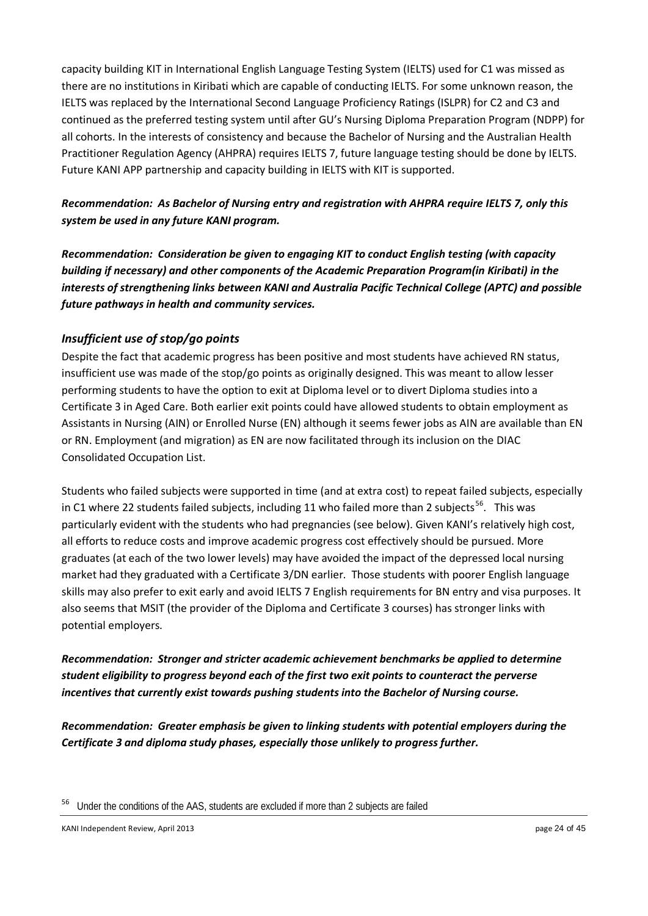capacity building KIT in International English Language Testing System (IELTS) used for C1 was missed as there are no institutions in Kiribati which are capable of conducting IELTS. For some unknown reason, the IELTS was replaced by the International Second Language Proficiency Ratings (ISLPR) for C2 and C3 and continued as the preferred testing system until after GU's Nursing Diploma Preparation Program (NDPP) for all cohorts. In the interests of consistency and because the Bachelor of Nursing and the Australian Health Practitioner Regulation Agency (AHPRA) requires IELTS 7, future language testing should be done by IELTS. Future KANI APP partnership and capacity building in IELTS with KIT is supported.

***Recommendation: As Bachelor of Nursing entry and registration with AHPRA require IELTS 7, only this system be used in any future KANI program.***

***Recommendation: Consideration be given to engaging KIT to conduct English testing (with capacity building if necessary) and other components of the Academic Preparation Program(in Kiribati) in the interests of strengthening links between KANI and Australia Pacific Technical College (APTC) and possible future pathways in health and community services.***

### *Insufficient use of stop/go points*

Despite the fact that academic progress has been positive and most students have achieved RN status, insufficient use was made of the stop/go points as originally designed. This was meant to allow lesser performing students to have the option to exit at Diploma level or to divert Diploma studies into a Certificate 3 in Aged Care. Both earlier exit points could have allowed students to obtain employment as Assistants in Nursing (AIN) or Enrolled Nurse (EN) although it seems fewer jobs as AIN are available than EN or RN. Employment (and migration) as EN are now facilitated through its inclusion on the DIAC Consolidated Occupation List.

Students who failed subjects were supported in time (and at extra cost) to repeat failed subjects, especially in C1 where 22 students failed subjects, including 11 who failed more than 2 subjects[56]. This was particularly evident with the students who had pregnancies (see below). Given KANI's relatively high cost, all efforts to reduce costs and improve academic progress cost effectively should be pursued. More graduates (at each of the two lower levels) may have avoided the impact of the depressed local nursing market had they graduated with a Certificate 3/DN earlier. Those students with poorer English language skills may also prefer to exit early and avoid IELTS 7 English requirements for BN entry and visa purposes. It also seems that MSIT (the provider of the Diploma and Certificate 3 courses) has stronger links with potential employers.

***Recommendation: Stronger and stricter academic achievement benchmarks be applied to determine student eligibility to progress beyond each of the first two exit points to counteract the perverse incentives that currently exist towards pushing students into the Bachelor of Nursing course.***

***Recommendation: Greater emphasis be given to linking students with potential employers during the Certificate 3 and diploma study phases, especially those unlikely to progress further.***

[56] Under the conditions of the AAS, students are excluded if more than 2 subjects are failed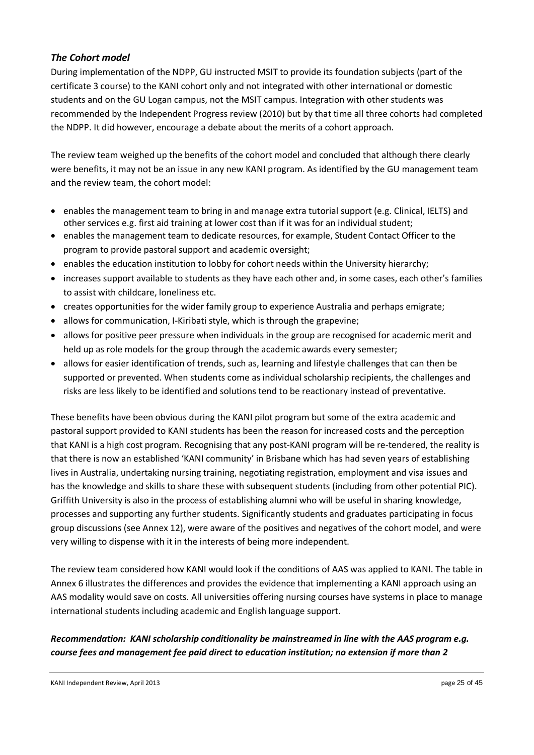### *The Cohort model*

During implementation of the NDPP, GU instructed MSIT to provide its foundation subjects (part of the certificate 3 course) to the KANI cohort only and not integrated with other international or domestic students and on the GU Logan campus, not the MSIT campus. Integration with other students was recommended by the Independent Progress review (2010) but by that time all three cohorts had completed the NDPP. It did however, encourage a debate about the merits of a cohort approach.

The review team weighed up the benefits of the cohort model and concluded that although there clearly were benefits, it may not be an issue in any new KANI program. As identified by the GU management team and the review team, the cohort model:

- enables the management team to bring in and manage extra tutorial support (e.g. Clinical, IELTS) and other services e.g. first aid training at lower cost than if it was for an individual student;
- enables the management team to dedicate resources, for example, Student Contact Officer to the program to provide pastoral support and academic oversight;
- enables the education institution to lobby for cohort needs within the University hierarchy;
- increases support available to students as they have each other and, in some cases, each other's families to assist with childcare, loneliness etc.
- creates opportunities for the wider family group to experience Australia and perhaps emigrate;
- allows for communication, I-Kiribati style, which is through the grapevine;
- allows for positive peer pressure when individuals in the group are recognised for academic merit and held up as role models for the group through the academic awards every semester;
- allows for easier identification of trends, such as, learning and lifestyle challenges that can then be supported or prevented. When students come as individual scholarship recipients, the challenges and risks are less likely to be identified and solutions tend to be reactionary instead of preventative.

These benefits have been obvious during the KANI pilot program but some of the extra academic and pastoral support provided to KANI students has been the reason for increased costs and the perception that KANI is a high cost program. Recognising that any post-KANI program will be re-tendered, the reality is that there is now an established 'KANI community' in Brisbane which has had seven years of establishing lives in Australia, undertaking nursing training, negotiating registration, employment and visa issues and has the knowledge and skills to share these with subsequent students (including from other potential PIC). Griffith University is also in the process of establishing alumni who will be useful in sharing knowledge, processes and supporting any further students. Significantly students and graduates participating in focus group discussions (see Annex 12), were aware of the positives and negatives of the cohort model, and were very willing to dispense with it in the interests of being more independent.

The review team considered how KANI would look if the conditions of AAS was applied to KANI. The table in Annex 6 illustrates the differences and provides the evidence that implementing a KANI approach using an AAS modality would save on costs. All universities offering nursing courses have systems in place to manage international students including academic and English language support.

***Recommendation: KANI scholarship conditionality be mainstreamed in line with the AAS program e.g. course fees and management fee paid direct to education institution; no extension if more than 2***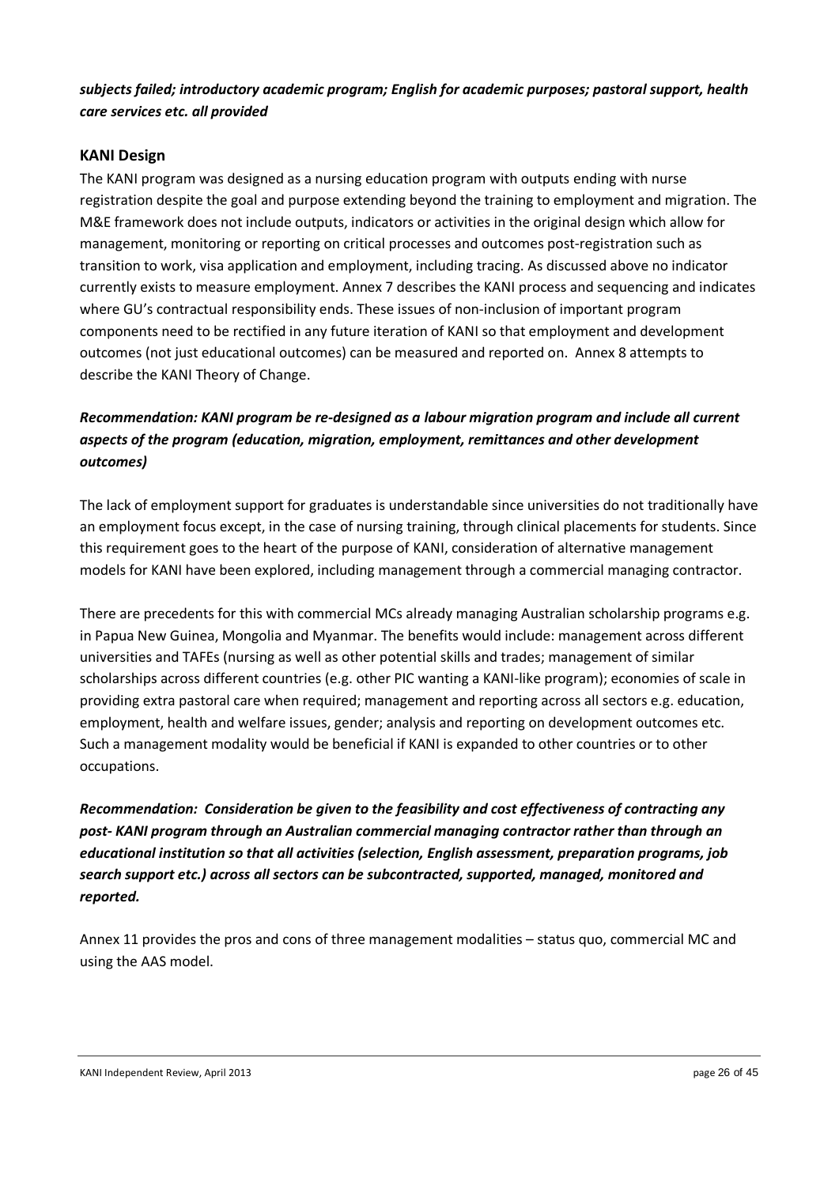***subjects failed; introductory academic program; English for academic purposes; pastoral support, health care services etc. all provided***

## KANI Design

The KANI program was designed as a nursing education program with outputs ending with nurse registration despite the goal and purpose extending beyond the training to employment and migration. The M&E framework does not include outputs, indicators or activities in the original design which allow for management, monitoring or reporting on critical processes and outcomes post-registration such as transition to work, visa application and employment, including tracing. As discussed above no indicator currently exists to measure employment. Annex 7 describes the KANI process and sequencing and indicates where GU's contractual responsibility ends. These issues of non-inclusion of important program components need to be rectified in any future iteration of KANI so that employment and development outcomes (not just educational outcomes) can be measured and reported on. Annex 8 attempts to describe the KANI Theory of Change.

***Recommendation: KANI program be re-designed as a labour migration program and include all current aspects of the program (education, migration, employment, remittances and other development outcomes)***

The lack of employment support for graduates is understandable since universities do not traditionally have an employment focus except, in the case of nursing training, through clinical placements for students. Since this requirement goes to the heart of the purpose of KANI, consideration of alternative management models for KANI have been explored, including management through a commercial managing contractor.

There are precedents for this with commercial MCs already managing Australian scholarship programs e.g. in Papua New Guinea, Mongolia and Myanmar. The benefits would include: management across different universities and TAFEs (nursing as well as other potential skills and trades; management of similar scholarships across different countries (e.g. other PIC wanting a KANI-like program); economies of scale in providing extra pastoral care when required; management and reporting across all sectors e.g. education, employment, health and welfare issues, gender; analysis and reporting on development outcomes etc. Such a management modality would be beneficial if KANI is expanded to other countries or to other occupations.

***Recommendation: Consideration be given to the feasibility and cost effectiveness of contracting any post- KANI program through an Australian commercial managing contractor rather than through an educational institution so that all activities (selection, English assessment, preparation programs, job search support etc.) across all sectors can be subcontracted, supported, managed, monitored and reported.***

Annex 11 provides the pros and cons of three management modalities – status quo, commercial MC and using the AAS model.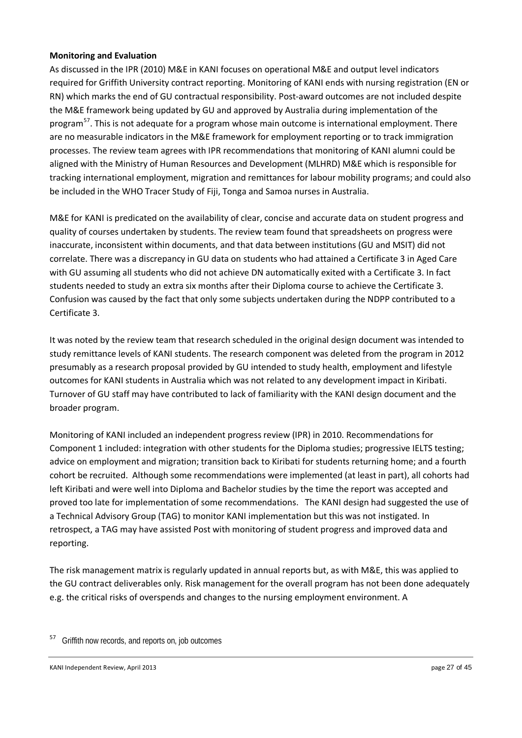**Monitoring and Evaluation**

As discussed in the IPR (2010) M&E in KANI focuses on operational M&E and output level indicators required for Griffith University contract reporting. Monitoring of KANI ends with nursing registration (EN or RN) which marks the end of GU contractual responsibility. Post-award outcomes are not included despite the M&E framework being updated by GU and approved by Australia during implementation of the program[57]. This is not adequate for a program whose main outcome is international employment. There are no measurable indicators in the M&E framework for employment reporting or to track immigration processes. The review team agrees with IPR recommendations that monitoring of KANI alumni could be aligned with the Ministry of Human Resources and Development (MLHRD) M&E which is responsible for tracking international employment, migration and remittances for labour mobility programs; and could also be included in the WHO Tracer Study of Fiji, Tonga and Samoa nurses in Australia.

M&E for KANI is predicated on the availability of clear, concise and accurate data on student progress and quality of courses undertaken by students. The review team found that spreadsheets on progress were inaccurate, inconsistent within documents, and that data between institutions (GU and MSIT) did not correlate. There was a discrepancy in GU data on students who had attained a Certificate 3 in Aged Care with GU assuming all students who did not achieve DN automatically exited with a Certificate 3. In fact students needed to study an extra six months after their Diploma course to achieve the Certificate 3. Confusion was caused by the fact that only some subjects undertaken during the NDPP contributed to a Certificate 3.

It was noted by the review team that research scheduled in the original design document was intended to study remittance levels of KANI students. The research component was deleted from the program in 2012 presumably as a research proposal provided by GU intended to study health, employment and lifestyle outcomes for KANI students in Australia which was not related to any development impact in Kiribati. Turnover of GU staff may have contributed to lack of familiarity with the KANI design document and the broader program.

Monitoring of KANI included an independent progress review (IPR) in 2010. Recommendations for Component 1 included: integration with other students for the Diploma studies; progressive IELTS testing; advice on employment and migration; transition back to Kiribati for students returning home; and a fourth cohort be recruited. Although some recommendations were implemented (at least in part), all cohorts had left Kiribati and were well into Diploma and Bachelor studies by the time the report was accepted and proved too late for implementation of some recommendations. The KANI design had suggested the use of a Technical Advisory Group (TAG) to monitor KANI implementation but this was not instigated. In retrospect, a TAG may have assisted Post with monitoring of student progress and improved data and reporting.

The risk management matrix is regularly updated in annual reports but, as with M&E, this was applied to the GU contract deliverables only. Risk management for the overall program has not been done adequately e.g. the critical risks of overspends and changes to the nursing employment environment. A

[57] Griffith now records, and reports on, job outcomes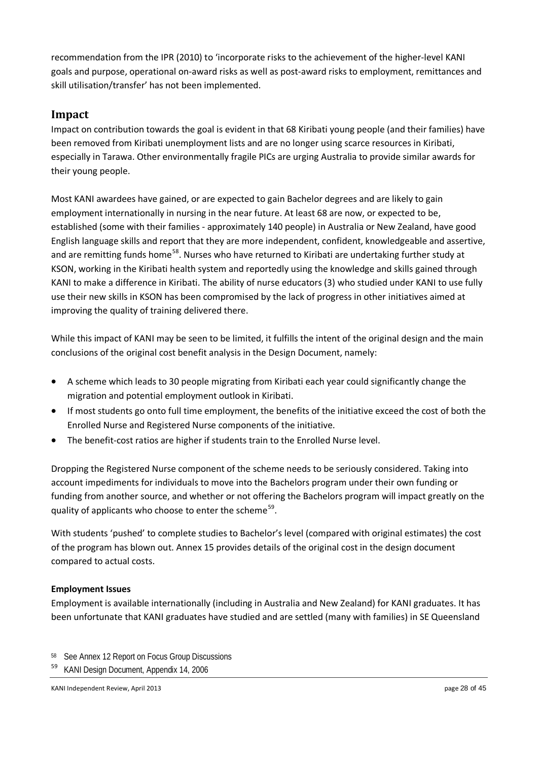recommendation from the IPR (2010) to 'incorporate risks to the achievement of the higher-level KANI goals and purpose, operational on-award risks as well as post-award risks to employment, remittances and skill utilisation/transfer' has not been implemented.

## Impact

Impact on contribution towards the goal is evident in that 68 Kiribati young people (and their families) have been removed from Kiribati unemployment lists and are no longer using scarce resources in Kiribati, especially in Tarawa. Other environmentally fragile PICs are urging Australia to provide similar awards for their young people.

Most KANI awardees have gained, or are expected to gain Bachelor degrees and are likely to gain employment internationally in nursing in the near future. At least 68 are now, or expected to be, established (some with their families - approximately 140 people) in Australia or New Zealand, have good English language skills and report that they are more independent, confident, knowledgeable and assertive, and are remitting funds home[58]. Nurses who have returned to Kiribati are undertaking further study at KSON, working in the Kiribati health system and reportedly using the knowledge and skills gained through KANI to make a difference in Kiribati. The ability of nurse educators (3) who studied under KANI to use fully use their new skills in KSON has been compromised by the lack of progress in other initiatives aimed at improving the quality of training delivered there.

While this impact of KANI may be seen to be limited, it fulfills the intent of the original design and the main conclusions of the original cost benefit analysis in the Design Document, namely:

- A scheme which leads to 30 people migrating from Kiribati each year could significantly change the migration and potential employment outlook in Kiribati.
- If most students go onto full time employment, the benefits of the initiative exceed the cost of both the Enrolled Nurse and Registered Nurse components of the initiative.
- The benefit-cost ratios are higher if students train to the Enrolled Nurse level.

Dropping the Registered Nurse component of the scheme needs to be seriously considered. Taking into account impediments for individuals to move into the Bachelors program under their own funding or funding from another source, and whether or not offering the Bachelors program will impact greatly on the quality of applicants who choose to enter the scheme[59].

With students 'pushed' to complete studies to Bachelor's level (compared with original estimates) the cost of the program has blown out. Annex 15 provides details of the original cost in the design document compared to actual costs.

**Employment Issues**

Employment is available internationally (including in Australia and New Zealand) for KANI graduates. It has been unfortunate that KANI graduates have studied and are settled (many with families) in SE Queensland

[58] See Annex 12 Report on Focus Group Discussions

[59] KANI Design Document, Appendix 14, 2006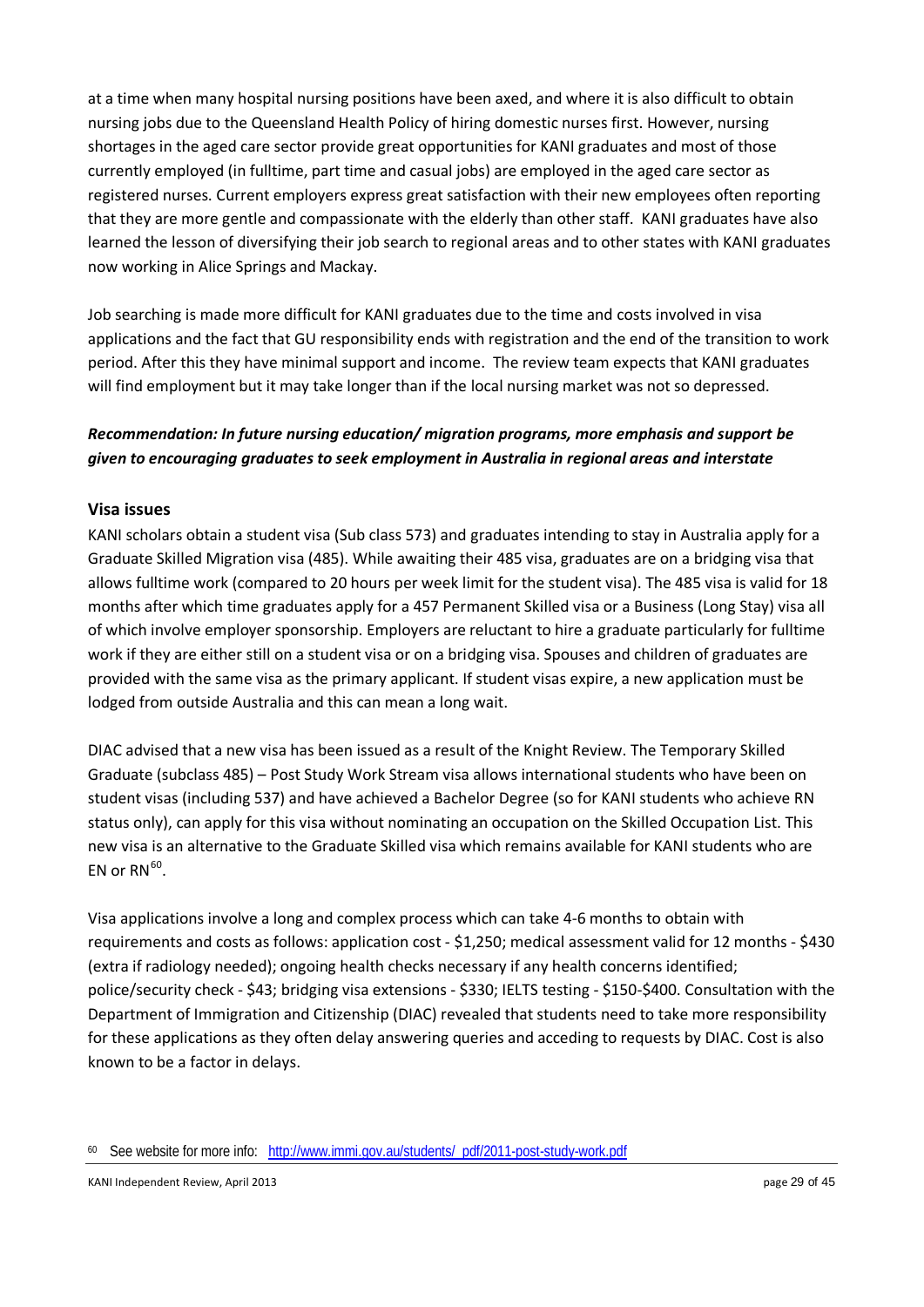at a time when many hospital nursing positions have been axed, and where it is also difficult to obtain nursing jobs due to the Queensland Health Policy of hiring domestic nurses first. However, nursing shortages in the aged care sector provide great opportunities for KANI graduates and most of those currently employed (in fulltime, part time and casual jobs) are employed in the aged care sector as registered nurses. Current employers express great satisfaction with their new employees often reporting that they are more gentle and compassionate with the elderly than other staff. KANI graduates have also learned the lesson of diversifying their job search to regional areas and to other states with KANI graduates now working in Alice Springs and Mackay.

Job searching is made more difficult for KANI graduates due to the time and costs involved in visa applications and the fact that GU responsibility ends with registration and the end of the transition to work period. After this they have minimal support and income. The review team expects that KANI graduates will find employment but it may take longer than if the local nursing market was not so depressed.

***Recommendation: In future nursing education/ migration programs, more emphasis and support be given to encouraging graduates to seek employment in Australia in regional areas and interstate***

### Visa issues

KANI scholars obtain a student visa (Sub class 573) and graduates intending to stay in Australia apply for a Graduate Skilled Migration visa (485). While awaiting their 485 visa, graduates are on a bridging visa that allows fulltime work (compared to 20 hours per week limit for the student visa). The 485 visa is valid for 18 months after which time graduates apply for a 457 Permanent Skilled visa or a Business (Long Stay) visa all of which involve employer sponsorship. Employers are reluctant to hire a graduate particularly for fulltime work if they are either still on a student visa or on a bridging visa. Spouses and children of graduates are provided with the same visa as the primary applicant. If student visas expire, a new application must be lodged from outside Australia and this can mean a long wait.

DIAC advised that a new visa has been issued as a result of the Knight Review. The Temporary Skilled Graduate (subclass 485) – Post Study Work Stream visa allows international students who have been on student visas (including 537) and have achieved a Bachelor Degree (so for KANI students who achieve RN status only), can apply for this visa without nominating an occupation on the Skilled Occupation List. This new visa is an alternative to the Graduate Skilled visa which remains available for KANI students who are EN or RN[60].

Visa applications involve a long and complex process which can take 4-6 months to obtain with requirements and costs as follows: application cost - $1,250; medical assessment valid for 12 months - $430 (extra if radiology needed); ongoing health checks necessary if any health concerns identified; police/security check - $43; bridging visa extensions - $330; IELTS testing - $150-$400. Consultation with the Department of Immigration and Citizenship (DIAC) revealed that students need to take more responsibility for these applications as they often delay answering queries and acceding to requests by DIAC. Cost is also known to be a factor in delays.

---

[60] See website for more info: http://www.immi.gov.au/students/_pdf/2011-post-study-work.pdf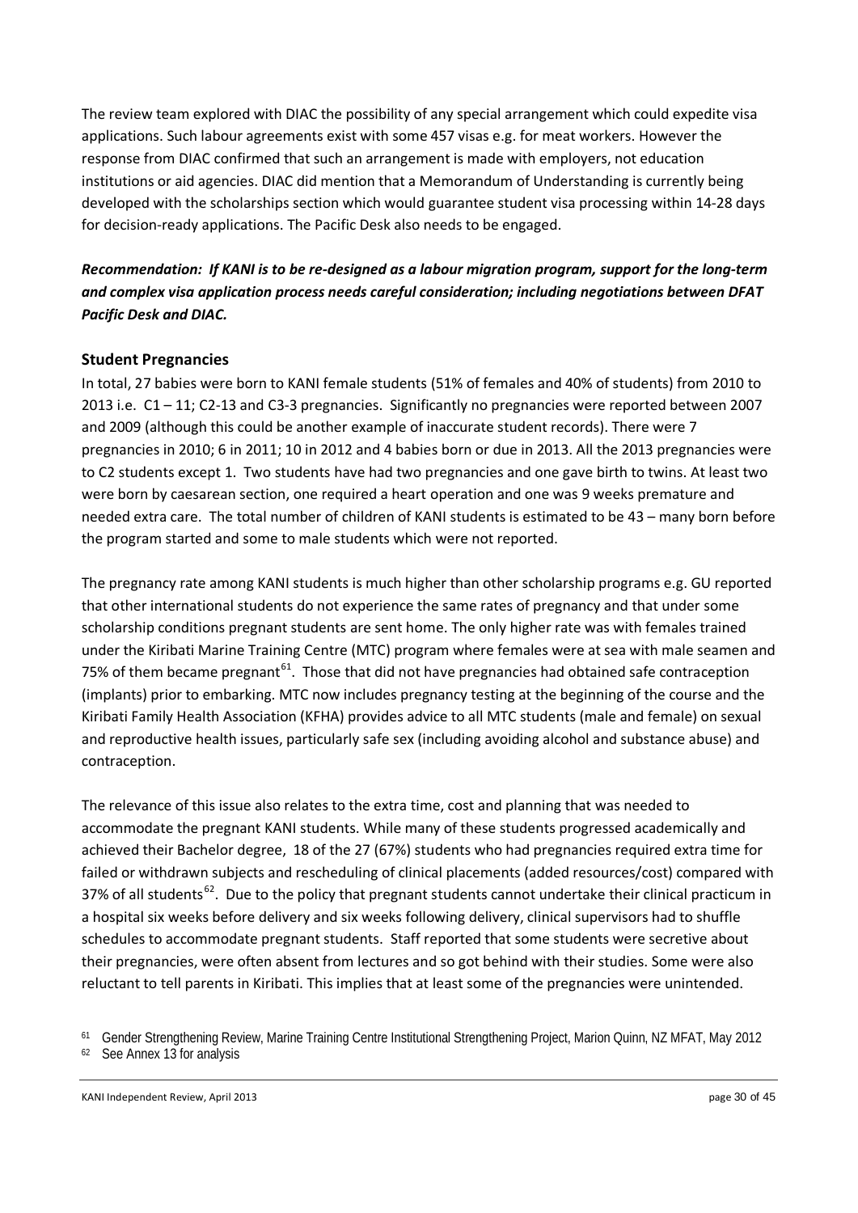The review team explored with DIAC the possibility of any special arrangement which could expedite visa applications. Such labour agreements exist with some 457 visas e.g. for meat workers. However the response from DIAC confirmed that such an arrangement is made with employers, not education institutions or aid agencies. DIAC did mention that a Memorandum of Understanding is currently being developed with the scholarships section which would guarantee student visa processing within 14-28 days for decision-ready applications. The Pacific Desk also needs to be engaged.

***Recommendation: If KANI is to be re-designed as a labour migration program, support for the long-term and complex visa application process needs careful consideration; including negotiations between DFAT Pacific Desk and DIAC.***

### Student Pregnancies

In total, 27 babies were born to KANI female students (51% of females and 40% of students) from 2010 to 2013 i.e. C1 – 11; C2-13 and C3-3 pregnancies. Significantly no pregnancies were reported between 2007 and 2009 (although this could be another example of inaccurate student records). There were 7 pregnancies in 2010; 6 in 2011; 10 in 2012 and 4 babies born or due in 2013. All the 2013 pregnancies were to C2 students except 1. Two students have had two pregnancies and one gave birth to twins. At least two were born by caesarean section, one required a heart operation and one was 9 weeks premature and needed extra care. The total number of children of KANI students is estimated to be 43 – many born before the program started and some to male students which were not reported.

The pregnancy rate among KANI students is much higher than other scholarship programs e.g. GU reported that other international students do not experience the same rates of pregnancy and that under some scholarship conditions pregnant students are sent home. The only higher rate was with females trained under the Kiribati Marine Training Centre (MTC) program where females were at sea with male seamen and 75% of them became pregnant[61]. Those that did not have pregnancies had obtained safe contraception (implants) prior to embarking. MTC now includes pregnancy testing at the beginning of the course and the Kiribati Family Health Association (KFHA) provides advice to all MTC students (male and female) on sexual and reproductive health issues, particularly safe sex (including avoiding alcohol and substance abuse) and contraception.

The relevance of this issue also relates to the extra time, cost and planning that was needed to accommodate the pregnant KANI students. While many of these students progressed academically and achieved their Bachelor degree, 18 of the 27 (67%) students who had pregnancies required extra time for failed or withdrawn subjects and rescheduling of clinical placements (added resources/cost) compared with 37% of all students[62]. Due to the policy that pregnant students cannot undertake their clinical practicum in a hospital six weeks before delivery and six weeks following delivery, clinical supervisors had to shuffle schedules to accommodate pregnant students. Staff reported that some students were secretive about their pregnancies, were often absent from lectures and so got behind with their studies. Some were also reluctant to tell parents in Kiribati. This implies that at least some of the pregnancies were unintended.

[61] Gender Strengthening Review, Marine Training Centre Institutional Strengthening Project, Marion Quinn, NZ MFAT, May 2012

[62] See Annex 13 for analysis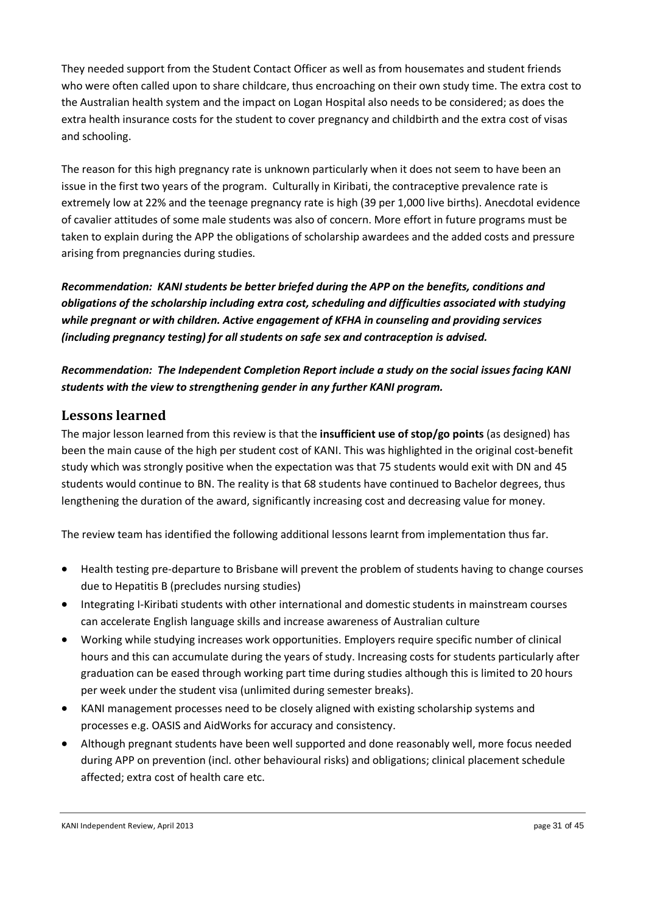They needed support from the Student Contact Officer as well as from housemates and student friends who were often called upon to share childcare, thus encroaching on their own study time. The extra cost to the Australian health system and the impact on Logan Hospital also needs to be considered; as does the extra health insurance costs for the student to cover pregnancy and childbirth and the extra cost of visas and schooling.

The reason for this high pregnancy rate is unknown particularly when it does not seem to have been an issue in the first two years of the program. Culturally in Kiribati, the contraceptive prevalence rate is extremely low at 22% and the teenage pregnancy rate is high (39 per 1,000 live births). Anecdotal evidence of cavalier attitudes of some male students was also of concern. More effort in future programs must be taken to explain during the APP the obligations of scholarship awardees and the added costs and pressure arising from pregnancies during studies.

***Recommendation: KANI students be better briefed during the APP on the benefits, conditions and obligations of the scholarship including extra cost, scheduling and difficulties associated with studying while pregnant or with children. Active engagement of KFHA in counseling and providing services (including pregnancy testing) for all students on safe sex and contraception is advised.***

***Recommendation: The Independent Completion Report include a study on the social issues facing KANI students with the view to strengthening gender in any further KANI program.***

## Lessons learned

The major lesson learned from this review is that the **insufficient use of stop/go points** (as designed) has been the main cause of the high per student cost of KANI. This was highlighted in the original cost-benefit study which was strongly positive when the expectation was that 75 students would exit with DN and 45 students would continue to BN. The reality is that 68 students have continued to Bachelor degrees, thus lengthening the duration of the award, significantly increasing cost and decreasing value for money.

The review team has identified the following additional lessons learnt from implementation thus far.

- Health testing pre-departure to Brisbane will prevent the problem of students having to change courses due to Hepatitis B (precludes nursing studies)
- Integrating I-Kiribati students with other international and domestic students in mainstream courses can accelerate English language skills and increase awareness of Australian culture
- Working while studying increases work opportunities. Employers require specific number of clinical hours and this can accumulate during the years of study. Increasing costs for students particularly after graduation can be eased through working part time during studies although this is limited to 20 hours per week under the student visa (unlimited during semester breaks).
- KANI management processes need to be closely aligned with existing scholarship systems and processes e.g. OASIS and AidWorks for accuracy and consistency.
- Although pregnant students have been well supported and done reasonably well, more focus needed during APP on prevention (incl. other behavioural risks) and obligations; clinical placement schedule affected; extra cost of health care etc.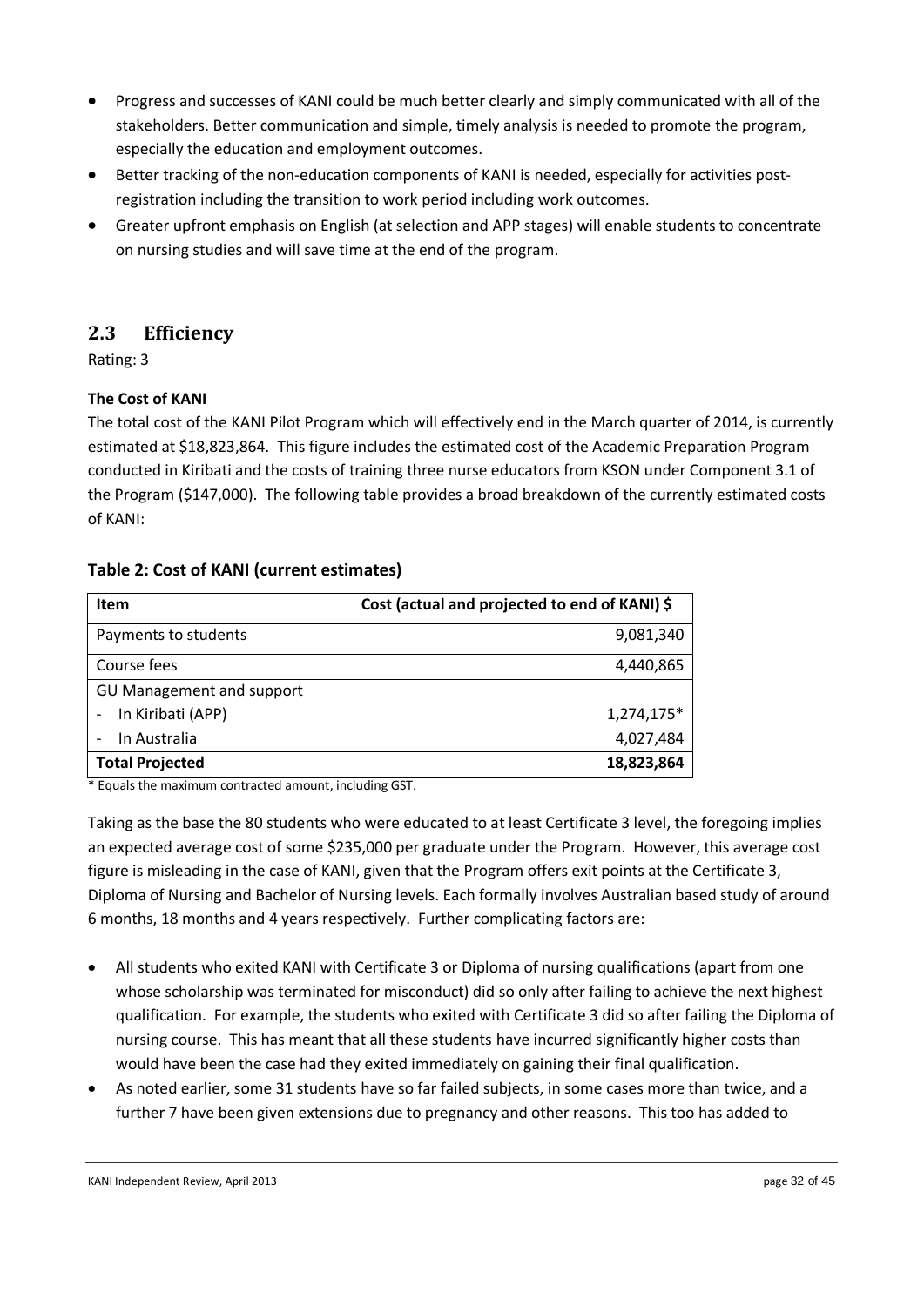- Progress and successes of KANI could be much better clearly and simply communicated with all of the stakeholders. Better communication and simple, timely analysis is needed to promote the program, especially the education and employment outcomes.
- Better tracking of the non-education components of KANI is needed, especially for activities post-registration including the transition to work period including work outcomes.
- Greater upfront emphasis on English (at selection and APP stages) will enable students to concentrate on nursing studies and will save time at the end of the program.

## 2.3 Efficiency

Rating: 3

**The Cost of KANI**

The total cost of the KANI Pilot Program which will effectively end in the March quarter of 2014, is currently estimated at $18,823,864. This figure includes the estimated cost of the Academic Preparation Program conducted in Kiribati and the costs of training three nurse educators from KSON under Component 3.1 of the Program ($147,000). The following table provides a broad breakdown of the currently estimated costs of KANI:

### Table 2: Cost of KANI (current estimates)

| Item | Cost (actual and projected to end of KANI) $ |
|---|---:|
| Payments to students | 9,081,340 |
| Course fees | 4,440,865 |
| GU Management and support | |
| - In Kiribati (APP) | 1,274,175* |
| - In Australia | 4,027,484 |
| **Total Projected** | **18,823,864** |

* Equals the maximum contracted amount, including GST.

Taking as the base the 80 students who were educated to at least Certificate 3 level, the foregoing implies an expected average cost of some $235,000 per graduate under the Program. However, this average cost figure is misleading in the case of KANI, given that the Program offers exit points at the Certificate 3, Diploma of Nursing and Bachelor of Nursing levels. Each formally involves Australian based study of around 6 months, 18 months and 4 years respectively. Further complicating factors are:

- All students who exited KANI with Certificate 3 or Diploma of nursing qualifications (apart from one whose scholarship was terminated for misconduct) did so only after failing to achieve the next highest qualification. For example, the students who exited with Certificate 3 did so after failing the Diploma of nursing course. This has meant that all these students have incurred significantly higher costs than would have been the case had they exited immediately on gaining their final qualification.
- As noted earlier, some 31 students have so far failed subjects, in some cases more than twice, and a further 7 have been given extensions due to pregnancy and other reasons. This too has added to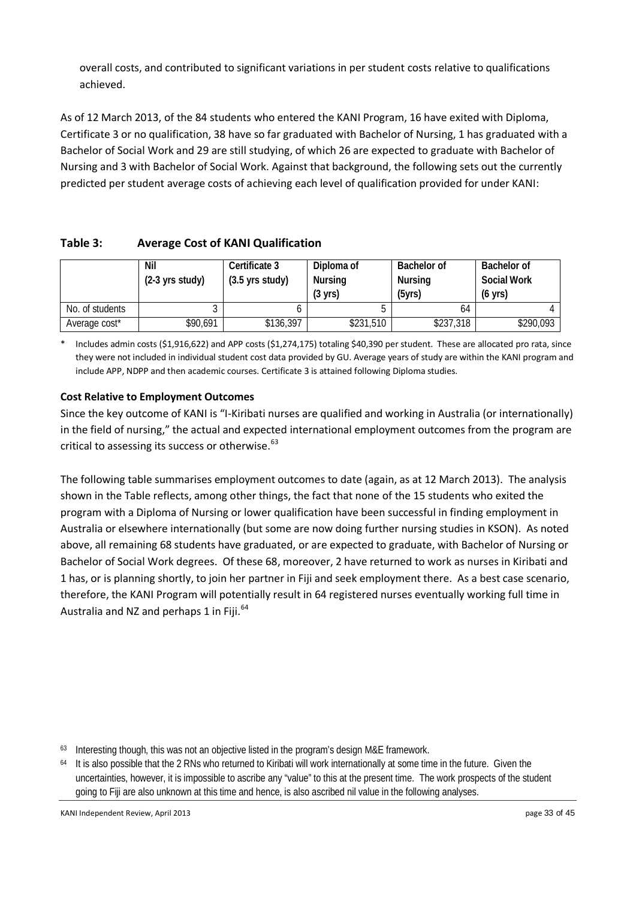overall costs, and contributed to significant variations in per student costs relative to qualifications achieved.

As of 12 March 2013, of the 84 students who entered the KANI Program, 16 have exited with Diploma, Certificate 3 or no qualification, 38 have so far graduated with Bachelor of Nursing, 1 has graduated with a Bachelor of Social Work and 29 are still studying, of which 26 are expected to graduate with Bachelor of Nursing and 3 with Bachelor of Social Work. Against that background, the following sets out the currently predicted per student average costs of achieving each level of qualification provided for under KANI:

**Table 3: Average Cost of KANI Qualification**

| | Nil (2-3 yrs study) | Certificate 3 (3.5 yrs study) | Diploma of Nursing (3 yrs) | Bachelor of Nursing (5yrs) | Bachelor of Social Work (6 yrs) |
|---|---|---|---|---|---|
| No. of students | 3 | 6 | 5 | 64 | 4 |
| Average cost* | $90,691 | $136,397 | $231,510 | $237,318 | $290,093 |

\* Includes admin costs ($1,916,622) and APP costs ($1,274,175) totaling $40,390 per student. These are allocated pro rata, since they were not included in individual student cost data provided by GU. Average years of study are within the KANI program and include APP, NDPP and then academic courses. Certificate 3 is attained following Diploma studies.

**Cost Relative to Employment Outcomes**

Since the key outcome of KANI is "I-Kiribati nurses are qualified and working in Australia (or internationally) in the field of nursing," the actual and expected international employment outcomes from the program are critical to assessing its success or otherwise.[63]

The following table summarises employment outcomes to date (again, as at 12 March 2013). The analysis shown in the Table reflects, among other things, the fact that none of the 15 students who exited the program with a Diploma of Nursing or lower qualification have been successful in finding employment in Australia or elsewhere internationally (but some are now doing further nursing studies in KSON). As noted above, all remaining 68 students have graduated, or are expected to graduate, with Bachelor of Nursing or Bachelor of Social Work degrees. Of these 68, moreover, 2 have returned to work as nurses in Kiribati and 1 has, or is planning shortly, to join her partner in Fiji and seek employment there. As a best case scenario, therefore, the KANI Program will potentially result in 64 registered nurses eventually working full time in Australia and NZ and perhaps 1 in Fiji.[64]

---

[63] Interesting though, this was not an objective listed in the program's design M&E framework.

[64] It is also possible that the 2 RNs who returned to Kiribati will work internationally at some time in the future. Given the uncertainties, however, it is impossible to ascribe any "value" to this at the present time. The work prospects of the student going to Fiji are also unknown at this time and hence, is also ascribed nil value in the following analyses.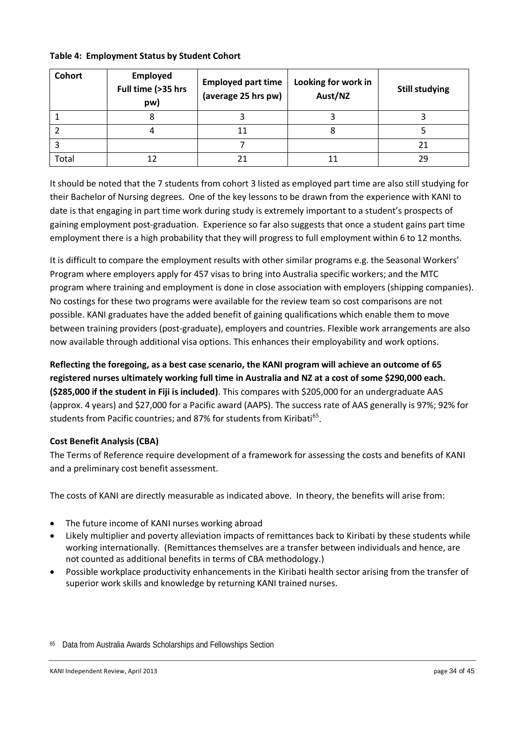**Table 4: Employment Status by Student Cohort**

| Cohort | Employed Full time (>35 hrs pw) | Employed part time (average 25 hrs pw) | Looking for work in Aust/NZ | Still studying |
|---|---|---|---|---|
| 1 | 8 | 3 | 3 | 3 |
| 2 | 4 | 11 | 8 | 5 |
| 3 | | 7 | | 21 |
| Total | 12 | 21 | 11 | 29 |

It should be noted that the 7 students from cohort 3 listed as employed part time are also still studying for their Bachelor of Nursing degrees. One of the key lessons to be drawn from the experience with KANI to date is that engaging in part time work during study is extremely important to a student's prospects of gaining employment post-graduation. Experience so far also suggests that once a student gains part time employment there is a high probability that they will progress to full employment within 6 to 12 months.

It is difficult to compare the employment results with other similar programs e.g. the Seasonal Workers' Program where employers apply for 457 visas to bring into Australia specific workers; and the MTC program where training and employment is done in close association with employers (shipping companies). No costings for these two programs were available for the review team so cost comparisons are not possible. KANI graduates have the added benefit of gaining qualifications which enable them to move between training providers (post-graduate), employers and countries. Flexible work arrangements are also now available through additional visa options. This enhances their employability and work options.

**Reflecting the foregoing, as a best case scenario, the KANI program will achieve an outcome of 65 registered nurses ultimately working full time in Australia and NZ at a cost of some $290,000 each. ($285,000 if the student in Fiji is included)**. This compares with $205,000 for an undergraduate AAS (approx. 4 years) and $27,000 for a Pacific award (AAPS). The success rate of AAS generally is 97%; 92% for students from Pacific countries; and 87% for students from Kiribati[65].

**Cost Benefit Analysis (CBA)**

The Terms of Reference require development of a framework for assessing the costs and benefits of KANI and a preliminary cost benefit assessment.

The costs of KANI are directly measurable as indicated above. In theory, the benefits will arise from:

- The future income of KANI nurses working abroad
- Likely multiplier and poverty alleviation impacts of remittances back to Kiribati by these students while working internationally. (Remittances themselves are a transfer between individuals and hence, are not counted as additional benefits in terms of CBA methodology.)
- Possible workplace productivity enhancements in the Kiribati health sector arising from the transfer of superior work skills and knowledge by returning KANI trained nurses.

[65] Data from Australia Awards Scholarships and Fellowships Section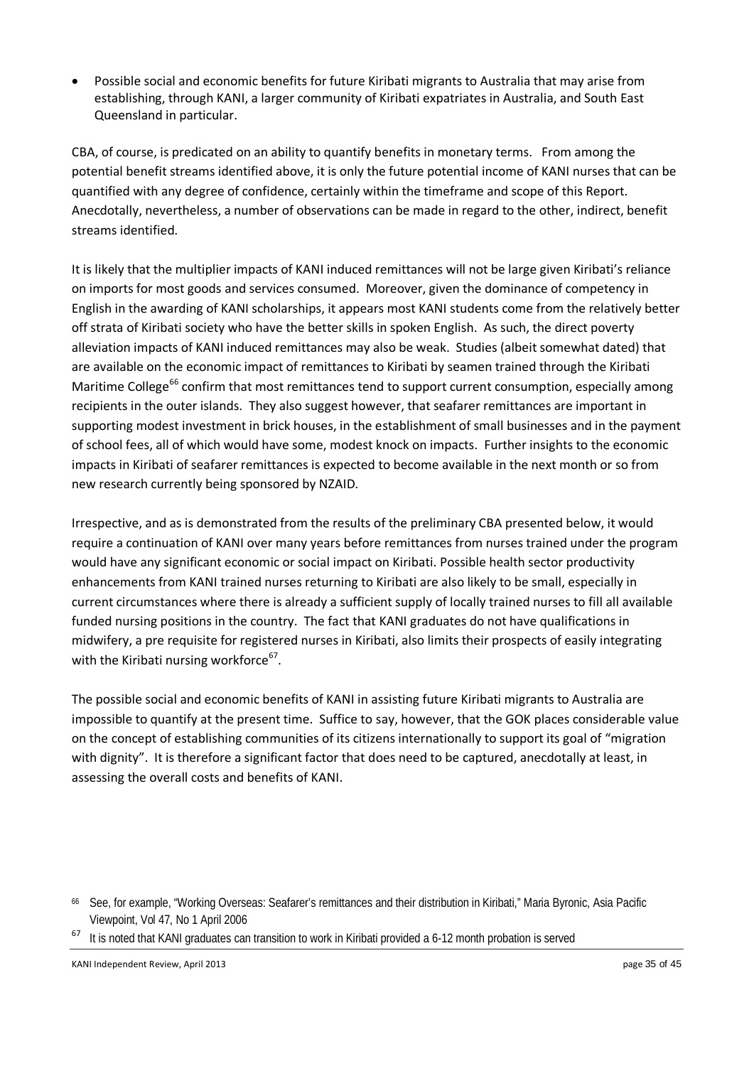- Possible social and economic benefits for future Kiribati migrants to Australia that may arise from establishing, through KANI, a larger community of Kiribati expatriates in Australia, and South East Queensland in particular.

CBA, of course, is predicated on an ability to quantify benefits in monetary terms. From among the potential benefit streams identified above, it is only the future potential income of KANI nurses that can be quantified with any degree of confidence, certainly within the timeframe and scope of this Report. Anecdotally, nevertheless, a number of observations can be made in regard to the other, indirect, benefit streams identified.

It is likely that the multiplier impacts of KANI induced remittances will not be large given Kiribati's reliance on imports for most goods and services consumed. Moreover, given the dominance of competency in English in the awarding of KANI scholarships, it appears most KANI students come from the relatively better off strata of Kiribati society who have the better skills in spoken English. As such, the direct poverty alleviation impacts of KANI induced remittances may also be weak. Studies (albeit somewhat dated) that are available on the economic impact of remittances to Kiribati by seamen trained through the Kiribati Maritime College[66] confirm that most remittances tend to support current consumption, especially among recipients in the outer islands. They also suggest however, that seafarer remittances are important in supporting modest investment in brick houses, in the establishment of small businesses and in the payment of school fees, all of which would have some, modest knock on impacts. Further insights to the economic impacts in Kiribati of seafarer remittances is expected to become available in the next month or so from new research currently being sponsored by NZAID.

Irrespective, and as is demonstrated from the results of the preliminary CBA presented below, it would require a continuation of KANI over many years before remittances from nurses trained under the program would have any significant economic or social impact on Kiribati. Possible health sector productivity enhancements from KANI trained nurses returning to Kiribati are also likely to be small, especially in current circumstances where there is already a sufficient supply of locally trained nurses to fill all available funded nursing positions in the country. The fact that KANI graduates do not have qualifications in midwifery, a pre requisite for registered nurses in Kiribati, also limits their prospects of easily integrating with the Kiribati nursing workforce[67].

The possible social and economic benefits of KANI in assisting future Kiribati migrants to Australia are impossible to quantify at the present time. Suffice to say, however, that the GOK places considerable value on the concept of establishing communities of its citizens internationally to support its goal of "migration with dignity". It is therefore a significant factor that does need to be captured, anecdotally at least, in assessing the overall costs and benefits of KANI.

---

[66] See, for example, "Working Overseas: Seafarer's remittances and their distribution in Kiribati," Maria Byronic, Asia Pacific Viewpoint, Vol 47, No 1 April 2006

[67] It is noted that KANI graduates can transition to work in Kiribati provided a 6-12 month probation is served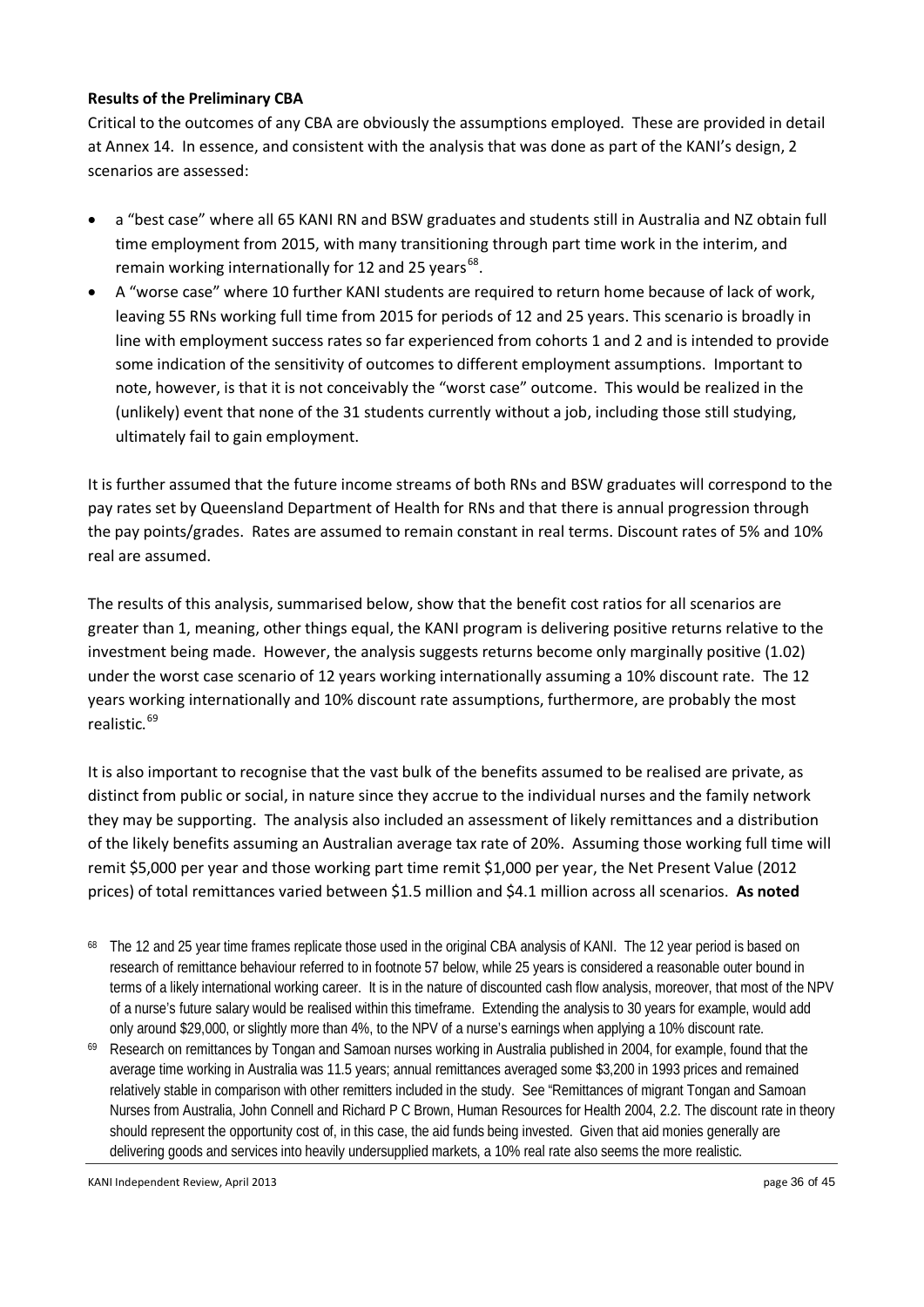**Results of the Preliminary CBA**

Critical to the outcomes of any CBA are obviously the assumptions employed. These are provided in detail at Annex 14. In essence, and consistent with the analysis that was done as part of the KANI's design, 2 scenarios are assessed:

- a "best case" where all 65 KANI RN and BSW graduates and students still in Australia and NZ obtain full time employment from 2015, with many transitioning through part time work in the interim, and remain working internationally for 12 and 25 years[68].
- A "worse case" where 10 further KANI students are required to return home because of lack of work, leaving 55 RNs working full time from 2015 for periods of 12 and 25 years. This scenario is broadly in line with employment success rates so far experienced from cohorts 1 and 2 and is intended to provide some indication of the sensitivity of outcomes to different employment assumptions. Important to note, however, is that it is not conceivably the "worst case" outcome. This would be realized in the (unlikely) event that none of the 31 students currently without a job, including those still studying, ultimately fail to gain employment.

It is further assumed that the future income streams of both RNs and BSW graduates will correspond to the pay rates set by Queensland Department of Health for RNs and that there is annual progression through the pay points/grades. Rates are assumed to remain constant in real terms. Discount rates of 5% and 10% real are assumed.

The results of this analysis, summarised below, show that the benefit cost ratios for all scenarios are greater than 1, meaning, other things equal, the KANI program is delivering positive returns relative to the investment being made. However, the analysis suggests returns become only marginally positive (1.02) under the worst case scenario of 12 years working internationally assuming a 10% discount rate. The 12 years working internationally and 10% discount rate assumptions, furthermore, are probably the most realistic.[69]

It is also important to recognise that the vast bulk of the benefits assumed to be realised are private, as distinct from public or social, in nature since they accrue to the individual nurses and the family network they may be supporting. The analysis also included an assessment of likely remittances and a distribution of the likely benefits assuming an Australian average tax rate of 20%. Assuming those working full time will remit $5,000 per year and those working part time remit $1,000 per year, the Net Present Value (2012 prices) of total remittances varied between $1.5 million and $4.1 million across all scenarios. **As noted**

[68] The 12 and 25 year time frames replicate those used in the original CBA analysis of KANI. The 12 year period is based on research of remittance behaviour referred to in footnote 57 below, while 25 years is considered a reasonable outer bound in terms of a likely international working career. It is in the nature of discounted cash flow analysis, moreover, that most of the NPV of a nurse's future salary would be realised within this timeframe. Extending the analysis to 30 years for example, would add only around $29,000, or slightly more than 4%, to the NPV of a nurse's earnings when applying a 10% discount rate.

[69] Research on remittances by Tongan and Samoan nurses working in Australia published in 2004, for example, found that the average time working in Australia was 11.5 years; annual remittances averaged some $3,200 in 1993 prices and remained relatively stable in comparison with other remitters included in the study. See "Remittances of migrant Tongan and Samoan Nurses from Australia, John Connell and Richard P C Brown, Human Resources for Health 2004, 2.2. The discount rate in theory should represent the opportunity cost of, in this case, the aid funds being invested. Given that aid monies generally are delivering goods and services into heavily undersupplied markets, a 10% real rate also seems the more realistic.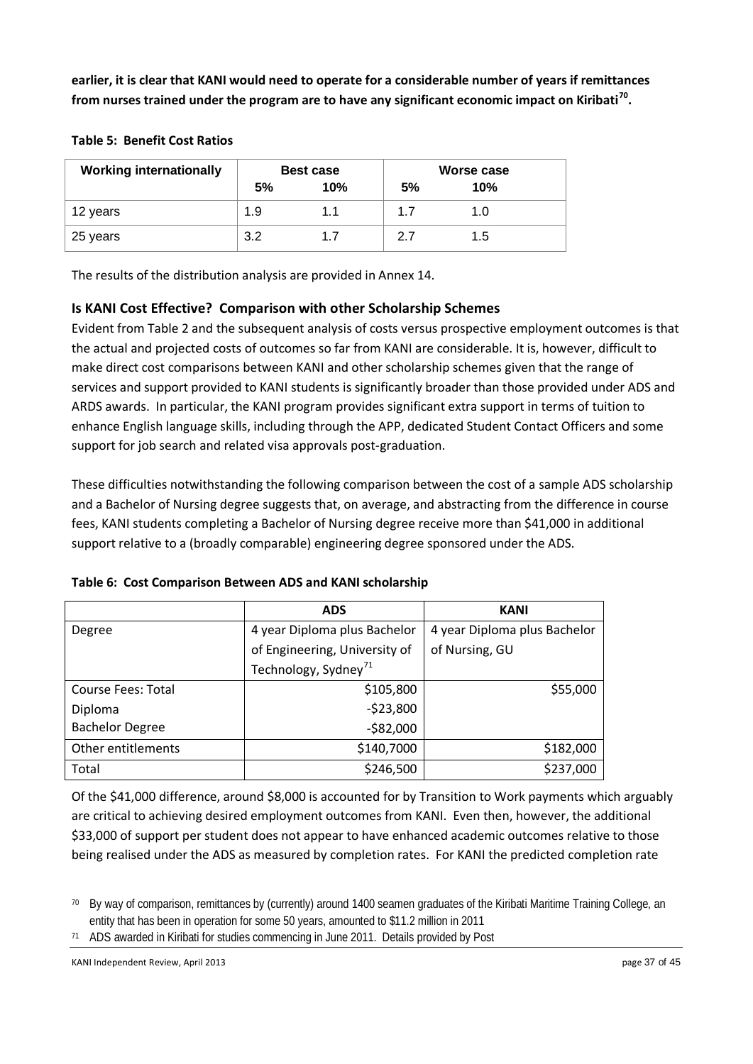**earlier, it is clear that KANI would need to operate for a considerable number of years if remittances from nurses trained under the program are to have any significant economic impact on Kiribati[70].**

**Table 5: Benefit Cost Ratios**

| Working internationally | Best case | | Worse case | |
|---|---|---|---|---|
| | 5% | 10% | 5% | 10% |
| 12 years | 1.9 | 1.1 | 1.7 | 1.0 |
| 25 years | 3.2 | 1.7 | 2.7 | 1.5 |

The results of the distribution analysis are provided in Annex 14.

### Is KANI Cost Effective? Comparison with other Scholarship Schemes

Evident from Table 2 and the subsequent analysis of costs versus prospective employment outcomes is that the actual and projected costs of outcomes so far from KANI are considerable. It is, however, difficult to make direct cost comparisons between KANI and other scholarship schemes given that the range of services and support provided to KANI students is significantly broader than those provided under ADS and ARDS awards. In particular, the KANI program provides significant extra support in terms of tuition to enhance English language skills, including through the APP, dedicated Student Contact Officers and some support for job search and related visa approvals post-graduation.

These difficulties notwithstanding the following comparison between the cost of a sample ADS scholarship and a Bachelor of Nursing degree suggests that, on average, and abstracting from the difference in course fees, KANI students completing a Bachelor of Nursing degree receive more than $41,000 in additional support relative to a (broadly comparable) engineering degree sponsored under the ADS.

**Table 6: Cost Comparison Between ADS and KANI scholarship**

| | ADS | KANI |
|---|---|---|
| Degree | 4 year Diploma plus Bachelor of Engineering, University of Technology, Sydney[71] | 4 year Diploma plus Bachelor of Nursing, GU |
| Course Fees: Total | $105,800 | $55,000 |
| Diploma | -$23,800 | |
| Bachelor Degree | -$82,000 | |
| Other entitlements | $140,7000 | $182,000 |
| Total | $246,500 | $237,000 |

Of the $41,000 difference, around $8,000 is accounted for by Transition to Work payments which arguably are critical to achieving desired employment outcomes from KANI. Even then, however, the additional $33,000 of support per student does not appear to have enhanced academic outcomes relative to those being realised under the ADS as measured by completion rates. For KANI the predicted completion rate

---

[70] By way of comparison, remittances by (currently) around 1400 seamen graduates of the Kiribati Maritime Training College, an entity that has been in operation for some 50 years, amounted to $11.2 million in 2011

[71] ADS awarded in Kiribati for studies commencing in June 2011. Details provided by Post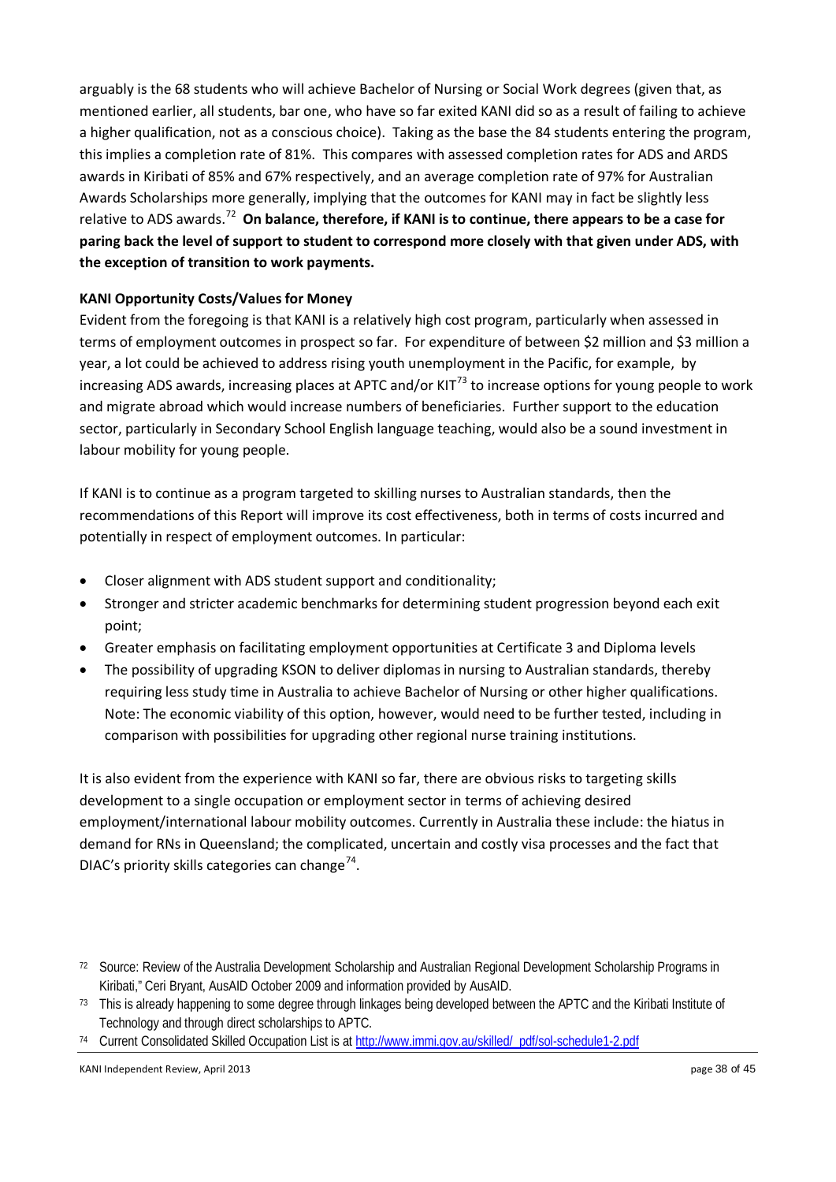arguably is the 68 students who will achieve Bachelor of Nursing or Social Work degrees (given that, as mentioned earlier, all students, bar one, who have so far exited KANI did so as a result of failing to achieve a higher qualification, not as a conscious choice). Taking as the base the 84 students entering the program, this implies a completion rate of 81%. This compares with assessed completion rates for ADS and ARDS awards in Kiribati of 85% and 67% respectively, and an average completion rate of 97% for Australian Awards Scholarships more generally, implying that the outcomes for KANI may in fact be slightly less relative to ADS awards.[72] **On balance, therefore, if KANI is to continue, there appears to be a case for paring back the level of support to student to correspond more closely with that given under ADS, with the exception of transition to work payments.**

**KANI Opportunity Costs/Values for Money**

Evident from the foregoing is that KANI is a relatively high cost program, particularly when assessed in terms of employment outcomes in prospect so far. For expenditure of between $2 million and $3 million a year, a lot could be achieved to address rising youth unemployment in the Pacific, for example, by increasing ADS awards, increasing places at APTC and/or KIT[73] to increase options for young people to work and migrate abroad which would increase numbers of beneficiaries. Further support to the education sector, particularly in Secondary School English language teaching, would also be a sound investment in labour mobility for young people.

If KANI is to continue as a program targeted to skilling nurses to Australian standards, then the recommendations of this Report will improve its cost effectiveness, both in terms of costs incurred and potentially in respect of employment outcomes. In particular:

- Closer alignment with ADS student support and conditionality;
- Stronger and stricter academic benchmarks for determining student progression beyond each exit point;
- Greater emphasis on facilitating employment opportunities at Certificate 3 and Diploma levels
- The possibility of upgrading KSON to deliver diplomas in nursing to Australian standards, thereby requiring less study time in Australia to achieve Bachelor of Nursing or other higher qualifications. Note: The economic viability of this option, however, would need to be further tested, including in comparison with possibilities for upgrading other regional nurse training institutions.

It is also evident from the experience with KANI so far, there are obvious risks to targeting skills development to a single occupation or employment sector in terms of achieving desired employment/international labour mobility outcomes. Currently in Australia these include: the hiatus in demand for RNs in Queensland; the complicated, uncertain and costly visa processes and the fact that DIAC's priority skills categories can change[74].

[72] Source: Review of the Australia Development Scholarship and Australian Regional Development Scholarship Programs in Kiribati," Ceri Bryant, AusAID October 2009 and information provided by AusAID.

[73] This is already happening to some degree through linkages being developed between the APTC and the Kiribati Institute of Technology and through direct scholarships to APTC.

[74] Current Consolidated Skilled Occupation List is at http://www.immi.gov.au/skilled/_pdf/sol-schedule1-2.pdf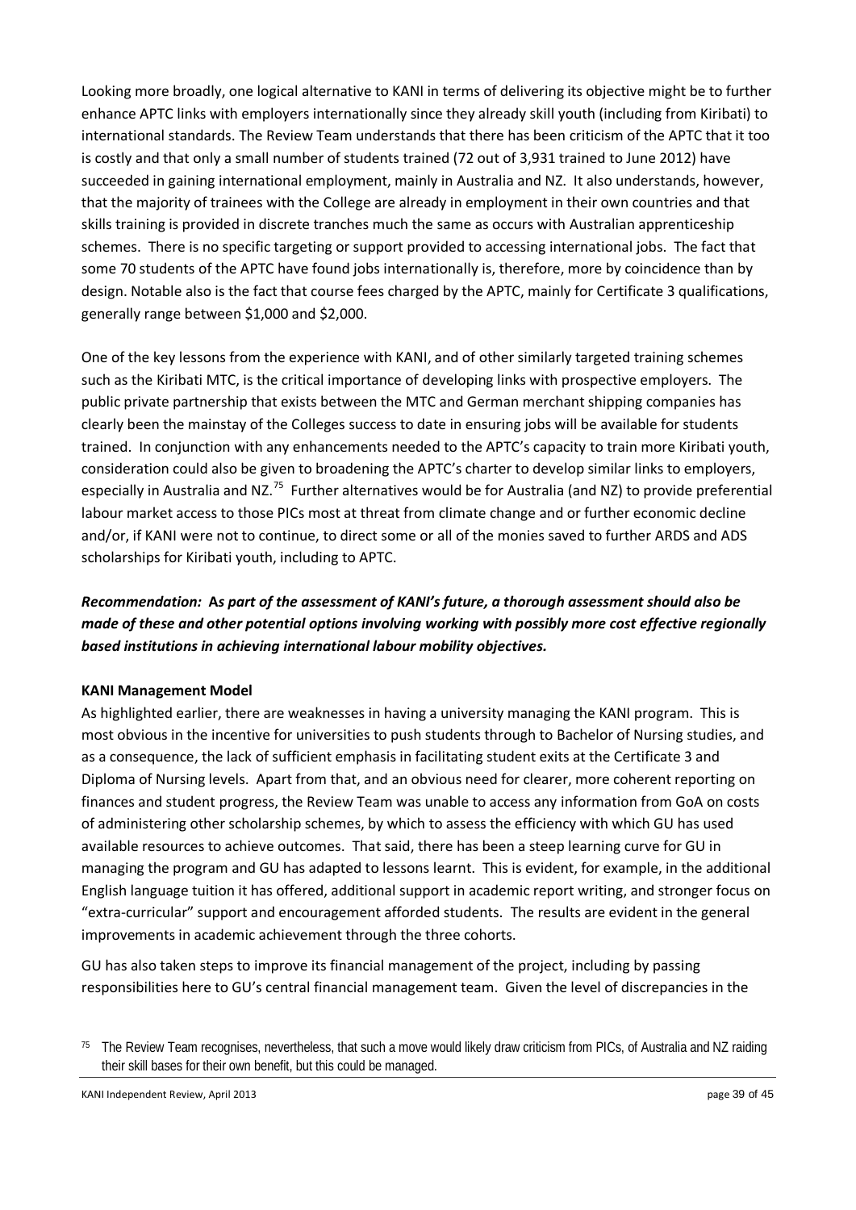Looking more broadly, one logical alternative to KANI in terms of delivering its objective might be to further enhance APTC links with employers internationally since they already skill youth (including from Kiribati) to international standards. The Review Team understands that there has been criticism of the APTC that it too is costly and that only a small number of students trained (72 out of 3,931 trained to June 2012) have succeeded in gaining international employment, mainly in Australia and NZ. It also understands, however, that the majority of trainees with the College are already in employment in their own countries and that skills training is provided in discrete tranches much the same as occurs with Australian apprenticeship schemes. There is no specific targeting or support provided to accessing international jobs. The fact that some 70 students of the APTC have found jobs internationally is, therefore, more by coincidence than by design. Notable also is the fact that course fees charged by the APTC, mainly for Certificate 3 qualifications, generally range between $1,000 and $2,000.

One of the key lessons from the experience with KANI, and of other similarly targeted training schemes such as the Kiribati MTC, is the critical importance of developing links with prospective employers. The public private partnership that exists between the MTC and German merchant shipping companies has clearly been the mainstay of the Colleges success to date in ensuring jobs will be available for students trained. In conjunction with any enhancements needed to the APTC's capacity to train more Kiribati youth, consideration could also be given to broadening the APTC's charter to develop similar links to employers, especially in Australia and NZ.[75] Further alternatives would be for Australia (and NZ) to provide preferential labour market access to those PICs most at threat from climate change and or further economic decline and/or, if KANI were not to continue, to direct some or all of the monies saved to further ARDS and ADS scholarships for Kiribati youth, including to APTC.

***Recommendation:* A*s part of the assessment of KANI's future, a thorough assessment should also be made of these and other potential options involving working with possibly more cost effective regionally based institutions in achieving international labour mobility objectives.***

**KANI Management Model**

As highlighted earlier, there are weaknesses in having a university managing the KANI program. This is most obvious in the incentive for universities to push students through to Bachelor of Nursing studies, and as a consequence, the lack of sufficient emphasis in facilitating student exits at the Certificate 3 and Diploma of Nursing levels. Apart from that, and an obvious need for clearer, more coherent reporting on finances and student progress, the Review Team was unable to access any information from GoA on costs of administering other scholarship schemes, by which to assess the efficiency with which GU has used available resources to achieve outcomes. That said, there has been a steep learning curve for GU in managing the program and GU has adapted to lessons learnt. This is evident, for example, in the additional English language tuition it has offered, additional support in academic report writing, and stronger focus on "extra-curricular" support and encouragement afforded students. The results are evident in the general improvements in academic achievement through the three cohorts.

GU has also taken steps to improve its financial management of the project, including by passing responsibilities here to GU's central financial management team. Given the level of discrepancies in the

[75] The Review Team recognises, nevertheless, that such a move would likely draw criticism from PICs, of Australia and NZ raiding their skill bases for their own benefit, but this could be managed.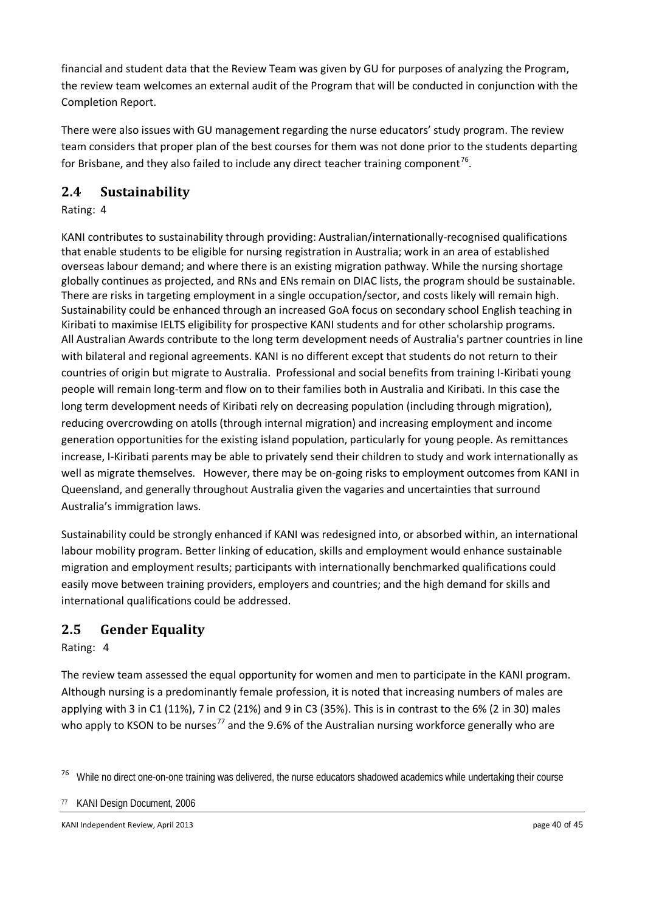financial and student data that the Review Team was given by GU for purposes of analyzing the Program, the review team welcomes an external audit of the Program that will be conducted in conjunction with the Completion Report.

There were also issues with GU management regarding the nurse educators' study program. The review team considers that proper plan of the best courses for them was not done prior to the students departing for Brisbane, and they also failed to include any direct teacher training component[76].

## 2.4 Sustainability

Rating: 4

KANI contributes to sustainability through providing: Australian/internationally-recognised qualifications that enable students to be eligible for nursing registration in Australia; work in an area of established overseas labour demand; and where there is an existing migration pathway. While the nursing shortage globally continues as projected, and RNs and ENs remain on DIAC lists, the program should be sustainable. There are risks in targeting employment in a single occupation/sector, and costs likely will remain high. Sustainability could be enhanced through an increased GoA focus on secondary school English teaching in Kiribati to maximise IELTS eligibility for prospective KANI students and for other scholarship programs. All Australian Awards contribute to the long term development needs of Australia's partner countries in line with bilateral and regional agreements. KANI is no different except that students do not return to their countries of origin but migrate to Australia. Professional and social benefits from training I-Kiribati young people will remain long-term and flow on to their families both in Australia and Kiribati. In this case the long term development needs of Kiribati rely on decreasing population (including through migration), reducing overcrowding on atolls (through internal migration) and increasing employment and income generation opportunities for the existing island population, particularly for young people. As remittances increase, I-Kiribati parents may be able to privately send their children to study and work internationally as well as migrate themselves. However, there may be on-going risks to employment outcomes from KANI in Queensland, and generally throughout Australia given the vagaries and uncertainties that surround Australia's immigration laws.

Sustainability could be strongly enhanced if KANI was redesigned into, or absorbed within, an international labour mobility program. Better linking of education, skills and employment would enhance sustainable migration and employment results; participants with internationally benchmarked qualifications could easily move between training providers, employers and countries; and the high demand for skills and international qualifications could be addressed.

## 2.5 Gender Equality

Rating: 4

The review team assessed the equal opportunity for women and men to participate in the KANI program. Although nursing is a predominantly female profession, it is noted that increasing numbers of males are applying with 3 in C1 (11%), 7 in C2 (21%) and 9 in C3 (35%). This is in contrast to the 6% (2 in 30) males who apply to KSON to be nurses[77] and the 9.6% of the Australian nursing workforce generally who are

---

[76] While no direct one-on-one training was delivered, the nurse educators shadowed academics while undertaking their course

[77] KANI Design Document, 2006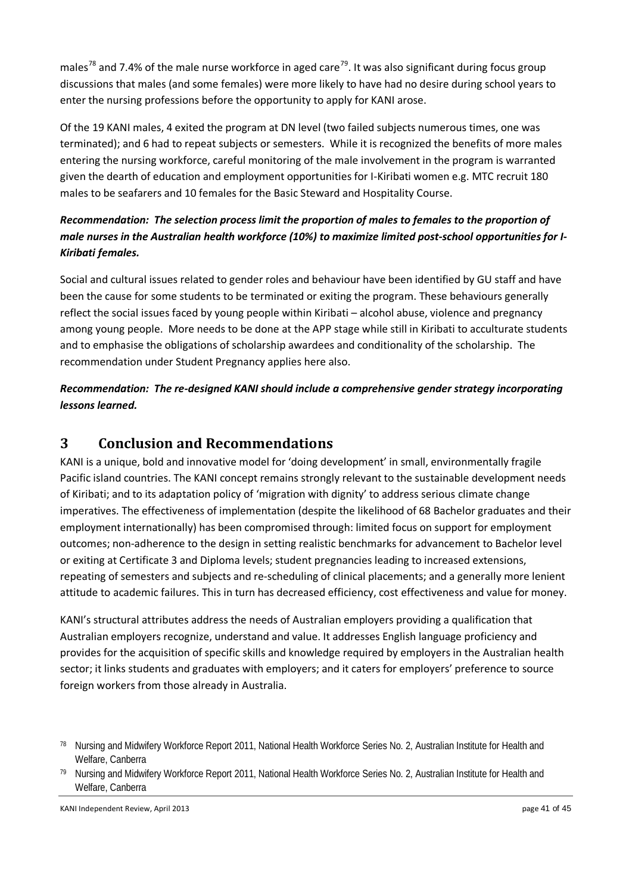males[78] and 7.4% of the male nurse workforce in aged care[79]. It was also significant during focus group discussions that males (and some females) were more likely to have had no desire during school years to enter the nursing professions before the opportunity to apply for KANI arose.

Of the 19 KANI males, 4 exited the program at DN level (two failed subjects numerous times, one was terminated); and 6 had to repeat subjects or semesters. While it is recognized the benefits of more males entering the nursing workforce, careful monitoring of the male involvement in the program is warranted given the dearth of education and employment opportunities for I-Kiribati women e.g. MTC recruit 180 males to be seafarers and 10 females for the Basic Steward and Hospitality Course.

***Recommendation: The selection process limit the proportion of males to females to the proportion of male nurses in the Australian health workforce (10%) to maximize limited post-school opportunities for I-Kiribati females.***

Social and cultural issues related to gender roles and behaviour have been identified by GU staff and have been the cause for some students to be terminated or exiting the program. These behaviours generally reflect the social issues faced by young people within Kiribati – alcohol abuse, violence and pregnancy among young people. More needs to be done at the APP stage while still in Kiribati to acculturate students and to emphasise the obligations of scholarship awardees and conditionality of the scholarship. The recommendation under Student Pregnancy applies here also.

***Recommendation: The re-designed KANI should include a comprehensive gender strategy incorporating lessons learned.***

# 3 Conclusion and Recommendations

KANI is a unique, bold and innovative model for 'doing development' in small, environmentally fragile Pacific island countries. The KANI concept remains strongly relevant to the sustainable development needs of Kiribati; and to its adaptation policy of 'migration with dignity' to address serious climate change imperatives. The effectiveness of implementation (despite the likelihood of 68 Bachelor graduates and their employment internationally) has been compromised through: limited focus on support for employment outcomes; non-adherence to the design in setting realistic benchmarks for advancement to Bachelor level or exiting at Certificate 3 and Diploma levels; student pregnancies leading to increased extensions, repeating of semesters and subjects and re-scheduling of clinical placements; and a generally more lenient attitude to academic failures. This in turn has decreased efficiency, cost effectiveness and value for money.

KANI's structural attributes address the needs of Australian employers providing a qualification that Australian employers recognize, understand and value. It addresses English language proficiency and provides for the acquisition of specific skills and knowledge required by employers in the Australian health sector; it links students and graduates with employers; and it caters for employers' preference to source foreign workers from those already in Australia.

[78] Nursing and Midwifery Workforce Report 2011, National Health Workforce Series No. 2, Australian Institute for Health and Welfare, Canberra

[79] Nursing and Midwifery Workforce Report 2011, National Health Workforce Series No. 2, Australian Institute for Health and Welfare, Canberra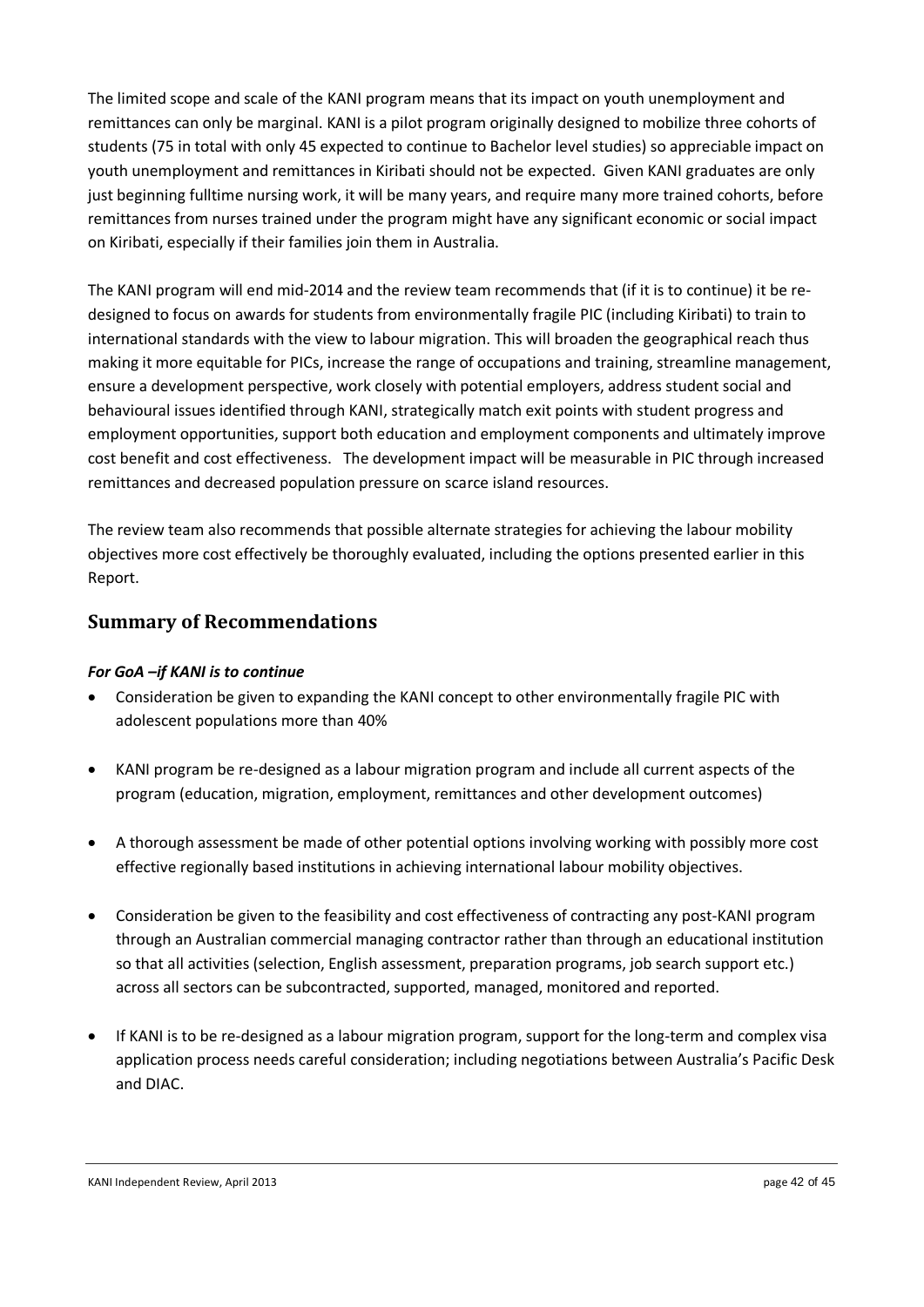The limited scope and scale of the KANI program means that its impact on youth unemployment and remittances can only be marginal. KANI is a pilot program originally designed to mobilize three cohorts of students (75 in total with only 45 expected to continue to Bachelor level studies) so appreciable impact on youth unemployment and remittances in Kiribati should not be expected. Given KANI graduates are only just beginning fulltime nursing work, it will be many years, and require many more trained cohorts, before remittances from nurses trained under the program might have any significant economic or social impact on Kiribati, especially if their families join them in Australia.

The KANI program will end mid-2014 and the review team recommends that (if it is to continue) it be re-designed to focus on awards for students from environmentally fragile PIC (including Kiribati) to train to international standards with the view to labour migration. This will broaden the geographical reach thus making it more equitable for PICs, increase the range of occupations and training, streamline management, ensure a development perspective, work closely with potential employers, address student social and behavioural issues identified through KANI, strategically match exit points with student progress and employment opportunities, support both education and employment components and ultimately improve cost benefit and cost effectiveness. The development impact will be measurable in PIC through increased remittances and decreased population pressure on scarce island resources.

The review team also recommends that possible alternate strategies for achieving the labour mobility objectives more cost effectively be thoroughly evaluated, including the options presented earlier in this Report.

## Summary of Recommendations

***For GoA –if KANI is to continue***

- Consideration be given to expanding the KANI concept to other environmentally fragile PIC with adolescent populations more than 40%
- KANI program be re-designed as a labour migration program and include all current aspects of the program (education, migration, employment, remittances and other development outcomes)
- A thorough assessment be made of other potential options involving working with possibly more cost effective regionally based institutions in achieving international labour mobility objectives.
- Consideration be given to the feasibility and cost effectiveness of contracting any post-KANI program through an Australian commercial managing contractor rather than through an educational institution so that all activities (selection, English assessment, preparation programs, job search support etc.) across all sectors can be subcontracted, supported, managed, monitored and reported.
- If KANI is to be re-designed as a labour migration program, support for the long-term and complex visa application process needs careful consideration; including negotiations between Australia's Pacific Desk and DIAC.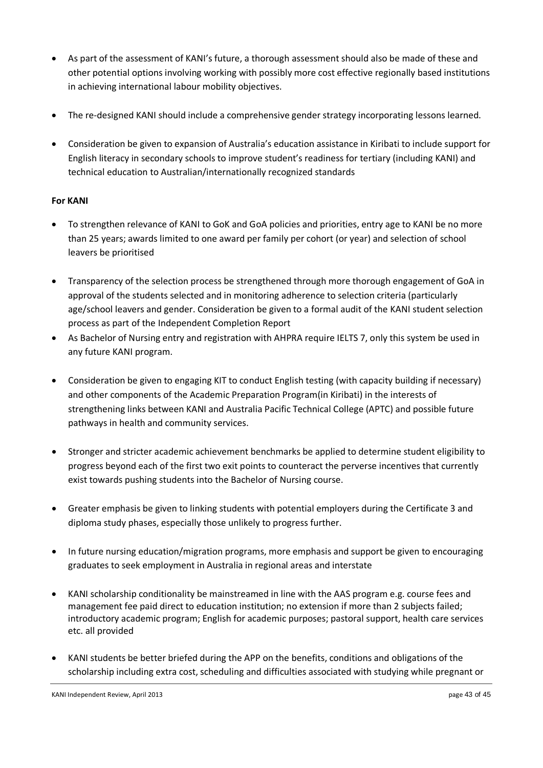- As part of the assessment of KANI's future, a thorough assessment should also be made of these and other potential options involving working with possibly more cost effective regionally based institutions in achieving international labour mobility objectives.

- The re-designed KANI should include a comprehensive gender strategy incorporating lessons learned.

- Consideration be given to expansion of Australia's education assistance in Kiribati to include support for English literacy in secondary schools to improve student's readiness for tertiary (including KANI) and technical education to Australian/internationally recognized standards

**For KANI**

- To strengthen relevance of KANI to GoK and GoA policies and priorities, entry age to KANI be no more than 25 years; awards limited to one award per family per cohort (or year) and selection of school leavers be prioritised

- Transparency of the selection process be strengthened through more thorough engagement of GoA in approval of the students selected and in monitoring adherence to selection criteria (particularly age/school leavers and gender. Consideration be given to a formal audit of the KANI student selection process as part of the Independent Completion Report
- As Bachelor of Nursing entry and registration with AHPRA require IELTS 7, only this system be used in any future KANI program.

- Consideration be given to engaging KIT to conduct English testing (with capacity building if necessary) and other components of the Academic Preparation Program(in Kiribati) in the interests of strengthening links between KANI and Australia Pacific Technical College (APTC) and possible future pathways in health and community services.

- Stronger and stricter academic achievement benchmarks be applied to determine student eligibility to progress beyond each of the first two exit points to counteract the perverse incentives that currently exist towards pushing students into the Bachelor of Nursing course.

- Greater emphasis be given to linking students with potential employers during the Certificate 3 and diploma study phases, especially those unlikely to progress further.

- In future nursing education/migration programs, more emphasis and support be given to encouraging graduates to seek employment in Australia in regional areas and interstate

- KANI scholarship conditionality be mainstreamed in line with the AAS program e.g. course fees and management fee paid direct to education institution; no extension if more than 2 subjects failed; introductory academic program; English for academic purposes; pastoral support, health care services etc. all provided

- KANI students be better briefed during the APP on the benefits, conditions and obligations of the scholarship including extra cost, scheduling and difficulties associated with studying while pregnant or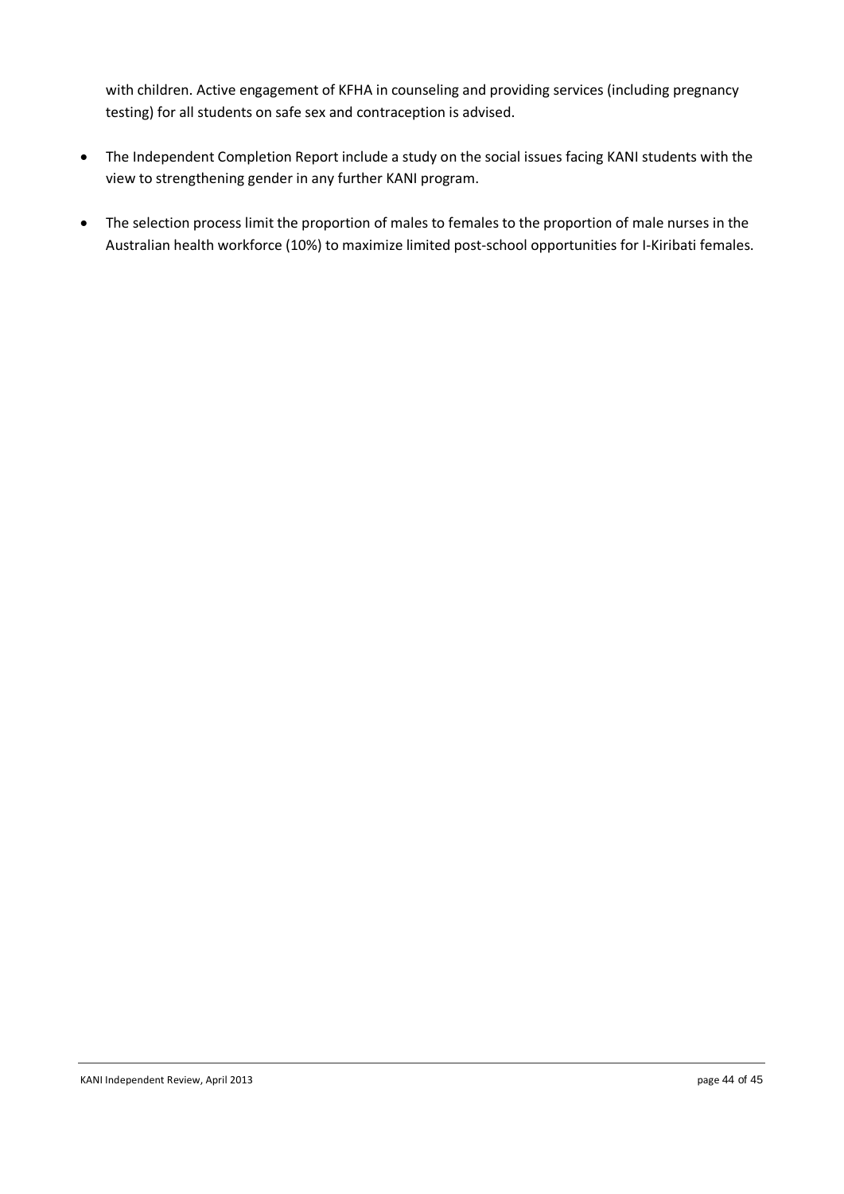with children. Active engagement of KFHA in counseling and providing services (including pregnancy testing) for all students on safe sex and contraception is advised.

- The Independent Completion Report include a study on the social issues facing KANI students with the view to strengthening gender in any further KANI program.

- The selection process limit the proportion of males to females to the proportion of male nurses in the Australian health workforce (10%) to maximize limited post-school opportunities for I-Kiribati females.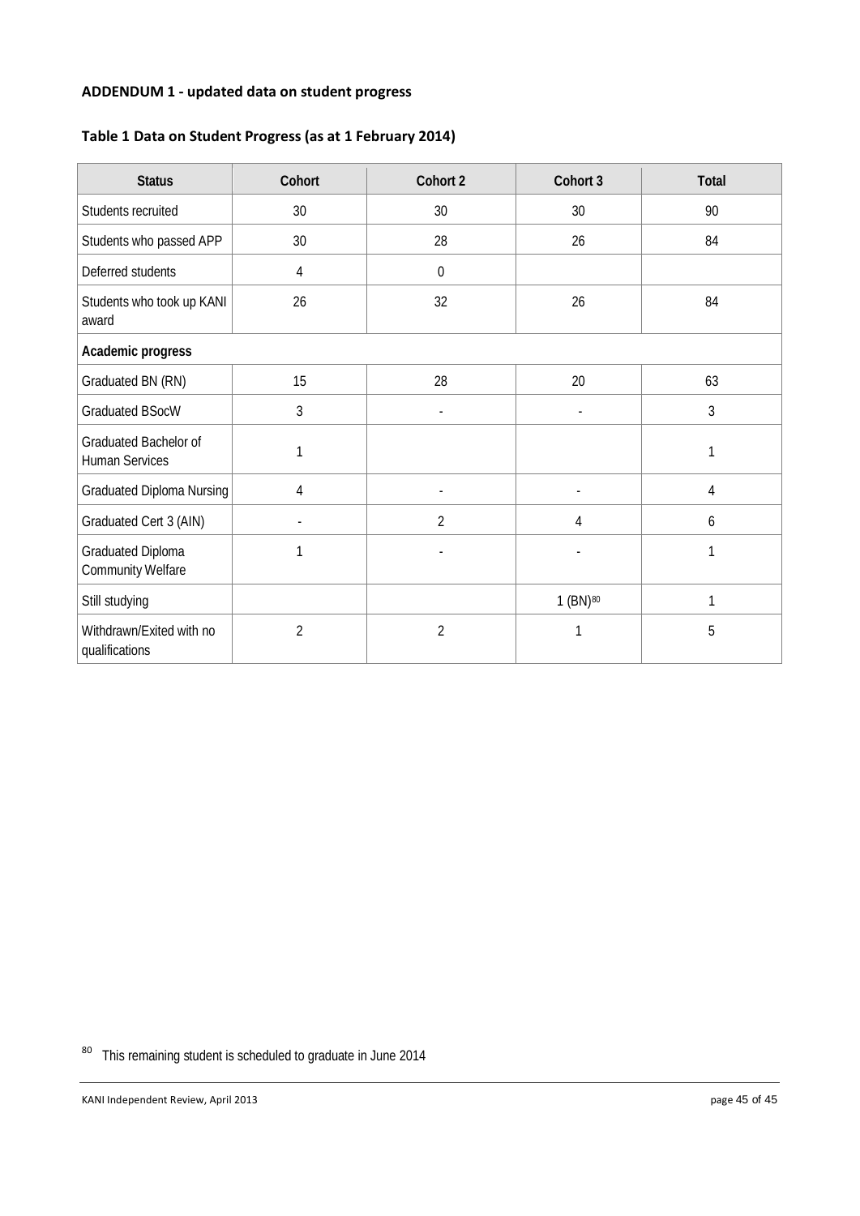**ADDENDUM 1 - updated data on student progress**

**Table 1 Data on Student Progress (as at 1 February 2014)**

| Status | Cohort | Cohort 2 | Cohort 3 | Total |
|---|---|---|---|---|
| Students recruited | 30 | 30 | 30 | 90 |
| Students who passed APP | 30 | 28 | 26 | 84 |
| Deferred students | 4 | 0 | | |
| Students who took up KANI award | 26 | 32 | 26 | 84 |
| **Academic progress** | | | | |
| Graduated BN (RN) | 15 | 28 | 20 | 63 |
| Graduated BSocW | 3 | - | - | 3 |
| Graduated Bachelor of Human Services | 1 | | | 1 |
| Graduated Diploma Nursing | 4 | - | - | 4 |
| Graduated Cert 3 (AIN) | - | 2 | 4 | 6 |
| Graduated Diploma Community Welfare | 1 | - | - | 1 |
| Still studying | | | 1 (BN)[80] | 1 |
| Withdrawn/Exited with no qualifications | 2 | 2 | 1 | 5 |

[80] This remaining student is scheduled to graduate in June 2014